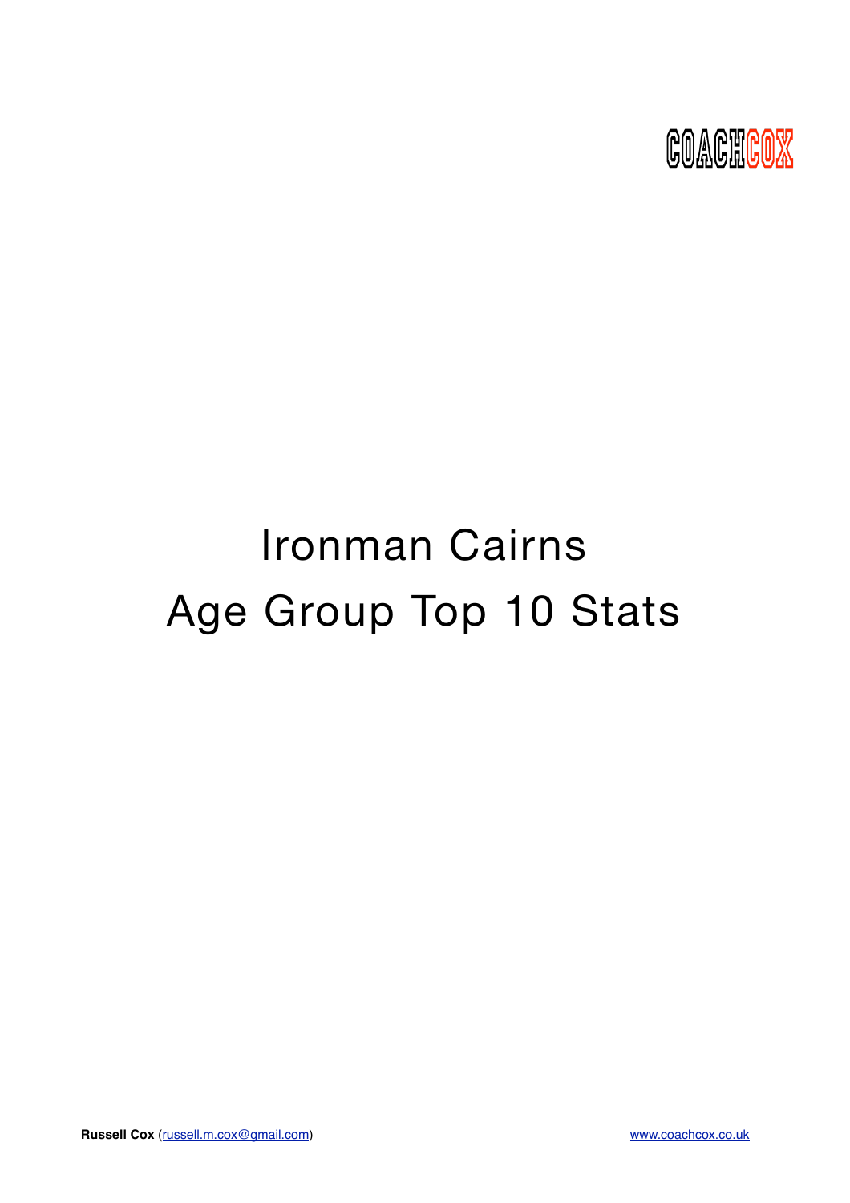COACHCOX

# Ironman Cairns
# Age Group Top 10 Stats

**Russell Cox** (russell.m.cox@gmail.com) www.coachcox.co.uk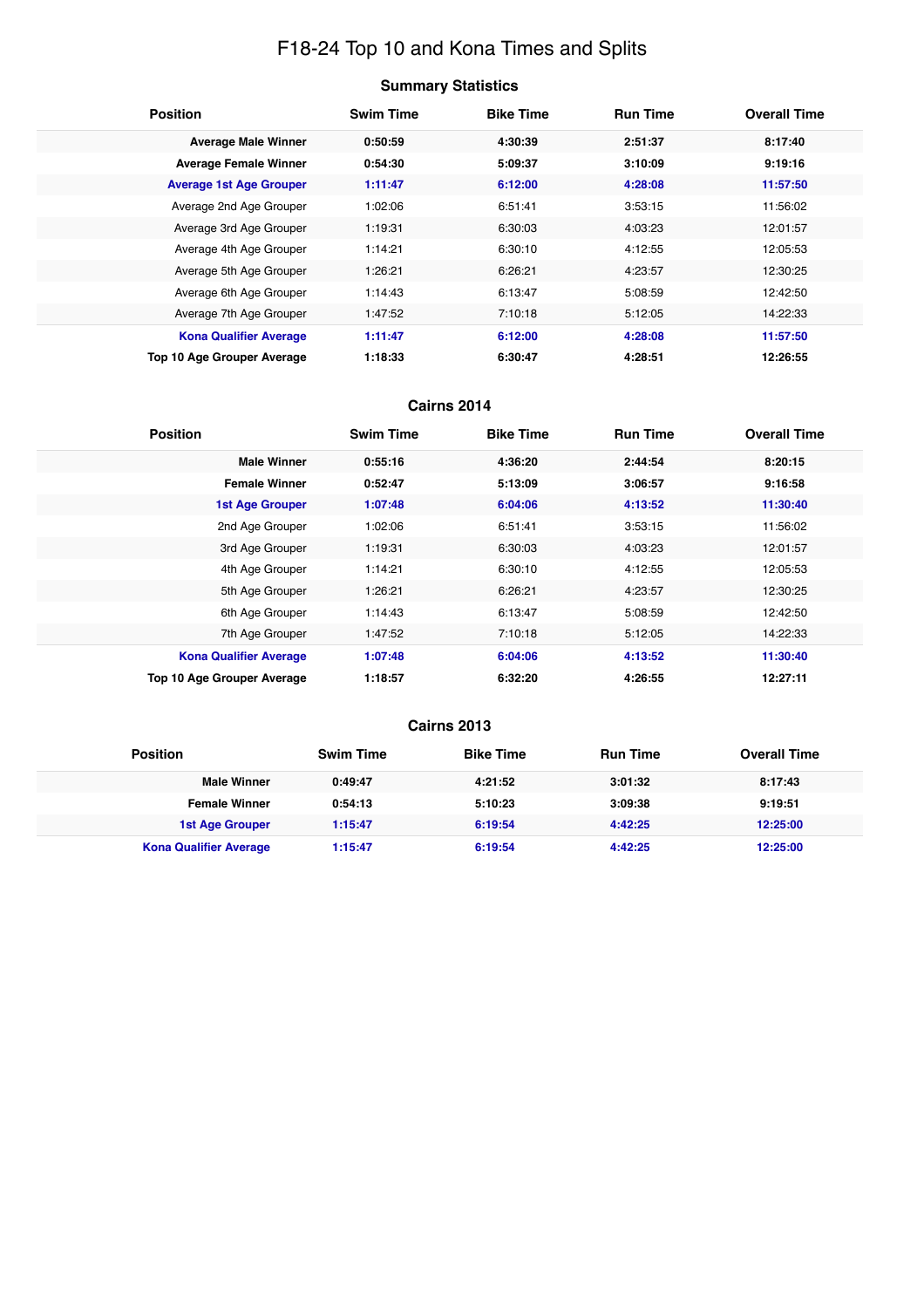# F18-24 Top 10 and Kona Times and Splits

## Summary Statistics

| Position | Swim Time | Bike Time | Run Time | Overall Time |
| --- | --- | --- | --- | --- |
| **Average Male Winner** | **0:50:59** | **4:30:39** | **2:51:37** | **8:17:40** |
| **Average Female Winner** | **0:54:30** | **5:09:37** | **3:10:09** | **9:19:16** |
| **Average 1st Age Grouper** | **1:11:47** | **6:12:00** | **4:28:08** | **11:57:50** |
| Average 2nd Age Grouper | 1:02:06 | 6:51:41 | 3:53:15 | 11:56:02 |
| Average 3rd Age Grouper | 1:19:31 | 6:30:03 | 4:03:23 | 12:01:57 |
| Average 4th Age Grouper | 1:14:21 | 6:30:10 | 4:12:55 | 12:05:53 |
| Average 5th Age Grouper | 1:26:21 | 6:26:21 | 4:23:57 | 12:30:25 |
| Average 6th Age Grouper | 1:14:43 | 6:13:47 | 5:08:59 | 12:42:50 |
| Average 7th Age Grouper | 1:47:52 | 7:10:18 | 5:12:05 | 14:22:33 |
| **Kona Qualifier Average** | **1:11:47** | **6:12:00** | **4:28:08** | **11:57:50** |
| **Top 10 Age Grouper Average** | **1:18:33** | **6:30:47** | **4:28:51** | **12:26:55** |

## Cairns 2014

| Position | Swim Time | Bike Time | Run Time | Overall Time |
| --- | --- | --- | --- | --- |
| **Male Winner** | **0:55:16** | **4:36:20** | **2:44:54** | **8:20:15** |
| **Female Winner** | **0:52:47** | **5:13:09** | **3:06:57** | **9:16:58** |
| **1st Age Grouper** | **1:07:48** | **6:04:06** | **4:13:52** | **11:30:40** |
| 2nd Age Grouper | 1:02:06 | 6:51:41 | 3:53:15 | 11:56:02 |
| 3rd Age Grouper | 1:19:31 | 6:30:03 | 4:03:23 | 12:01:57 |
| 4th Age Grouper | 1:14:21 | 6:30:10 | 4:12:55 | 12:05:53 |
| 5th Age Grouper | 1:26:21 | 6:26:21 | 4:23:57 | 12:30:25 |
| 6th Age Grouper | 1:14:43 | 6:13:47 | 5:08:59 | 12:42:50 |
| 7th Age Grouper | 1:47:52 | 7:10:18 | 5:12:05 | 14:22:33 |
| **Kona Qualifier Average** | **1:07:48** | **6:04:06** | **4:13:52** | **11:30:40** |
| **Top 10 Age Grouper Average** | **1:18:57** | **6:32:20** | **4:26:55** | **12:27:11** |

## Cairns 2013

| Position | Swim Time | Bike Time | Run Time | Overall Time |
| --- | --- | --- | --- | --- |
| **Male Winner** | **0:49:47** | **4:21:52** | **3:01:32** | **8:17:43** |
| **Female Winner** | **0:54:13** | **5:10:23** | **3:09:38** | **9:19:51** |
| **1st Age Grouper** | **1:15:47** | **6:19:54** | **4:42:25** | **12:25:00** |
| **Kona Qualifier Average** | **1:15:47** | **6:19:54** | **4:42:25** | **12:25:00** |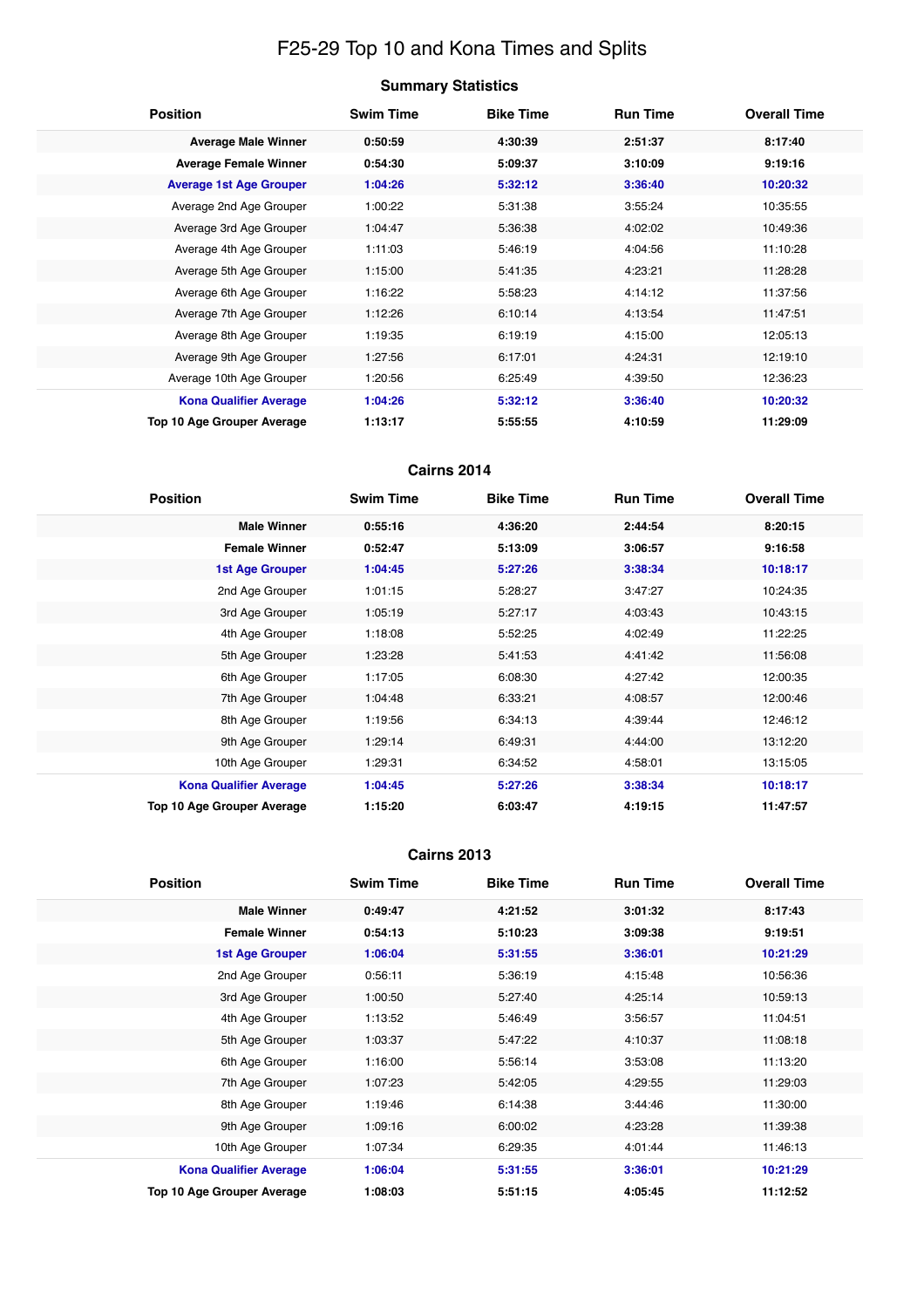# F25-29 Top 10 and Kona Times and Splits

## Summary Statistics

| Position | Swim Time | Bike Time | Run Time | Overall Time |
|---|---|---|---|---|
| **Average Male Winner** | **0:50:59** | **4:30:39** | **2:51:37** | **8:17:40** |
| **Average Female Winner** | **0:54:30** | **5:09:37** | **3:10:09** | **9:19:16** |
| **Average 1st Age Grouper** | **1:04:26** | **5:32:12** | **3:36:40** | **10:20:32** |
| Average 2nd Age Grouper | 1:00:22 | 5:31:38 | 3:55:24 | 10:35:55 |
| Average 3rd Age Grouper | 1:04:47 | 5:36:38 | 4:02:02 | 10:49:36 |
| Average 4th Age Grouper | 1:11:03 | 5:46:19 | 4:04:56 | 11:10:28 |
| Average 5th Age Grouper | 1:15:00 | 5:41:35 | 4:23:21 | 11:28:28 |
| Average 6th Age Grouper | 1:16:22 | 5:58:23 | 4:14:12 | 11:37:56 |
| Average 7th Age Grouper | 1:12:26 | 6:10:14 | 4:13:54 | 11:47:51 |
| Average 8th Age Grouper | 1:19:35 | 6:19:19 | 4:15:00 | 12:05:13 |
| Average 9th Age Grouper | 1:27:56 | 6:17:01 | 4:24:31 | 12:19:10 |
| Average 10th Age Grouper | 1:20:56 | 6:25:49 | 4:39:50 | 12:36:23 |
| **Kona Qualifier Average** | **1:04:26** | **5:32:12** | **3:36:40** | **10:20:32** |
| **Top 10 Age Grouper Average** | **1:13:17** | **5:55:55** | **4:10:59** | **11:29:09** |

## Cairns 2014

| Position | Swim Time | Bike Time | Run Time | Overall Time |
|---|---|---|---|---|
| **Male Winner** | **0:55:16** | **4:36:20** | **2:44:54** | **8:20:15** |
| **Female Winner** | **0:52:47** | **5:13:09** | **3:06:57** | **9:16:58** |
| **1st Age Grouper** | **1:04:45** | **5:27:26** | **3:38:34** | **10:18:17** |
| 2nd Age Grouper | 1:01:15 | 5:28:27 | 3:47:27 | 10:24:35 |
| 3rd Age Grouper | 1:05:19 | 5:27:17 | 4:03:43 | 10:43:15 |
| 4th Age Grouper | 1:18:08 | 5:52:25 | 4:02:49 | 11:22:25 |
| 5th Age Grouper | 1:23:28 | 5:41:53 | 4:41:42 | 11:56:08 |
| 6th Age Grouper | 1:17:05 | 6:08:30 | 4:27:42 | 12:00:35 |
| 7th Age Grouper | 1:04:48 | 6:33:21 | 4:08:57 | 12:00:46 |
| 8th Age Grouper | 1:19:56 | 6:34:13 | 4:39:44 | 12:46:12 |
| 9th Age Grouper | 1:29:14 | 6:49:31 | 4:44:00 | 13:12:20 |
| 10th Age Grouper | 1:29:31 | 6:34:52 | 4:58:01 | 13:15:05 |
| **Kona Qualifier Average** | **1:04:45** | **5:27:26** | **3:38:34** | **10:18:17** |
| **Top 10 Age Grouper Average** | **1:15:20** | **6:03:47** | **4:19:15** | **11:47:57** |

## Cairns 2013

| Position | Swim Time | Bike Time | Run Time | Overall Time |
|---|---|---|---|---|
| **Male Winner** | **0:49:47** | **4:21:52** | **3:01:32** | **8:17:43** |
| **Female Winner** | **0:54:13** | **5:10:23** | **3:09:38** | **9:19:51** |
| **1st Age Grouper** | **1:06:04** | **5:31:55** | **3:36:01** | **10:21:29** |
| 2nd Age Grouper | 0:56:11 | 5:36:19 | 4:15:48 | 10:56:36 |
| 3rd Age Grouper | 1:00:50 | 5:27:40 | 4:25:14 | 10:59:13 |
| 4th Age Grouper | 1:13:52 | 5:46:49 | 3:56:57 | 11:04:51 |
| 5th Age Grouper | 1:03:37 | 5:47:22 | 4:10:37 | 11:08:18 |
| 6th Age Grouper | 1:16:00 | 5:56:14 | 3:53:08 | 11:13:20 |
| 7th Age Grouper | 1:07:23 | 5:42:05 | 4:29:55 | 11:29:03 |
| 8th Age Grouper | 1:19:46 | 6:14:38 | 3:44:46 | 11:30:00 |
| 9th Age Grouper | 1:09:16 | 6:00:02 | 4:23:28 | 11:39:38 |
| 10th Age Grouper | 1:07:34 | 6:29:35 | 4:01:44 | 11:46:13 |
| **Kona Qualifier Average** | **1:06:04** | **5:31:55** | **3:36:01** | **10:21:29** |
| **Top 10 Age Grouper Average** | **1:08:03** | **5:51:15** | **4:05:45** | **11:12:52** |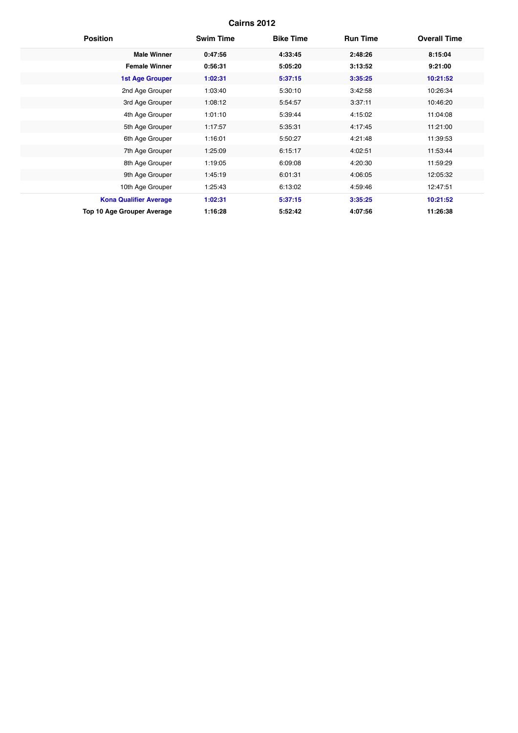## Cairns 2012

| Position | Swim Time | Bike Time | Run Time | Overall Time |
|---|---|---|---|---|
| **Male Winner** | **0:47:56** | **4:33:45** | **2:48:26** | **8:15:04** |
| **Female Winner** | **0:56:31** | **5:05:20** | **3:13:52** | **9:21:00** |
| **1st Age Grouper** | **1:02:31** | **5:37:15** | **3:35:25** | **10:21:52** |
| 2nd Age Grouper | 1:03:40 | 5:30:10 | 3:42:58 | 10:26:34 |
| 3rd Age Grouper | 1:08:12 | 5:54:57 | 3:37:11 | 10:46:20 |
| 4th Age Grouper | 1:01:10 | 5:39:44 | 4:15:02 | 11:04:08 |
| 5th Age Grouper | 1:17:57 | 5:35:31 | 4:17:45 | 11:21:00 |
| 6th Age Grouper | 1:16:01 | 5:50:27 | 4:21:48 | 11:39:53 |
| 7th Age Grouper | 1:25:09 | 6:15:17 | 4:02:51 | 11:53:44 |
| 8th Age Grouper | 1:19:05 | 6:09:08 | 4:20:30 | 11:59:29 |
| 9th Age Grouper | 1:45:19 | 6:01:31 | 4:06:05 | 12:05:32 |
| 10th Age Grouper | 1:25:43 | 6:13:02 | 4:59:46 | 12:47:51 |
| **Kona Qualifier Average** | **1:02:31** | **5:37:15** | **3:35:25** | **10:21:52** |
| **Top 10 Age Grouper Average** | **1:16:28** | **5:52:42** | **4:07:56** | **11:26:38** |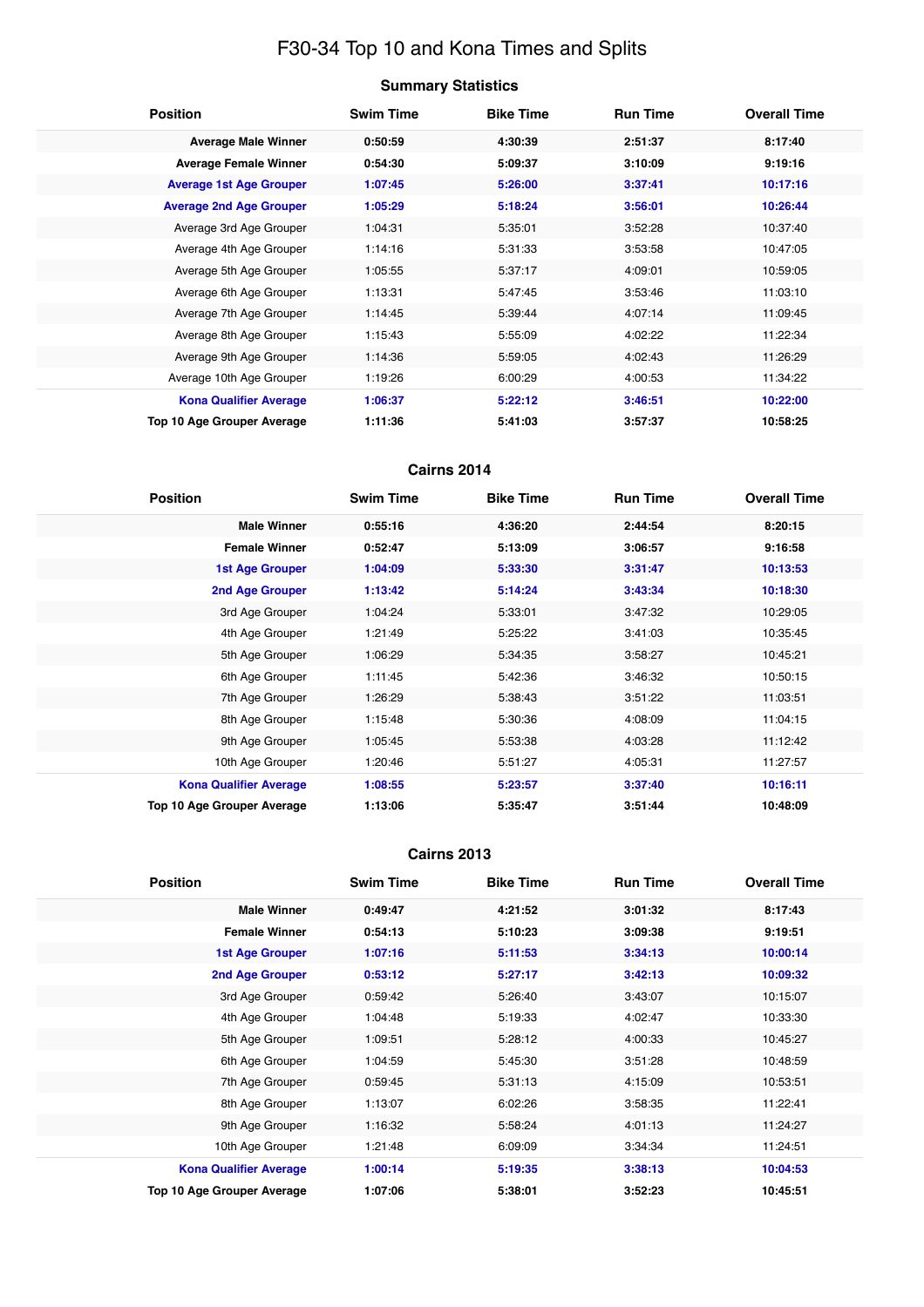# F30-34 Top 10 and Kona Times and Splits

## Summary Statistics

| Position | Swim Time | Bike Time | Run Time | Overall Time |
|---|---|---|---|---|
| **Average Male Winner** | **0:50:59** | **4:30:39** | **2:51:37** | **8:17:40** |
| **Average Female Winner** | **0:54:30** | **5:09:37** | **3:10:09** | **9:19:16** |
| **Average 1st Age Grouper** | **1:07:45** | **5:26:00** | **3:37:41** | **10:17:16** |
| **Average 2nd Age Grouper** | **1:05:29** | **5:18:24** | **3:56:01** | **10:26:44** |
| Average 3rd Age Grouper | 1:04:31 | 5:35:01 | 3:52:28 | 10:37:40 |
| Average 4th Age Grouper | 1:14:16 | 5:31:33 | 3:53:58 | 10:47:05 |
| Average 5th Age Grouper | 1:05:55 | 5:37:17 | 4:09:01 | 10:59:05 |
| Average 6th Age Grouper | 1:13:31 | 5:47:45 | 3:53:46 | 11:03:10 |
| Average 7th Age Grouper | 1:14:45 | 5:39:44 | 4:07:14 | 11:09:45 |
| Average 8th Age Grouper | 1:15:43 | 5:55:09 | 4:02:22 | 11:22:34 |
| Average 9th Age Grouper | 1:14:36 | 5:59:05 | 4:02:43 | 11:26:29 |
| Average 10th Age Grouper | 1:19:26 | 6:00:29 | 4:00:53 | 11:34:22 |
| **Kona Qualifier Average** | **1:06:37** | **5:22:12** | **3:46:51** | **10:22:00** |
| **Top 10 Age Grouper Average** | **1:11:36** | **5:41:03** | **3:57:37** | **10:58:25** |

## Cairns 2014

| Position | Swim Time | Bike Time | Run Time | Overall Time |
|---|---|---|---|---|
| **Male Winner** | **0:55:16** | **4:36:20** | **2:44:54** | **8:20:15** |
| **Female Winner** | **0:52:47** | **5:13:09** | **3:06:57** | **9:16:58** |
| **1st Age Grouper** | **1:04:09** | **5:33:30** | **3:31:47** | **10:13:53** |
| **2nd Age Grouper** | **1:13:42** | **5:14:24** | **3:43:34** | **10:18:30** |
| 3rd Age Grouper | 1:04:24 | 5:33:01 | 3:47:32 | 10:29:05 |
| 4th Age Grouper | 1:21:49 | 5:25:22 | 3:41:03 | 10:35:45 |
| 5th Age Grouper | 1:06:29 | 5:34:35 | 3:58:27 | 10:45:21 |
| 6th Age Grouper | 1:11:45 | 5:42:36 | 3:46:32 | 10:50:15 |
| 7th Age Grouper | 1:26:29 | 5:38:43 | 3:51:22 | 11:03:51 |
| 8th Age Grouper | 1:15:48 | 5:30:36 | 4:08:09 | 11:04:15 |
| 9th Age Grouper | 1:05:45 | 5:53:38 | 4:03:28 | 11:12:42 |
| 10th Age Grouper | 1:20:46 | 5:51:27 | 4:05:31 | 11:27:57 |
| **Kona Qualifier Average** | **1:08:55** | **5:23:57** | **3:37:40** | **10:16:11** |
| **Top 10 Age Grouper Average** | **1:13:06** | **5:35:47** | **3:51:44** | **10:48:09** |

## Cairns 2013

| Position | Swim Time | Bike Time | Run Time | Overall Time |
|---|---|---|---|---|
| **Male Winner** | **0:49:47** | **4:21:52** | **3:01:32** | **8:17:43** |
| **Female Winner** | **0:54:13** | **5:10:23** | **3:09:38** | **9:19:51** |
| **1st Age Grouper** | **1:07:16** | **5:11:53** | **3:34:13** | **10:00:14** |
| **2nd Age Grouper** | **0:53:12** | **5:27:17** | **3:42:13** | **10:09:32** |
| 3rd Age Grouper | 0:59:42 | 5:26:40 | 3:43:07 | 10:15:07 |
| 4th Age Grouper | 1:04:48 | 5:19:33 | 4:02:47 | 10:33:30 |
| 5th Age Grouper | 1:09:51 | 5:28:12 | 4:00:33 | 10:45:27 |
| 6th Age Grouper | 1:04:59 | 5:45:30 | 3:51:28 | 10:48:59 |
| 7th Age Grouper | 0:59:45 | 5:31:13 | 4:15:09 | 10:53:51 |
| 8th Age Grouper | 1:13:07 | 6:02:26 | 3:58:35 | 11:22:41 |
| 9th Age Grouper | 1:16:32 | 5:58:24 | 4:01:13 | 11:24:27 |
| 10th Age Grouper | 1:21:48 | 6:09:09 | 3:34:34 | 11:24:51 |
| **Kona Qualifier Average** | **1:00:14** | **5:19:35** | **3:38:13** | **10:04:53** |
| **Top 10 Age Grouper Average** | **1:07:06** | **5:38:01** | **3:52:23** | **10:45:51** |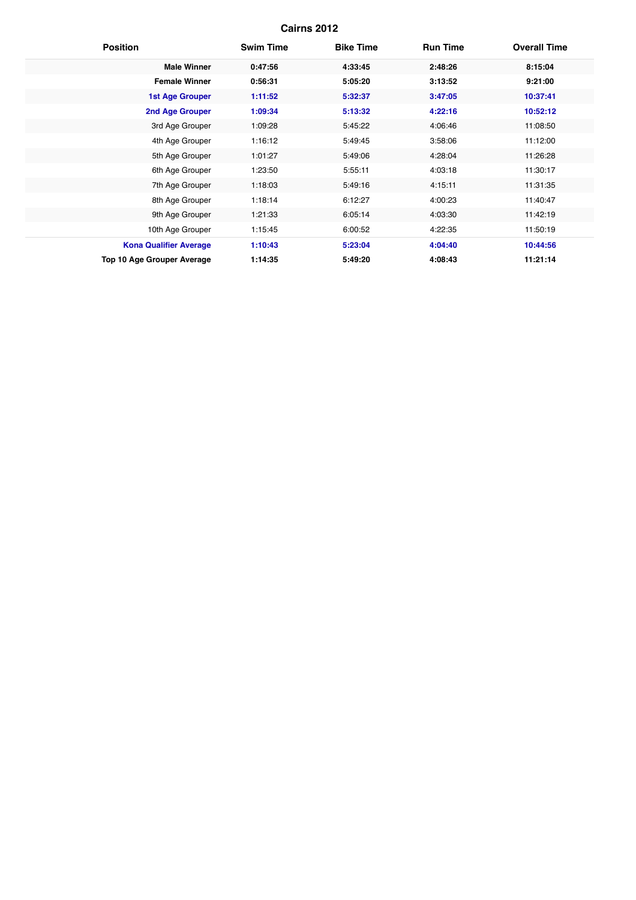## Cairns 2012

| Position | Swim Time | Bike Time | Run Time | Overall Time |
|---|---|---|---|---|
| **Male Winner** | **0:47:56** | **4:33:45** | **2:48:26** | **8:15:04** |
| **Female Winner** | **0:56:31** | **5:05:20** | **3:13:52** | **9:21:00** |
| **1st Age Grouper** | **1:11:52** | **5:32:37** | **3:47:05** | **10:37:41** |
| **2nd Age Grouper** | **1:09:34** | **5:13:32** | **4:22:16** | **10:52:12** |
| 3rd Age Grouper | 1:09:28 | 5:45:22 | 4:06:46 | 11:08:50 |
| 4th Age Grouper | 1:16:12 | 5:49:45 | 3:58:06 | 11:12:00 |
| 5th Age Grouper | 1:01:27 | 5:49:06 | 4:28:04 | 11:26:28 |
| 6th Age Grouper | 1:23:50 | 5:55:11 | 4:03:18 | 11:30:17 |
| 7th Age Grouper | 1:18:03 | 5:49:16 | 4:15:11 | 11:31:35 |
| 8th Age Grouper | 1:18:14 | 6:12:27 | 4:00:23 | 11:40:47 |
| 9th Age Grouper | 1:21:33 | 6:05:14 | 4:03:30 | 11:42:19 |
| 10th Age Grouper | 1:15:45 | 6:00:52 | 4:22:35 | 11:50:19 |
| **Kona Qualifier Average** | **1:10:43** | **5:23:04** | **4:04:40** | **10:44:56** |
| **Top 10 Age Grouper Average** | **1:14:35** | **5:49:20** | **4:08:43** | **11:21:14** |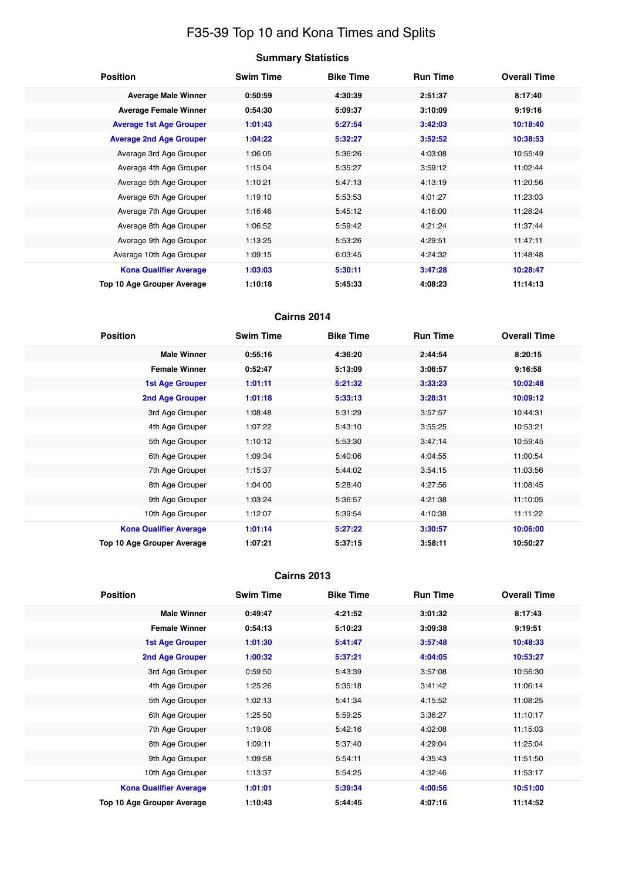# F35-39 Top 10 and Kona Times and Splits

## Summary Statistics

| Position | Swim Time | Bike Time | Run Time | Overall Time |
|---|---|---|---|---|
| **Average Male Winner** | **0:50:59** | **4:30:39** | **2:51:37** | **8:17:40** |
| **Average Female Winner** | **0:54:30** | **5:09:37** | **3:10:09** | **9:19:16** |
| **Average 1st Age Grouper** | **1:01:43** | **5:27:54** | **3:42:03** | **10:18:40** |
| **Average 2nd Age Grouper** | **1:04:22** | **5:32:27** | **3:52:52** | **10:38:53** |
| Average 3rd Age Grouper | 1:06:05 | 5:36:26 | 4:03:08 | 10:55:49 |
| Average 4th Age Grouper | 1:15:04 | 5:35:27 | 3:59:12 | 11:02:44 |
| Average 5th Age Grouper | 1:10:21 | 5:47:13 | 4:13:19 | 11:20:56 |
| Average 6th Age Grouper | 1:19:10 | 5:53:53 | 4:01:27 | 11:23:03 |
| Average 7th Age Grouper | 1:16:46 | 5:45:12 | 4:16:00 | 11:28:24 |
| Average 8th Age Grouper | 1:06:52 | 5:59:42 | 4:21:24 | 11:37:44 |
| Average 9th Age Grouper | 1:13:25 | 5:53:26 | 4:29:51 | 11:47:11 |
| Average 10th Age Grouper | 1:09:15 | 6:03:45 | 4:24:32 | 11:48:48 |
| **Kona Qualifier Average** | **1:03:03** | **5:30:11** | **3:47:28** | **10:28:47** |
| **Top 10 Age Grouper Average** | **1:10:18** | **5:45:33** | **4:08:23** | **11:14:13** |

## Cairns 2014

| Position | Swim Time | Bike Time | Run Time | Overall Time |
|---|---|---|---|---|
| **Male Winner** | **0:55:16** | **4:36:20** | **2:44:54** | **8:20:15** |
| **Female Winner** | **0:52:47** | **5:13:09** | **3:06:57** | **9:16:58** |
| **1st Age Grouper** | **1:01:11** | **5:21:32** | **3:33:23** | **10:02:48** |
| **2nd Age Grouper** | **1:01:18** | **5:33:13** | **3:28:31** | **10:09:12** |
| 3rd Age Grouper | 1:08:48 | 5:31:29 | 3:57:57 | 10:44:31 |
| 4th Age Grouper | 1:07:22 | 5:43:10 | 3:55:25 | 10:53:21 |
| 5th Age Grouper | 1:10:12 | 5:53:30 | 3:47:14 | 10:59:45 |
| 6th Age Grouper | 1:09:34 | 5:40:06 | 4:04:55 | 11:00:54 |
| 7th Age Grouper | 1:15:37 | 5:44:02 | 3:54:15 | 11:03:56 |
| 8th Age Grouper | 1:04:00 | 5:28:40 | 4:27:56 | 11:08:45 |
| 9th Age Grouper | 1:03:24 | 5:36:57 | 4:21:38 | 11:10:05 |
| 10th Age Grouper | 1:12:07 | 5:39:54 | 4:10:38 | 11:11:22 |
| **Kona Qualifier Average** | **1:01:14** | **5:27:22** | **3:30:57** | **10:06:00** |
| **Top 10 Age Grouper Average** | **1:07:21** | **5:37:15** | **3:58:11** | **10:50:27** |

## Cairns 2013

| Position | Swim Time | Bike Time | Run Time | Overall Time |
|---|---|---|---|---|
| **Male Winner** | **0:49:47** | **4:21:52** | **3:01:32** | **8:17:43** |
| **Female Winner** | **0:54:13** | **5:10:23** | **3:09:38** | **9:19:51** |
| **1st Age Grouper** | **1:01:30** | **5:41:47** | **3:57:48** | **10:48:33** |
| **2nd Age Grouper** | **1:00:32** | **5:37:21** | **4:04:05** | **10:53:27** |
| 3rd Age Grouper | 0:59:50 | 5:43:39 | 3:57:08 | 10:56:30 |
| 4th Age Grouper | 1:25:26 | 5:35:18 | 3:41:42 | 11:06:14 |
| 5th Age Grouper | 1:02:13 | 5:41:34 | 4:15:52 | 11:08:25 |
| 6th Age Grouper | 1:25:50 | 5:59:25 | 3:36:27 | 11:10:17 |
| 7th Age Grouper | 1:19:06 | 5:42:16 | 4:02:08 | 11:15:03 |
| 8th Age Grouper | 1:09:11 | 5:37:40 | 4:29:04 | 11:25:04 |
| 9th Age Grouper | 1:09:58 | 5:54:11 | 4:35:43 | 11:51:50 |
| 10th Age Grouper | 1:13:37 | 5:54:25 | 4:32:46 | 11:53:17 |
| **Kona Qualifier Average** | **1:01:01** | **5:39:34** | **4:00:56** | **10:51:00** |
| **Top 10 Age Grouper Average** | **1:10:43** | **5:44:45** | **4:07:16** | **11:14:52** |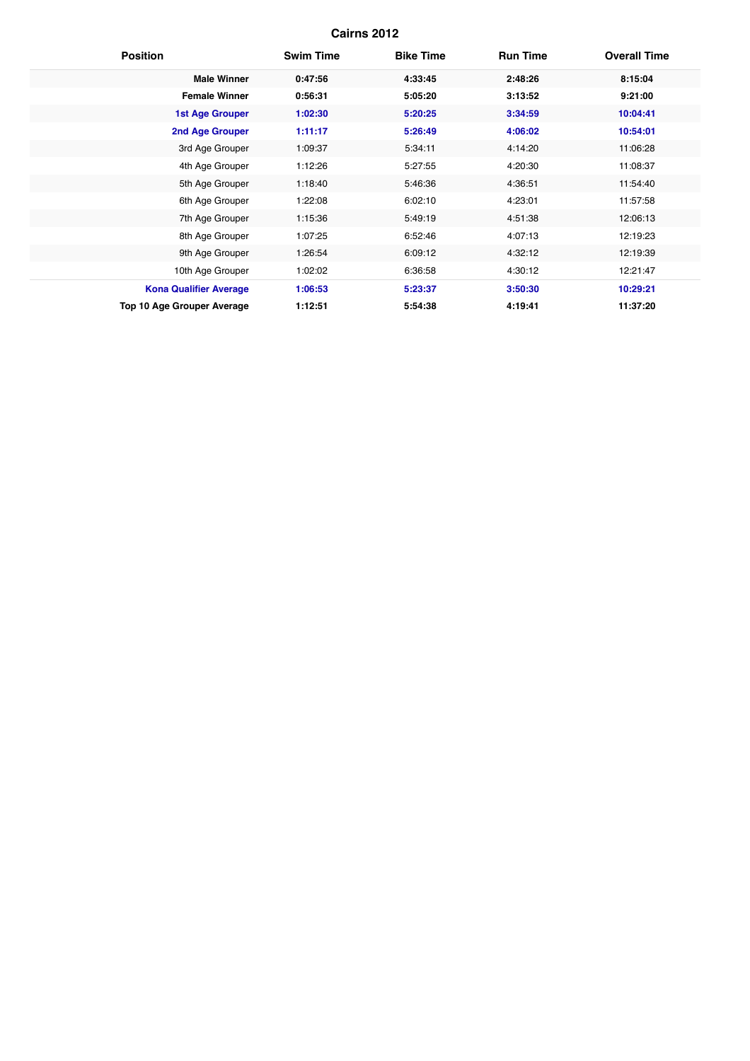# Cairns 2012

| Position | Swim Time | Bike Time | Run Time | Overall Time |
|---|---|---|---|---|
| **Male Winner** | **0:47:56** | **4:33:45** | **2:48:26** | **8:15:04** |
| **Female Winner** | **0:56:31** | **5:05:20** | **3:13:52** | **9:21:00** |
| **1st Age Grouper** | **1:02:30** | **5:20:25** | **3:34:59** | **10:04:41** |
| **2nd Age Grouper** | **1:11:17** | **5:26:49** | **4:06:02** | **10:54:01** |
| 3rd Age Grouper | 1:09:37 | 5:34:11 | 4:14:20 | 11:06:28 |
| 4th Age Grouper | 1:12:26 | 5:27:55 | 4:20:30 | 11:08:37 |
| 5th Age Grouper | 1:18:40 | 5:46:36 | 4:36:51 | 11:54:40 |
| 6th Age Grouper | 1:22:08 | 6:02:10 | 4:23:01 | 11:57:58 |
| 7th Age Grouper | 1:15:36 | 5:49:19 | 4:51:38 | 12:06:13 |
| 8th Age Grouper | 1:07:25 | 6:52:46 | 4:07:13 | 12:19:23 |
| 9th Age Grouper | 1:26:54 | 6:09:12 | 4:32:12 | 12:19:39 |
| 10th Age Grouper | 1:02:02 | 6:36:58 | 4:30:12 | 12:21:47 |
| **Kona Qualifier Average** | **1:06:53** | **5:23:37** | **3:50:30** | **10:29:21** |
| **Top 10 Age Grouper Average** | **1:12:51** | **5:54:38** | **4:19:41** | **11:37:20** |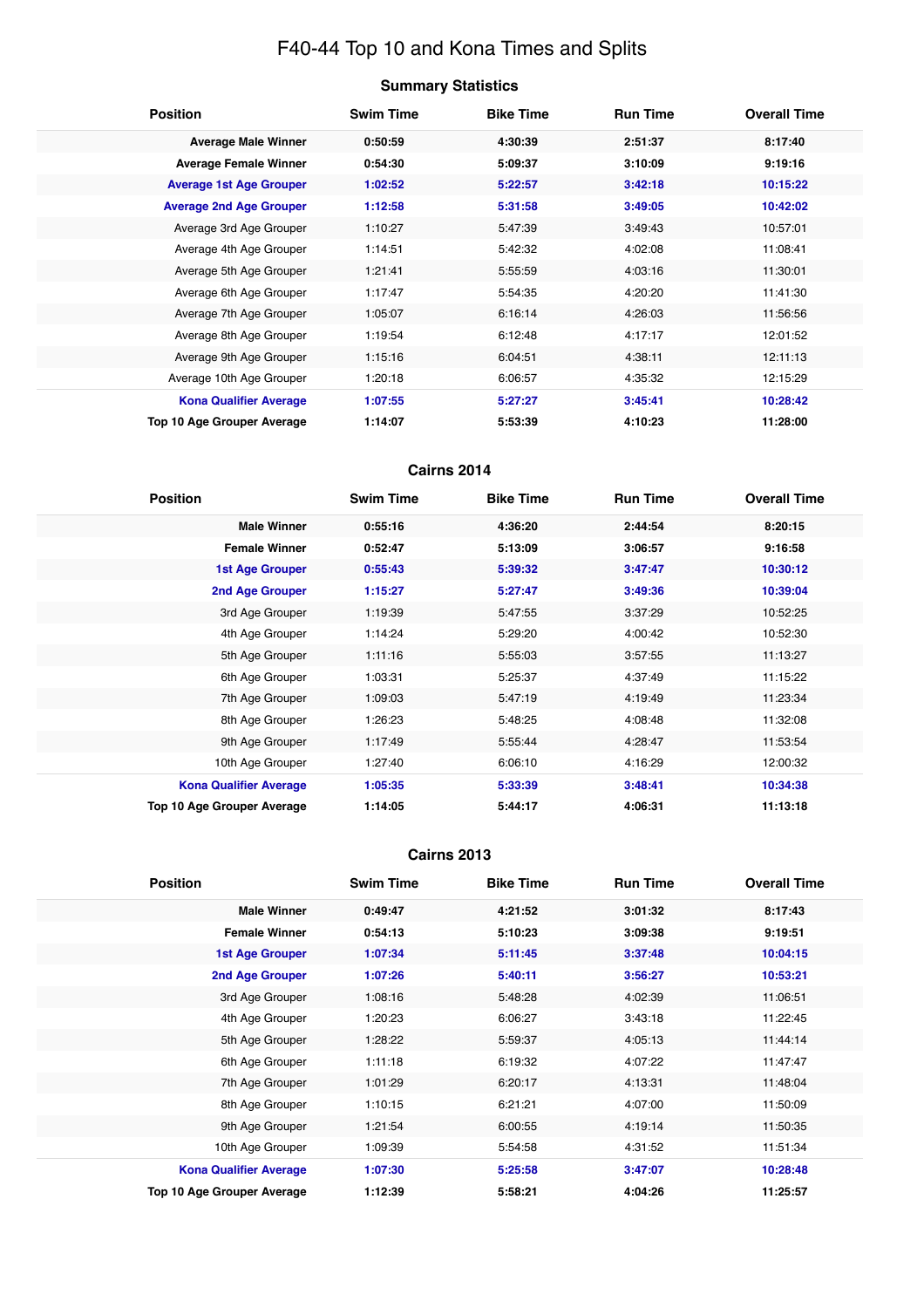# F40-44 Top 10 and Kona Times and Splits

## Summary Statistics

| Position | Swim Time | Bike Time | Run Time | Overall Time |
|---|---|---|---|---|
| **Average Male Winner** | **0:50:59** | **4:30:39** | **2:51:37** | **8:17:40** |
| **Average Female Winner** | **0:54:30** | **5:09:37** | **3:10:09** | **9:19:16** |
| **Average 1st Age Grouper** | **1:02:52** | **5:22:57** | **3:42:18** | **10:15:22** |
| **Average 2nd Age Grouper** | **1:12:58** | **5:31:58** | **3:49:05** | **10:42:02** |
| Average 3rd Age Grouper | 1:10:27 | 5:47:39 | 3:49:43 | 10:57:01 |
| Average 4th Age Grouper | 1:14:51 | 5:42:32 | 4:02:08 | 11:08:41 |
| Average 5th Age Grouper | 1:21:41 | 5:55:59 | 4:03:16 | 11:30:01 |
| Average 6th Age Grouper | 1:17:47 | 5:54:35 | 4:20:20 | 11:41:30 |
| Average 7th Age Grouper | 1:05:07 | 6:16:14 | 4:26:03 | 11:56:56 |
| Average 8th Age Grouper | 1:19:54 | 6:12:48 | 4:17:17 | 12:01:52 |
| Average 9th Age Grouper | 1:15:16 | 6:04:51 | 4:38:11 | 12:11:13 |
| Average 10th Age Grouper | 1:20:18 | 6:06:57 | 4:35:32 | 12:15:29 |
| **Kona Qualifier Average** | **1:07:55** | **5:27:27** | **3:45:41** | **10:28:42** |
| **Top 10 Age Grouper Average** | **1:14:07** | **5:53:39** | **4:10:23** | **11:28:00** |

## Cairns 2014

| Position | Swim Time | Bike Time | Run Time | Overall Time |
|---|---|---|---|---|
| **Male Winner** | **0:55:16** | **4:36:20** | **2:44:54** | **8:20:15** |
| **Female Winner** | **0:52:47** | **5:13:09** | **3:06:57** | **9:16:58** |
| **1st Age Grouper** | **0:55:43** | **5:39:32** | **3:47:47** | **10:30:12** |
| **2nd Age Grouper** | **1:15:27** | **5:27:47** | **3:49:36** | **10:39:04** |
| 3rd Age Grouper | 1:19:39 | 5:47:55 | 3:37:29 | 10:52:25 |
| 4th Age Grouper | 1:14:24 | 5:29:20 | 4:00:42 | 10:52:30 |
| 5th Age Grouper | 1:11:16 | 5:55:03 | 3:57:55 | 11:13:27 |
| 6th Age Grouper | 1:03:31 | 5:25:37 | 4:37:49 | 11:15:22 |
| 7th Age Grouper | 1:09:03 | 5:47:19 | 4:19:49 | 11:23:34 |
| 8th Age Grouper | 1:26:23 | 5:48:25 | 4:08:48 | 11:32:08 |
| 9th Age Grouper | 1:17:49 | 5:55:44 | 4:28:47 | 11:53:54 |
| 10th Age Grouper | 1:27:40 | 6:06:10 | 4:16:29 | 12:00:32 |
| **Kona Qualifier Average** | **1:05:35** | **5:33:39** | **3:48:41** | **10:34:38** |
| **Top 10 Age Grouper Average** | **1:14:05** | **5:44:17** | **4:06:31** | **11:13:18** |

## Cairns 2013

| Position | Swim Time | Bike Time | Run Time | Overall Time |
|---|---|---|---|---|
| **Male Winner** | **0:49:47** | **4:21:52** | **3:01:32** | **8:17:43** |
| **Female Winner** | **0:54:13** | **5:10:23** | **3:09:38** | **9:19:51** |
| **1st Age Grouper** | **1:07:34** | **5:11:45** | **3:37:48** | **10:04:15** |
| **2nd Age Grouper** | **1:07:26** | **5:40:11** | **3:56:27** | **10:53:21** |
| 3rd Age Grouper | 1:08:16 | 5:48:28 | 4:02:39 | 11:06:51 |
| 4th Age Grouper | 1:20:23 | 6:06:27 | 3:43:18 | 11:22:45 |
| 5th Age Grouper | 1:28:22 | 5:59:37 | 4:05:13 | 11:44:14 |
| 6th Age Grouper | 1:11:18 | 6:19:32 | 4:07:22 | 11:47:47 |
| 7th Age Grouper | 1:01:29 | 6:20:17 | 4:13:31 | 11:48:04 |
| 8th Age Grouper | 1:10:15 | 6:21:21 | 4:07:00 | 11:50:09 |
| 9th Age Grouper | 1:21:54 | 6:00:55 | 4:19:14 | 11:50:35 |
| 10th Age Grouper | 1:09:39 | 5:54:58 | 4:31:52 | 11:51:34 |
| **Kona Qualifier Average** | **1:07:30** | **5:25:58** | **3:47:07** | **10:28:48** |
| **Top 10 Age Grouper Average** | **1:12:39** | **5:58:21** | **4:04:26** | **11:25:57** |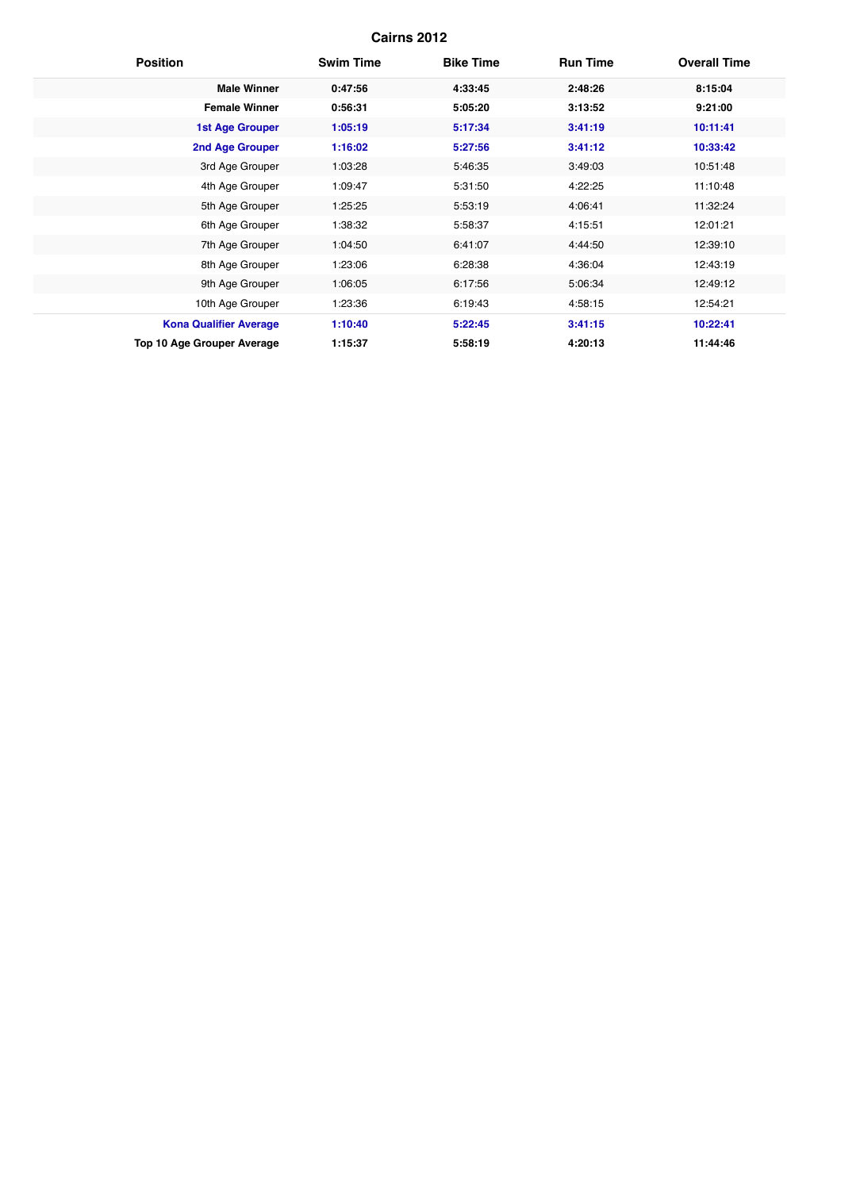# Cairns 2012

| Position | Swim Time | Bike Time | Run Time | Overall Time |
|---|---|---|---|---|
| **Male Winner** | **0:47:56** | **4:33:45** | **2:48:26** | **8:15:04** |
| **Female Winner** | **0:56:31** | **5:05:20** | **3:13:52** | **9:21:00** |
| **1st Age Grouper** | **1:05:19** | **5:17:34** | **3:41:19** | **10:11:41** |
| **2nd Age Grouper** | **1:16:02** | **5:27:56** | **3:41:12** | **10:33:42** |
| 3rd Age Grouper | 1:03:28 | 5:46:35 | 3:49:03 | 10:51:48 |
| 4th Age Grouper | 1:09:47 | 5:31:50 | 4:22:25 | 11:10:48 |
| 5th Age Grouper | 1:25:25 | 5:53:19 | 4:06:41 | 11:32:24 |
| 6th Age Grouper | 1:38:32 | 5:58:37 | 4:15:51 | 12:01:21 |
| 7th Age Grouper | 1:04:50 | 6:41:07 | 4:44:50 | 12:39:10 |
| 8th Age Grouper | 1:23:06 | 6:28:38 | 4:36:04 | 12:43:19 |
| 9th Age Grouper | 1:06:05 | 6:17:56 | 5:06:34 | 12:49:12 |
| 10th Age Grouper | 1:23:36 | 6:19:43 | 4:58:15 | 12:54:21 |
| **Kona Qualifier Average** | **1:10:40** | **5:22:45** | **3:41:15** | **10:22:41** |
| **Top 10 Age Grouper Average** | **1:15:37** | **5:58:19** | **4:20:13** | **11:44:46** |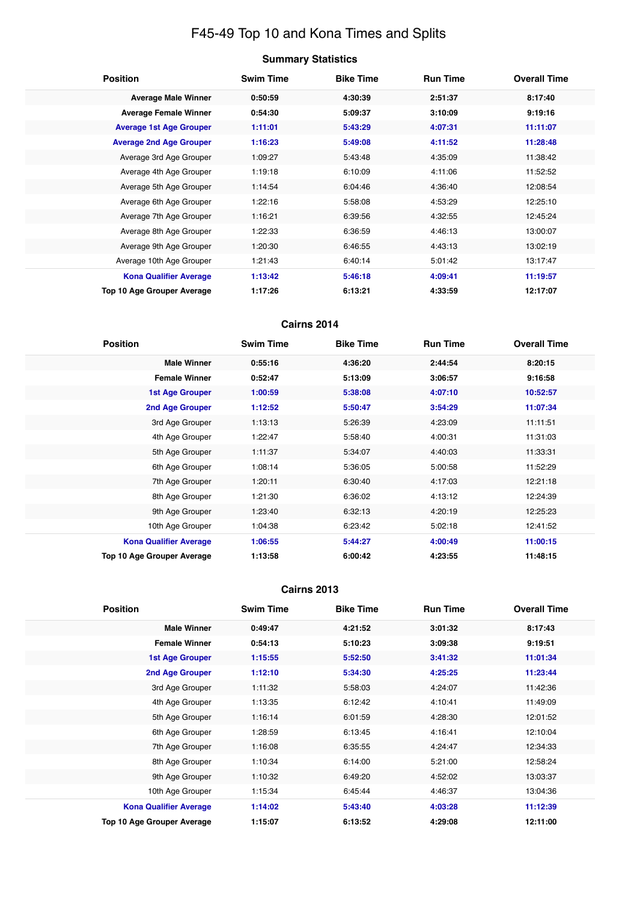# F45-49 Top 10 and Kona Times and Splits

## Summary Statistics

| Position | Swim Time | Bike Time | Run Time | Overall Time |
|---|---|---|---|---|
| **Average Male Winner** | **0:50:59** | **4:30:39** | **2:51:37** | **8:17:40** |
| **Average Female Winner** | **0:54:30** | **5:09:37** | **3:10:09** | **9:19:16** |
| **Average 1st Age Grouper** | **1:11:01** | **5:43:29** | **4:07:31** | **11:11:07** |
| **Average 2nd Age Grouper** | **1:16:23** | **5:49:08** | **4:11:52** | **11:28:48** |
| Average 3rd Age Grouper | 1:09:27 | 5:43:48 | 4:35:09 | 11:38:42 |
| Average 4th Age Grouper | 1:19:18 | 6:10:09 | 4:11:06 | 11:52:52 |
| Average 5th Age Grouper | 1:14:54 | 6:04:46 | 4:36:40 | 12:08:54 |
| Average 6th Age Grouper | 1:22:16 | 5:58:08 | 4:53:29 | 12:25:10 |
| Average 7th Age Grouper | 1:16:21 | 6:39:56 | 4:32:55 | 12:45:24 |
| Average 8th Age Grouper | 1:22:33 | 6:36:59 | 4:46:13 | 13:00:07 |
| Average 9th Age Grouper | 1:20:30 | 6:46:55 | 4:43:13 | 13:02:19 |
| Average 10th Age Grouper | 1:21:43 | 6:40:14 | 5:01:42 | 13:17:47 |
| **Kona Qualifier Average** | **1:13:42** | **5:46:18** | **4:09:41** | **11:19:57** |
| **Top 10 Age Grouper Average** | **1:17:26** | **6:13:21** | **4:33:59** | **12:17:07** |

## Cairns 2014

| Position | Swim Time | Bike Time | Run Time | Overall Time |
|---|---|---|---|---|
| **Male Winner** | **0:55:16** | **4:36:20** | **2:44:54** | **8:20:15** |
| **Female Winner** | **0:52:47** | **5:13:09** | **3:06:57** | **9:16:58** |
| **1st Age Grouper** | **1:00:59** | **5:38:08** | **4:07:10** | **10:52:57** |
| **2nd Age Grouper** | **1:12:52** | **5:50:47** | **3:54:29** | **11:07:34** |
| 3rd Age Grouper | 1:13:13 | 5:26:39 | 4:23:09 | 11:11:51 |
| 4th Age Grouper | 1:22:47 | 5:58:40 | 4:00:31 | 11:31:03 |
| 5th Age Grouper | 1:11:37 | 5:34:07 | 4:40:03 | 11:33:31 |
| 6th Age Grouper | 1:08:14 | 5:36:05 | 5:00:58 | 11:52:29 |
| 7th Age Grouper | 1:20:11 | 6:30:40 | 4:17:03 | 12:21:18 |
| 8th Age Grouper | 1:21:30 | 6:36:02 | 4:13:12 | 12:24:39 |
| 9th Age Grouper | 1:23:40 | 6:32:13 | 4:20:19 | 12:25:23 |
| 10th Age Grouper | 1:04:38 | 6:23:42 | 5:02:18 | 12:41:52 |
| **Kona Qualifier Average** | **1:06:55** | **5:44:27** | **4:00:49** | **11:00:15** |
| **Top 10 Age Grouper Average** | **1:13:58** | **6:00:42** | **4:23:55** | **11:48:15** |

## Cairns 2013

| Position | Swim Time | Bike Time | Run Time | Overall Time |
|---|---|---|---|---|
| **Male Winner** | **0:49:47** | **4:21:52** | **3:01:32** | **8:17:43** |
| **Female Winner** | **0:54:13** | **5:10:23** | **3:09:38** | **9:19:51** |
| **1st Age Grouper** | **1:15:55** | **5:52:50** | **3:41:32** | **11:01:34** |
| **2nd Age Grouper** | **1:12:10** | **5:34:30** | **4:25:25** | **11:23:44** |
| 3rd Age Grouper | 1:11:32 | 5:58:03 | 4:24:07 | 11:42:36 |
| 4th Age Grouper | 1:13:35 | 6:12:42 | 4:10:41 | 11:49:09 |
| 5th Age Grouper | 1:16:14 | 6:01:59 | 4:28:30 | 12:01:52 |
| 6th Age Grouper | 1:28:59 | 6:13:45 | 4:16:41 | 12:10:04 |
| 7th Age Grouper | 1:16:08 | 6:35:55 | 4:24:47 | 12:34:33 |
| 8th Age Grouper | 1:10:34 | 6:14:00 | 5:21:00 | 12:58:24 |
| 9th Age Grouper | 1:10:32 | 6:49:20 | 4:52:02 | 13:03:37 |
| 10th Age Grouper | 1:15:34 | 6:45:44 | 4:46:37 | 13:04:36 |
| **Kona Qualifier Average** | **1:14:02** | **5:43:40** | **4:03:28** | **11:12:39** |
| **Top 10 Age Grouper Average** | **1:15:07** | **6:13:52** | **4:29:08** | **12:11:00** |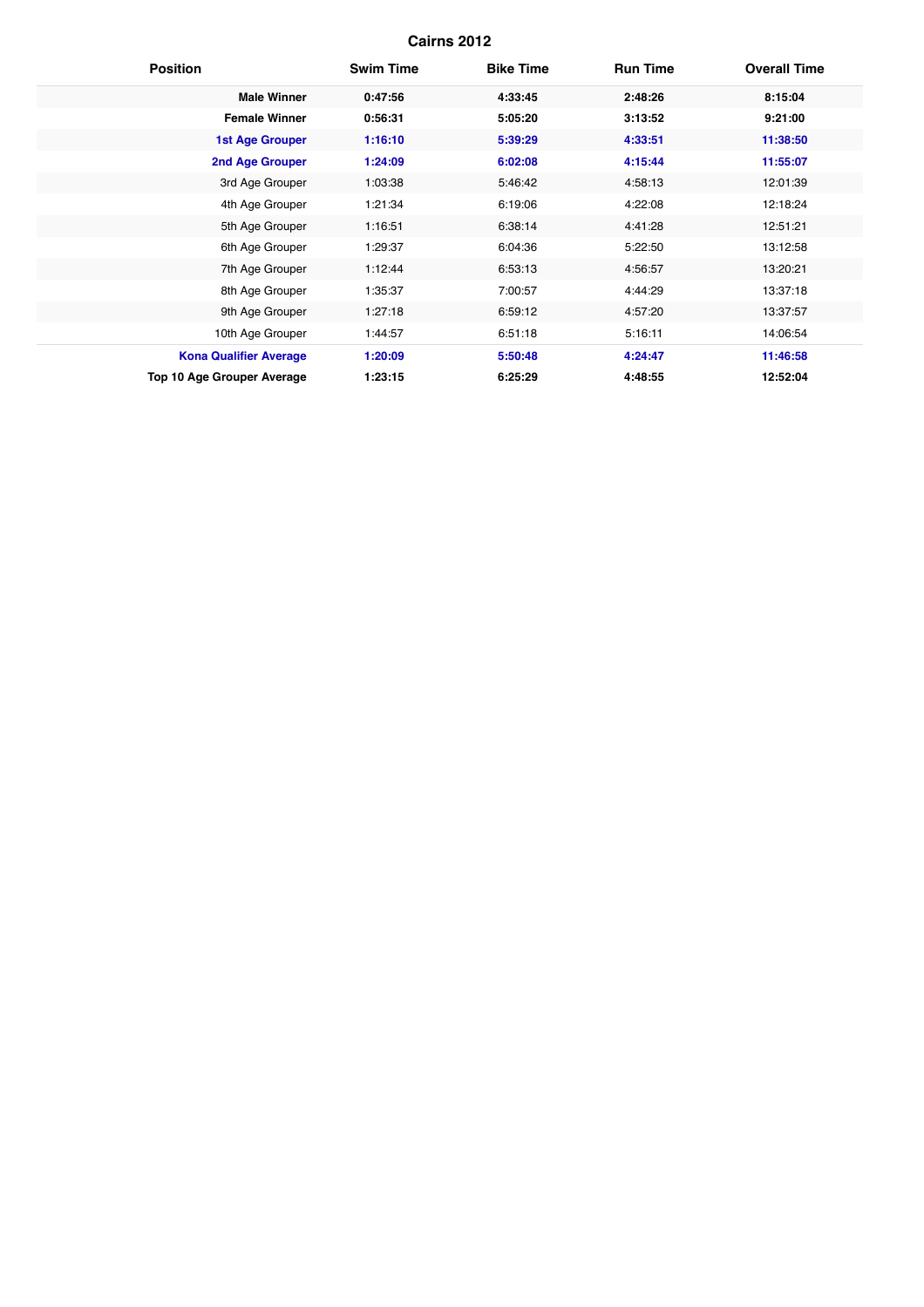## Cairns 2012

| Position | Swim Time | Bike Time | Run Time | Overall Time |
|---|---|---|---|---|
| **Male Winner** | **0:47:56** | **4:33:45** | **2:48:26** | **8:15:04** |
| **Female Winner** | **0:56:31** | **5:05:20** | **3:13:52** | **9:21:00** |
| **1st Age Grouper** | **1:16:10** | **5:39:29** | **4:33:51** | **11:38:50** |
| **2nd Age Grouper** | **1:24:09** | **6:02:08** | **4:15:44** | **11:55:07** |
| 3rd Age Grouper | 1:03:38 | 5:46:42 | 4:58:13 | 12:01:39 |
| 4th Age Grouper | 1:21:34 | 6:19:06 | 4:22:08 | 12:18:24 |
| 5th Age Grouper | 1:16:51 | 6:38:14 | 4:41:28 | 12:51:21 |
| 6th Age Grouper | 1:29:37 | 6:04:36 | 5:22:50 | 13:12:58 |
| 7th Age Grouper | 1:12:44 | 6:53:13 | 4:56:57 | 13:20:21 |
| 8th Age Grouper | 1:35:37 | 7:00:57 | 4:44:29 | 13:37:18 |
| 9th Age Grouper | 1:27:18 | 6:59:12 | 4:57:20 | 13:37:57 |
| 10th Age Grouper | 1:44:57 | 6:51:18 | 5:16:11 | 14:06:54 |
| **Kona Qualifier Average** | **1:20:09** | **5:50:48** | **4:24:47** | **11:46:58** |
| **Top 10 Age Grouper Average** | **1:23:15** | **6:25:29** | **4:48:55** | **12:52:04** |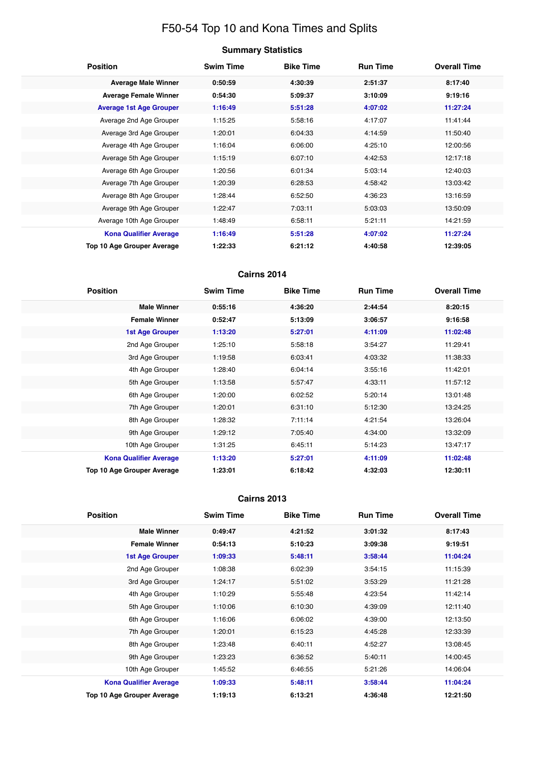# F50-54 Top 10 and Kona Times and Splits

## Summary Statistics

| Position | Swim Time | Bike Time | Run Time | Overall Time |
|---|---|---|---|---|
| **Average Male Winner** | **0:50:59** | **4:30:39** | **2:51:37** | **8:17:40** |
| **Average Female Winner** | **0:54:30** | **5:09:37** | **3:10:09** | **9:19:16** |
| **Average 1st Age Grouper** | **1:16:49** | **5:51:28** | **4:07:02** | **11:27:24** |
| Average 2nd Age Grouper | 1:15:25 | 5:58:16 | 4:17:07 | 11:41:44 |
| Average 3rd Age Grouper | 1:20:01 | 6:04:33 | 4:14:59 | 11:50:40 |
| Average 4th Age Grouper | 1:16:04 | 6:06:00 | 4:25:10 | 12:00:56 |
| Average 5th Age Grouper | 1:15:19 | 6:07:10 | 4:42:53 | 12:17:18 |
| Average 6th Age Grouper | 1:20:56 | 6:01:34 | 5:03:14 | 12:40:03 |
| Average 7th Age Grouper | 1:20:39 | 6:28:53 | 4:58:42 | 13:03:42 |
| Average 8th Age Grouper | 1:28:44 | 6:52:50 | 4:36:23 | 13:16:59 |
| Average 9th Age Grouper | 1:22:47 | 7:03:11 | 5:03:03 | 13:50:09 |
| Average 10th Age Grouper | 1:48:49 | 6:58:11 | 5:21:11 | 14:21:59 |
| **Kona Qualifier Average** | **1:16:49** | **5:51:28** | **4:07:02** | **11:27:24** |
| **Top 10 Age Grouper Average** | **1:22:33** | **6:21:12** | **4:40:58** | **12:39:05** |

## Cairns 2014

| Position | Swim Time | Bike Time | Run Time | Overall Time |
|---|---|---|---|---|
| **Male Winner** | **0:55:16** | **4:36:20** | **2:44:54** | **8:20:15** |
| **Female Winner** | **0:52:47** | **5:13:09** | **3:06:57** | **9:16:58** |
| **1st Age Grouper** | **1:13:20** | **5:27:01** | **4:11:09** | **11:02:48** |
| 2nd Age Grouper | 1:25:10 | 5:58:18 | 3:54:27 | 11:29:41 |
| 3rd Age Grouper | 1:19:58 | 6:03:41 | 4:03:32 | 11:38:33 |
| 4th Age Grouper | 1:28:40 | 6:04:14 | 3:55:16 | 11:42:01 |
| 5th Age Grouper | 1:13:58 | 5:57:47 | 4:33:11 | 11:57:12 |
| 6th Age Grouper | 1:20:00 | 6:02:52 | 5:20:14 | 13:01:48 |
| 7th Age Grouper | 1:20:01 | 6:31:10 | 5:12:30 | 13:24:25 |
| 8th Age Grouper | 1:28:32 | 7:11:14 | 4:21:54 | 13:26:04 |
| 9th Age Grouper | 1:29:12 | 7:05:40 | 4:34:00 | 13:32:09 |
| 10th Age Grouper | 1:31:25 | 6:45:11 | 5:14:23 | 13:47:17 |
| **Kona Qualifier Average** | **1:13:20** | **5:27:01** | **4:11:09** | **11:02:48** |
| **Top 10 Age Grouper Average** | **1:23:01** | **6:18:42** | **4:32:03** | **12:30:11** |

## Cairns 2013

| Position | Swim Time | Bike Time | Run Time | Overall Time |
|---|---|---|---|---|
| **Male Winner** | **0:49:47** | **4:21:52** | **3:01:32** | **8:17:43** |
| **Female Winner** | **0:54:13** | **5:10:23** | **3:09:38** | **9:19:51** |
| **1st Age Grouper** | **1:09:33** | **5:48:11** | **3:58:44** | **11:04:24** |
| 2nd Age Grouper | 1:08:38 | 6:02:39 | 3:54:15 | 11:15:39 |
| 3rd Age Grouper | 1:24:17 | 5:51:02 | 3:53:29 | 11:21:28 |
| 4th Age Grouper | 1:10:29 | 5:55:48 | 4:23:54 | 11:42:14 |
| 5th Age Grouper | 1:10:06 | 6:10:30 | 4:39:09 | 12:11:40 |
| 6th Age Grouper | 1:16:06 | 6:06:02 | 4:39:00 | 12:13:50 |
| 7th Age Grouper | 1:20:01 | 6:15:23 | 4:45:28 | 12:33:39 |
| 8th Age Grouper | 1:23:48 | 6:40:11 | 4:52:27 | 13:08:45 |
| 9th Age Grouper | 1:23:23 | 6:36:52 | 5:40:11 | 14:00:45 |
| 10th Age Grouper | 1:45:52 | 6:46:55 | 5:21:26 | 14:06:04 |
| **Kona Qualifier Average** | **1:09:33** | **5:48:11** | **3:58:44** | **11:04:24** |
| **Top 10 Age Grouper Average** | **1:19:13** | **6:13:21** | **4:36:48** | **12:21:50** |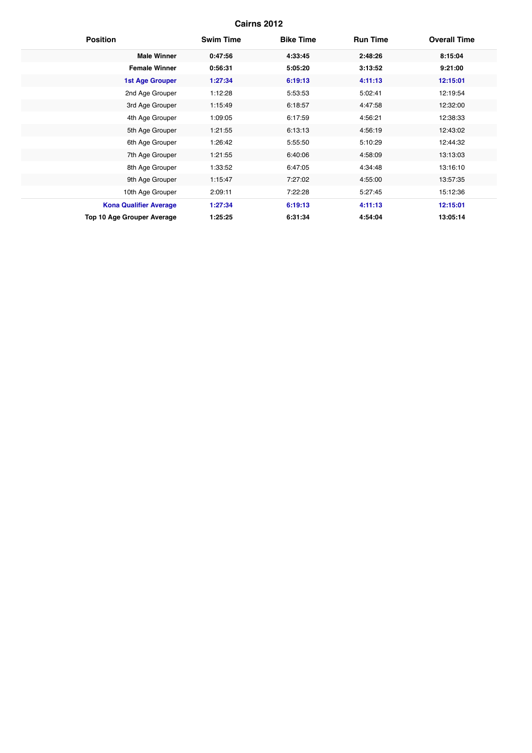## Cairns 2012

| Position | Swim Time | Bike Time | Run Time | Overall Time |
| --- | --- | --- | --- | --- |
| **Male Winner** | **0:47:56** | **4:33:45** | **2:48:26** | **8:15:04** |
| **Female Winner** | **0:56:31** | **5:05:20** | **3:13:52** | **9:21:00** |
| **1st Age Grouper** | **1:27:34** | **6:19:13** | **4:11:13** | **12:15:01** |
| 2nd Age Grouper | 1:12:28 | 5:53:53 | 5:02:41 | 12:19:54 |
| 3rd Age Grouper | 1:15:49 | 6:18:57 | 4:47:58 | 12:32:00 |
| 4th Age Grouper | 1:09:05 | 6:17:59 | 4:56:21 | 12:38:33 |
| 5th Age Grouper | 1:21:55 | 6:13:13 | 4:56:19 | 12:43:02 |
| 6th Age Grouper | 1:26:42 | 5:55:50 | 5:10:29 | 12:44:32 |
| 7th Age Grouper | 1:21:55 | 6:40:06 | 4:58:09 | 13:13:03 |
| 8th Age Grouper | 1:33:52 | 6:47:05 | 4:34:48 | 13:16:10 |
| 9th Age Grouper | 1:15:47 | 7:27:02 | 4:55:00 | 13:57:35 |
| 10th Age Grouper | 2:09:11 | 7:22:28 | 5:27:45 | 15:12:36 |
| **Kona Qualifier Average** | **1:27:34** | **6:19:13** | **4:11:13** | **12:15:01** |
| **Top 10 Age Grouper Average** | **1:25:25** | **6:31:34** | **4:54:04** | **13:05:14** |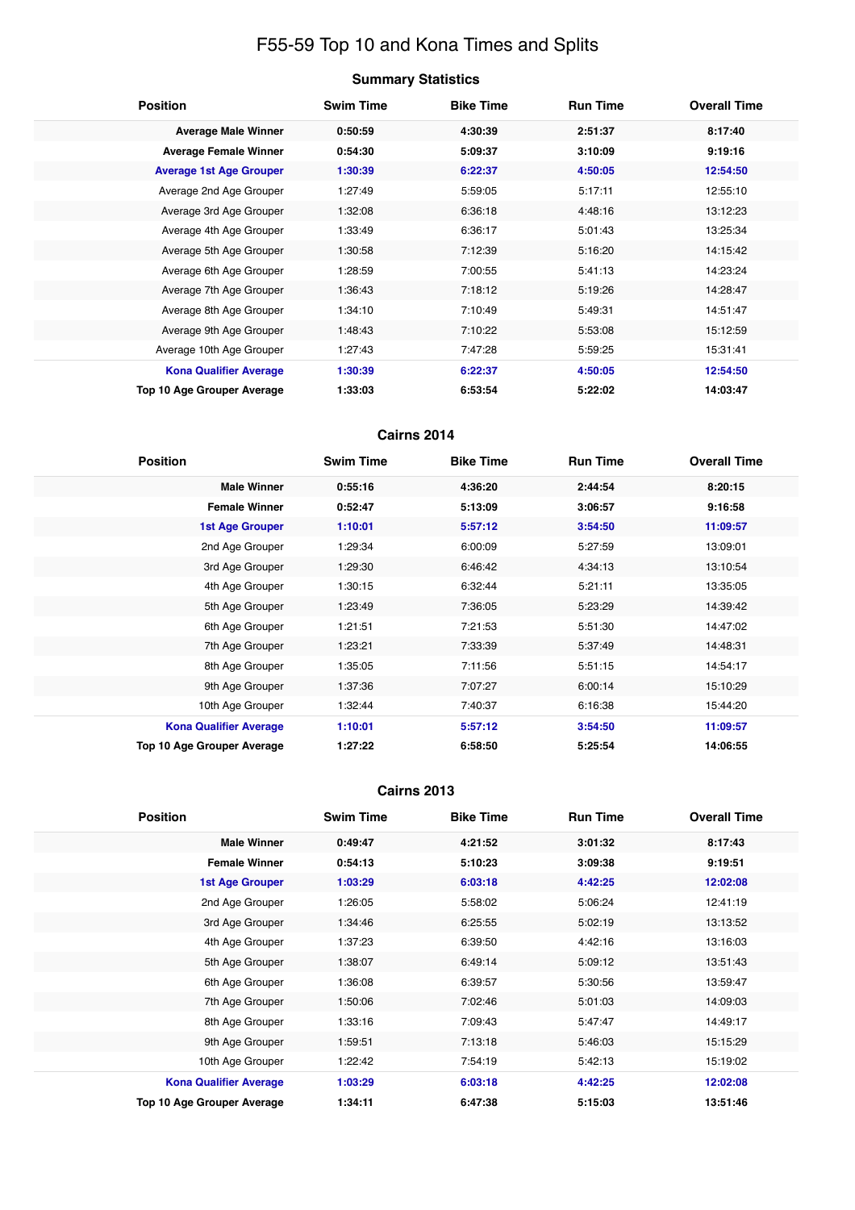# F55-59 Top 10 and Kona Times and Splits

## Summary Statistics

| Position | Swim Time | Bike Time | Run Time | Overall Time |
|---|---|---|---|---|
| **Average Male Winner** | **0:50:59** | **4:30:39** | **2:51:37** | **8:17:40** |
| **Average Female Winner** | **0:54:30** | **5:09:37** | **3:10:09** | **9:19:16** |
| **Average 1st Age Grouper** | **1:30:39** | **6:22:37** | **4:50:05** | **12:54:50** |
| Average 2nd Age Grouper | 1:27:49 | 5:59:05 | 5:17:11 | 12:55:10 |
| Average 3rd Age Grouper | 1:32:08 | 6:36:18 | 4:48:16 | 13:12:23 |
| Average 4th Age Grouper | 1:33:49 | 6:36:17 | 5:01:43 | 13:25:34 |
| Average 5th Age Grouper | 1:30:58 | 7:12:39 | 5:16:20 | 14:15:42 |
| Average 6th Age Grouper | 1:28:59 | 7:00:55 | 5:41:13 | 14:23:24 |
| Average 7th Age Grouper | 1:36:43 | 7:18:12 | 5:19:26 | 14:28:47 |
| Average 8th Age Grouper | 1:34:10 | 7:10:49 | 5:49:31 | 14:51:47 |
| Average 9th Age Grouper | 1:48:43 | 7:10:22 | 5:53:08 | 15:12:59 |
| Average 10th Age Grouper | 1:27:43 | 7:47:28 | 5:59:25 | 15:31:41 |
| **Kona Qualifier Average** | **1:30:39** | **6:22:37** | **4:50:05** | **12:54:50** |
| **Top 10 Age Grouper Average** | **1:33:03** | **6:53:54** | **5:22:02** | **14:03:47** |

## Cairns 2014

| Position | Swim Time | Bike Time | Run Time | Overall Time |
|---|---|---|---|---|
| **Male Winner** | **0:55:16** | **4:36:20** | **2:44:54** | **8:20:15** |
| **Female Winner** | **0:52:47** | **5:13:09** | **3:06:57** | **9:16:58** |
| **1st Age Grouper** | **1:10:01** | **5:57:12** | **3:54:50** | **11:09:57** |
| 2nd Age Grouper | 1:29:34 | 6:00:09 | 5:27:59 | 13:09:01 |
| 3rd Age Grouper | 1:29:30 | 6:46:42 | 4:34:13 | 13:10:54 |
| 4th Age Grouper | 1:30:15 | 6:32:44 | 5:21:11 | 13:35:05 |
| 5th Age Grouper | 1:23:49 | 7:36:05 | 5:23:29 | 14:39:42 |
| 6th Age Grouper | 1:21:51 | 7:21:53 | 5:51:30 | 14:47:02 |
| 7th Age Grouper | 1:23:21 | 7:33:39 | 5:37:49 | 14:48:31 |
| 8th Age Grouper | 1:35:05 | 7:11:56 | 5:51:15 | 14:54:17 |
| 9th Age Grouper | 1:37:36 | 7:07:27 | 6:00:14 | 15:10:29 |
| 10th Age Grouper | 1:32:44 | 7:40:37 | 6:16:38 | 15:44:20 |
| **Kona Qualifier Average** | **1:10:01** | **5:57:12** | **3:54:50** | **11:09:57** |
| **Top 10 Age Grouper Average** | **1:27:22** | **6:58:50** | **5:25:54** | **14:06:55** |

## Cairns 2013

| Position | Swim Time | Bike Time | Run Time | Overall Time |
|---|---|---|---|---|
| **Male Winner** | **0:49:47** | **4:21:52** | **3:01:32** | **8:17:43** |
| **Female Winner** | **0:54:13** | **5:10:23** | **3:09:38** | **9:19:51** |
| **1st Age Grouper** | **1:03:29** | **6:03:18** | **4:42:25** | **12:02:08** |
| 2nd Age Grouper | 1:26:05 | 5:58:02 | 5:06:24 | 12:41:19 |
| 3rd Age Grouper | 1:34:46 | 6:25:55 | 5:02:19 | 13:13:52 |
| 4th Age Grouper | 1:37:23 | 6:39:50 | 4:42:16 | 13:16:03 |
| 5th Age Grouper | 1:38:07 | 6:49:14 | 5:09:12 | 13:51:43 |
| 6th Age Grouper | 1:36:08 | 6:39:57 | 5:30:56 | 13:59:47 |
| 7th Age Grouper | 1:50:06 | 7:02:46 | 5:01:03 | 14:09:03 |
| 8th Age Grouper | 1:33:16 | 7:09:43 | 5:47:47 | 14:49:17 |
| 9th Age Grouper | 1:59:51 | 7:13:18 | 5:46:03 | 15:15:29 |
| 10th Age Grouper | 1:22:42 | 7:54:19 | 5:42:13 | 15:19:02 |
| **Kona Qualifier Average** | **1:03:29** | **6:03:18** | **4:42:25** | **12:02:08** |
| **Top 10 Age Grouper Average** | **1:34:11** | **6:47:38** | **5:15:03** | **13:51:46** |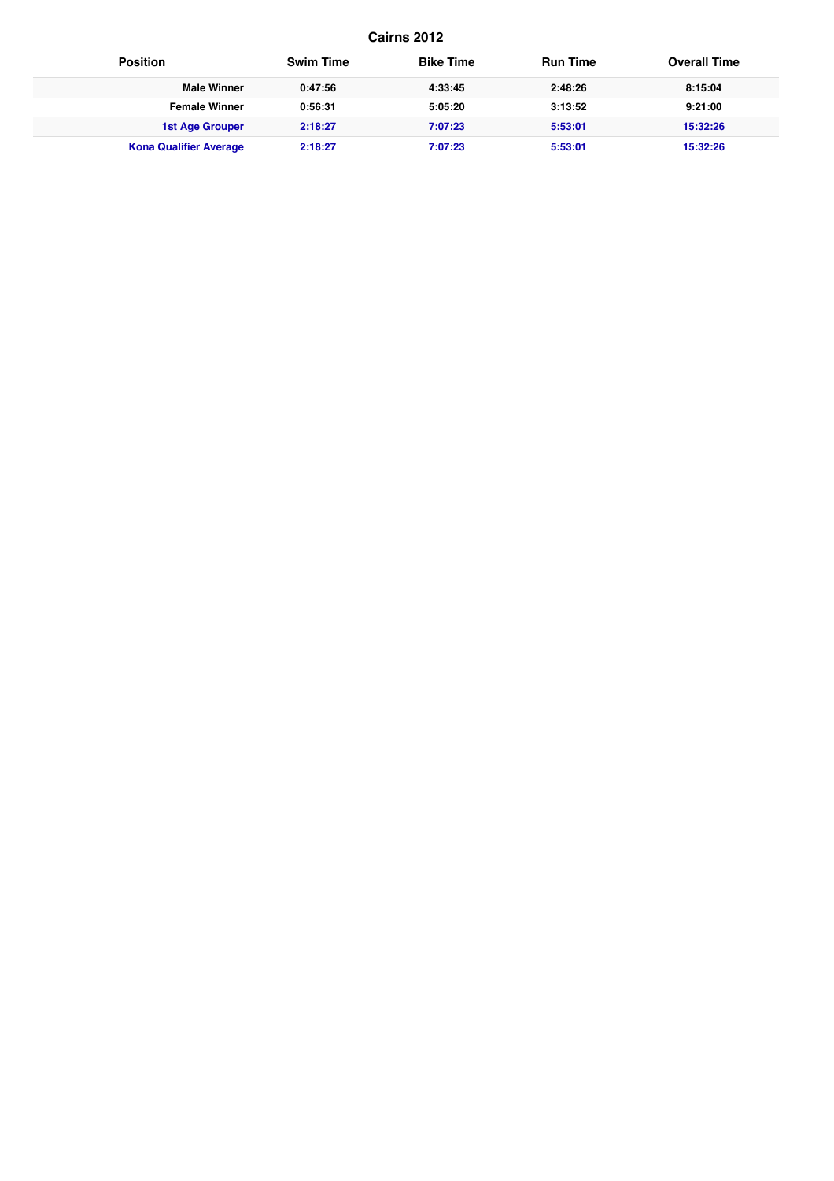## Cairns 2012

| Position | Swim Time | Bike Time | Run Time | Overall Time |
|---|---|---|---|---|
| **Male Winner** | **0:47:56** | **4:33:45** | **2:48:26** | **8:15:04** |
| **Female Winner** | **0:56:31** | **5:05:20** | **3:13:52** | **9:21:00** |
| **1st Age Grouper** | **2:18:27** | **7:07:23** | **5:53:01** | **15:32:26** |
| **Kona Qualifier Average** | **2:18:27** | **7:07:23** | **5:53:01** | **15:32:26** |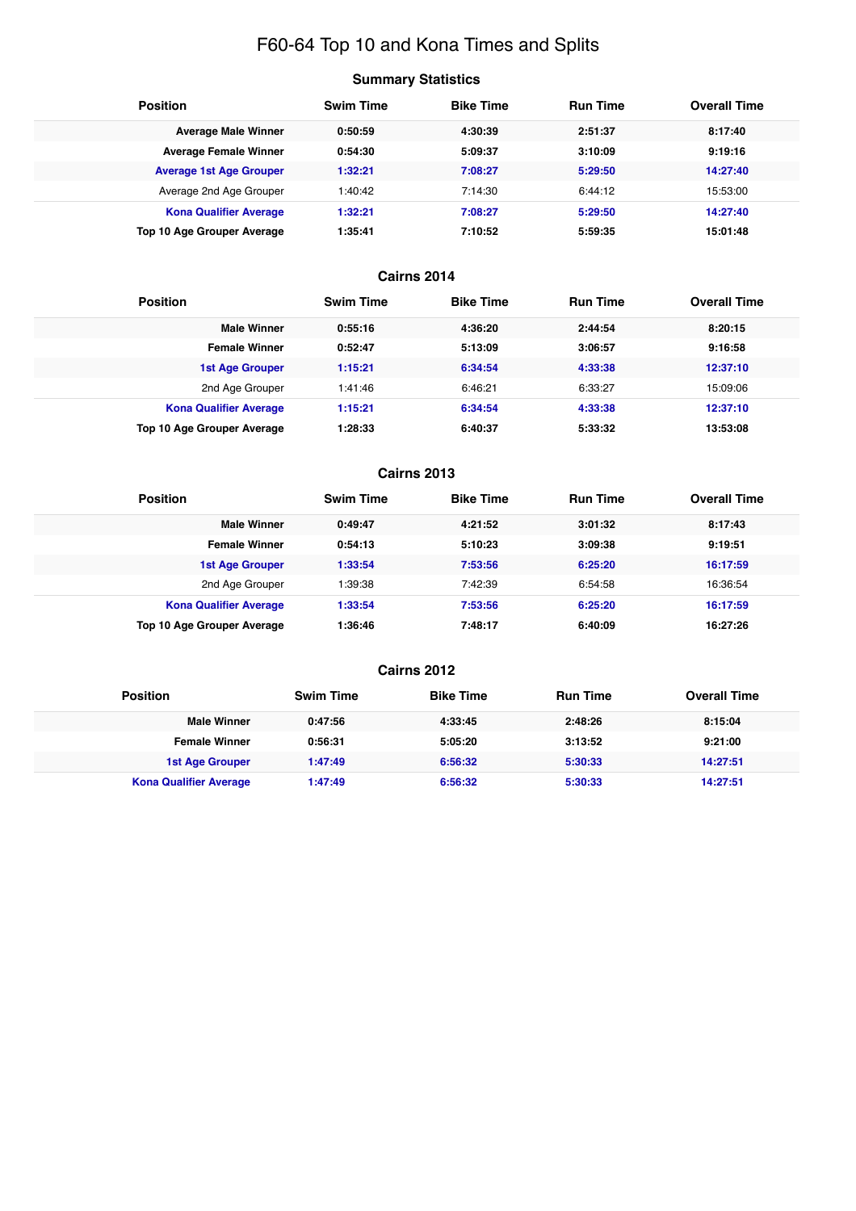# F60-64 Top 10 and Kona Times and Splits

## Summary Statistics

| Position | Swim Time | Bike Time | Run Time | Overall Time |
|---|---|---|---|---|
| **Average Male Winner** | **0:50:59** | **4:30:39** | **2:51:37** | **8:17:40** |
| **Average Female Winner** | **0:54:30** | **5:09:37** | **3:10:09** | **9:19:16** |
| **Average 1st Age Grouper** | **1:32:21** | **7:08:27** | **5:29:50** | **14:27:40** |
| Average 2nd Age Grouper | 1:40:42 | 7:14:30 | 6:44:12 | 15:53:00 |
| **Kona Qualifier Average** | **1:32:21** | **7:08:27** | **5:29:50** | **14:27:40** |
| **Top 10 Age Grouper Average** | **1:35:41** | **7:10:52** | **5:59:35** | **15:01:48** |

## Cairns 2014

| Position | Swim Time | Bike Time | Run Time | Overall Time |
|---|---|---|---|---|
| **Male Winner** | **0:55:16** | **4:36:20** | **2:44:54** | **8:20:15** |
| **Female Winner** | **0:52:47** | **5:13:09** | **3:06:57** | **9:16:58** |
| **1st Age Grouper** | **1:15:21** | **6:34:54** | **4:33:38** | **12:37:10** |
| 2nd Age Grouper | 1:41:46 | 6:46:21 | 6:33:27 | 15:09:06 |
| **Kona Qualifier Average** | **1:15:21** | **6:34:54** | **4:33:38** | **12:37:10** |
| **Top 10 Age Grouper Average** | **1:28:33** | **6:40:37** | **5:33:32** | **13:53:08** |

## Cairns 2013

| Position | Swim Time | Bike Time | Run Time | Overall Time |
|---|---|---|---|---|
| **Male Winner** | **0:49:47** | **4:21:52** | **3:01:32** | **8:17:43** |
| **Female Winner** | **0:54:13** | **5:10:23** | **3:09:38** | **9:19:51** |
| **1st Age Grouper** | **1:33:54** | **7:53:56** | **6:25:20** | **16:17:59** |
| 2nd Age Grouper | 1:39:38 | 7:42:39 | 6:54:58 | 16:36:54 |
| **Kona Qualifier Average** | **1:33:54** | **7:53:56** | **6:25:20** | **16:17:59** |
| **Top 10 Age Grouper Average** | **1:36:46** | **7:48:17** | **6:40:09** | **16:27:26** |

## Cairns 2012

| Position | Swim Time | Bike Time | Run Time | Overall Time |
|---|---|---|---|---|
| **Male Winner** | **0:47:56** | **4:33:45** | **2:48:26** | **8:15:04** |
| **Female Winner** | **0:56:31** | **5:05:20** | **3:13:52** | **9:21:00** |
| **1st Age Grouper** | **1:47:49** | **6:56:32** | **5:30:33** | **14:27:51** |
| **Kona Qualifier Average** | **1:47:49** | **6:56:32** | **5:30:33** | **14:27:51** |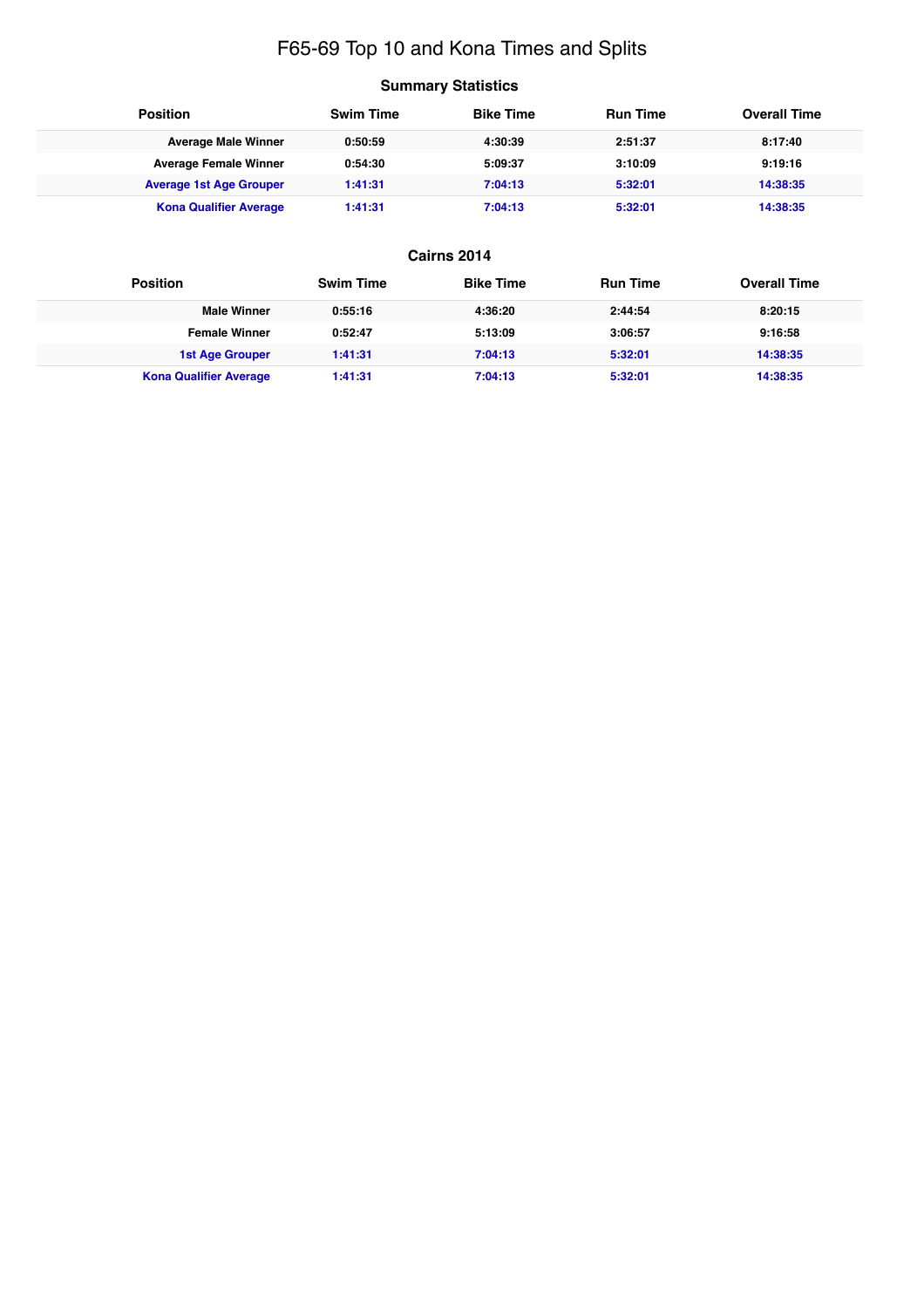# F65-69 Top 10 and Kona Times and Splits

## Summary Statistics

| Position | Swim Time | Bike Time | Run Time | Overall Time |
|---|---|---|---|---|
| **Average Male Winner** | **0:50:59** | **4:30:39** | **2:51:37** | **8:17:40** |
| **Average Female Winner** | **0:54:30** | **5:09:37** | **3:10:09** | **9:19:16** |
| **Average 1st Age Grouper** | **1:41:31** | **7:04:13** | **5:32:01** | **14:38:35** |
| **Kona Qualifier Average** | **1:41:31** | **7:04:13** | **5:32:01** | **14:38:35** |

## Cairns 2014

| Position | Swim Time | Bike Time | Run Time | Overall Time |
|---|---|---|---|---|
| **Male Winner** | **0:55:16** | **4:36:20** | **2:44:54** | **8:20:15** |
| **Female Winner** | **0:52:47** | **5:13:09** | **3:06:57** | **9:16:58** |
| **1st Age Grouper** | **1:41:31** | **7:04:13** | **5:32:01** | **14:38:35** |
| **Kona Qualifier Average** | **1:41:31** | **7:04:13** | **5:32:01** | **14:38:35** |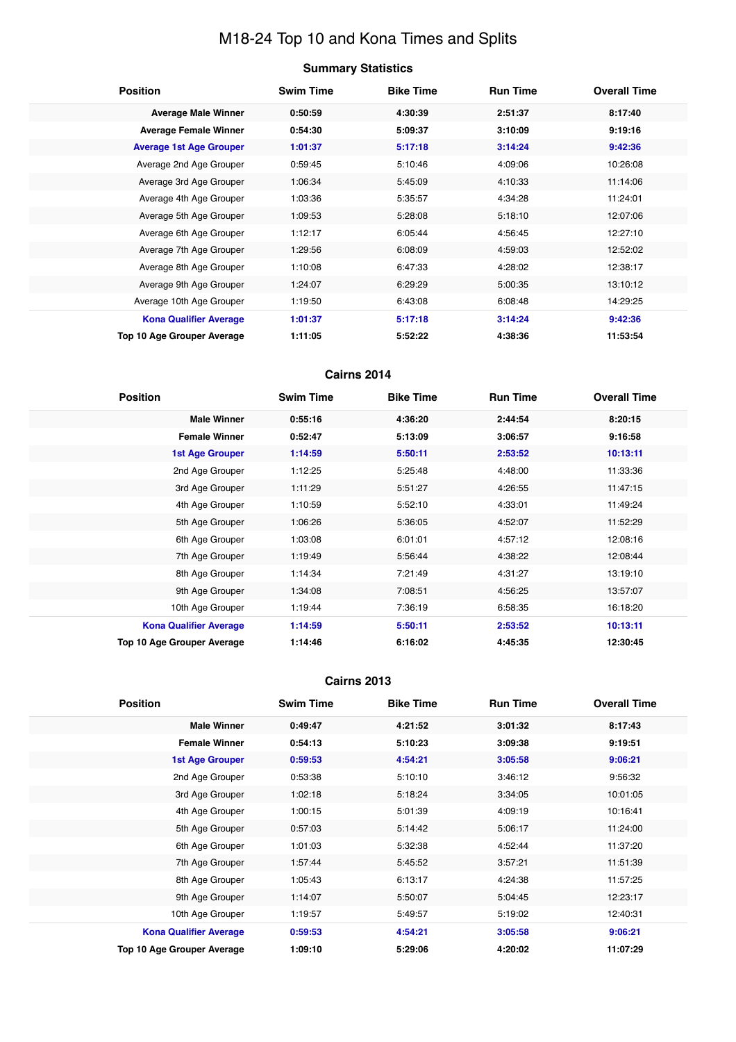# M18-24 Top 10 and Kona Times and Splits

## Summary Statistics

| Position | Swim Time | Bike Time | Run Time | Overall Time |
|---|---|---|---|---|
| **Average Male Winner** | **0:50:59** | **4:30:39** | **2:51:37** | **8:17:40** |
| **Average Female Winner** | **0:54:30** | **5:09:37** | **3:10:09** | **9:19:16** |
| **Average 1st Age Grouper** | **1:01:37** | **5:17:18** | **3:14:24** | **9:42:36** |
| Average 2nd Age Grouper | 0:59:45 | 5:10:46 | 4:09:06 | 10:26:08 |
| Average 3rd Age Grouper | 1:06:34 | 5:45:09 | 4:10:33 | 11:14:06 |
| Average 4th Age Grouper | 1:03:36 | 5:35:57 | 4:34:28 | 11:24:01 |
| Average 5th Age Grouper | 1:09:53 | 5:28:08 | 5:18:10 | 12:07:06 |
| Average 6th Age Grouper | 1:12:17 | 6:05:44 | 4:56:45 | 12:27:10 |
| Average 7th Age Grouper | 1:29:56 | 6:08:09 | 4:59:03 | 12:52:02 |
| Average 8th Age Grouper | 1:10:08 | 6:47:33 | 4:28:02 | 12:38:17 |
| Average 9th Age Grouper | 1:24:07 | 6:29:29 | 5:00:35 | 13:10:12 |
| Average 10th Age Grouper | 1:19:50 | 6:43:08 | 6:08:48 | 14:29:25 |
| **Kona Qualifier Average** | **1:01:37** | **5:17:18** | **3:14:24** | **9:42:36** |
| **Top 10 Age Grouper Average** | **1:11:05** | **5:52:22** | **4:38:36** | **11:53:54** |

## Cairns 2014

| Position | Swim Time | Bike Time | Run Time | Overall Time |
|---|---|---|---|---|
| **Male Winner** | **0:55:16** | **4:36:20** | **2:44:54** | **8:20:15** |
| **Female Winner** | **0:52:47** | **5:13:09** | **3:06:57** | **9:16:58** |
| **1st Age Grouper** | **1:14:59** | **5:50:11** | **2:53:52** | **10:13:11** |
| 2nd Age Grouper | 1:12:25 | 5:25:48 | 4:48:00 | 11:33:36 |
| 3rd Age Grouper | 1:11:29 | 5:51:27 | 4:26:55 | 11:47:15 |
| 4th Age Grouper | 1:10:59 | 5:52:10 | 4:33:01 | 11:49:24 |
| 5th Age Grouper | 1:06:26 | 5:36:05 | 4:52:07 | 11:52:29 |
| 6th Age Grouper | 1:03:08 | 6:01:01 | 4:57:12 | 12:08:16 |
| 7th Age Grouper | 1:19:49 | 5:56:44 | 4:38:22 | 12:08:44 |
| 8th Age Grouper | 1:14:34 | 7:21:49 | 4:31:27 | 13:19:10 |
| 9th Age Grouper | 1:34:08 | 7:08:51 | 4:56:25 | 13:57:07 |
| 10th Age Grouper | 1:19:44 | 7:36:19 | 6:58:35 | 16:18:20 |
| **Kona Qualifier Average** | **1:14:59** | **5:50:11** | **2:53:52** | **10:13:11** |
| **Top 10 Age Grouper Average** | **1:14:46** | **6:16:02** | **4:45:35** | **12:30:45** |

## Cairns 2013

| Position | Swim Time | Bike Time | Run Time | Overall Time |
|---|---|---|---|---|
| **Male Winner** | **0:49:47** | **4:21:52** | **3:01:32** | **8:17:43** |
| **Female Winner** | **0:54:13** | **5:10:23** | **3:09:38** | **9:19:51** |
| **1st Age Grouper** | **0:59:53** | **4:54:21** | **3:05:58** | **9:06:21** |
| 2nd Age Grouper | 0:53:38 | 5:10:10 | 3:46:12 | 9:56:32 |
| 3rd Age Grouper | 1:02:18 | 5:18:24 | 3:34:05 | 10:01:05 |
| 4th Age Grouper | 1:00:15 | 5:01:39 | 4:09:19 | 10:16:41 |
| 5th Age Grouper | 0:57:03 | 5:14:42 | 5:06:17 | 11:24:00 |
| 6th Age Grouper | 1:01:03 | 5:32:38 | 4:52:44 | 11:37:20 |
| 7th Age Grouper | 1:57:44 | 5:45:52 | 3:57:21 | 11:51:39 |
| 8th Age Grouper | 1:05:43 | 6:13:17 | 4:24:38 | 11:57:25 |
| 9th Age Grouper | 1:14:07 | 5:50:07 | 5:04:45 | 12:23:17 |
| 10th Age Grouper | 1:19:57 | 5:49:57 | 5:19:02 | 12:40:31 |
| **Kona Qualifier Average** | **0:59:53** | **4:54:21** | **3:05:58** | **9:06:21** |
| **Top 10 Age Grouper Average** | **1:09:10** | **5:29:06** | **4:20:02** | **11:07:29** |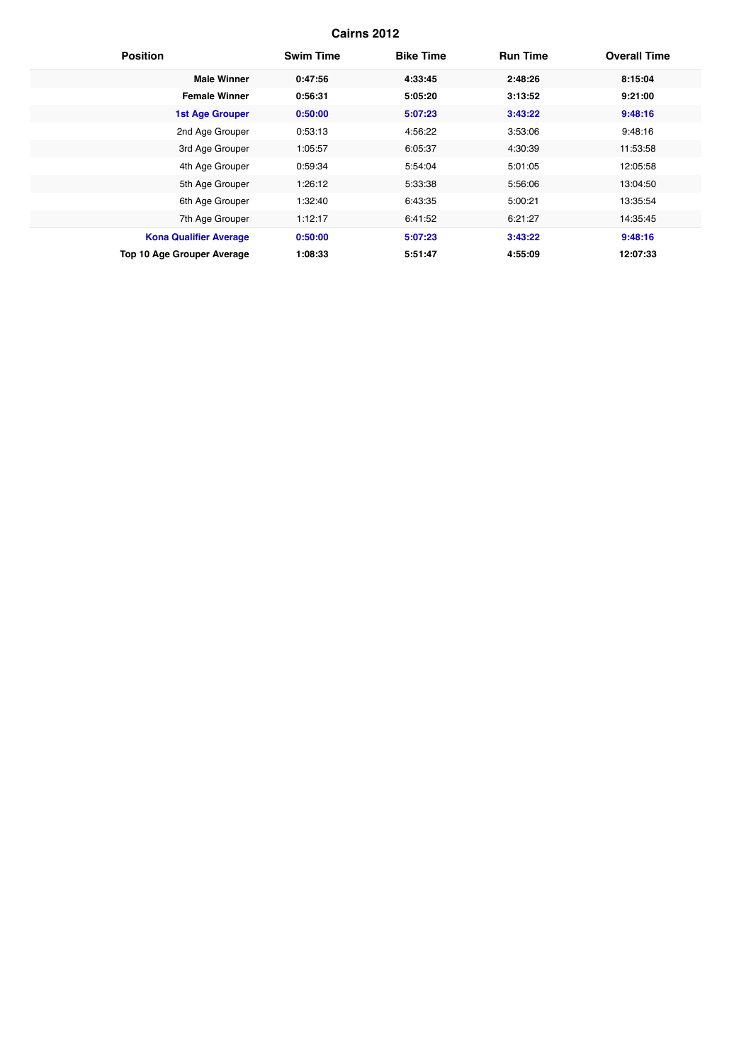## Cairns 2012

| Position | Swim Time | Bike Time | Run Time | Overall Time |
|---|---|---|---|---|
| **Male Winner** | **0:47:56** | **4:33:45** | **2:48:26** | **8:15:04** |
| **Female Winner** | **0:56:31** | **5:05:20** | **3:13:52** | **9:21:00** |
| **1st Age Grouper** | **0:50:00** | **5:07:23** | **3:43:22** | **9:48:16** |
| 2nd Age Grouper | 0:53:13 | 4:56:22 | 3:53:06 | 9:48:16 |
| 3rd Age Grouper | 1:05:57 | 6:05:37 | 4:30:39 | 11:53:58 |
| 4th Age Grouper | 0:59:34 | 5:54:04 | 5:01:05 | 12:05:58 |
| 5th Age Grouper | 1:26:12 | 5:33:38 | 5:56:06 | 13:04:50 |
| 6th Age Grouper | 1:32:40 | 6:43:35 | 5:00:21 | 13:35:54 |
| 7th Age Grouper | 1:12:17 | 6:41:52 | 6:21:27 | 14:35:45 |
| **Kona Qualifier Average** | **0:50:00** | **5:07:23** | **3:43:22** | **9:48:16** |
| **Top 10 Age Grouper Average** | **1:08:33** | **5:51:47** | **4:55:09** | **12:07:33** |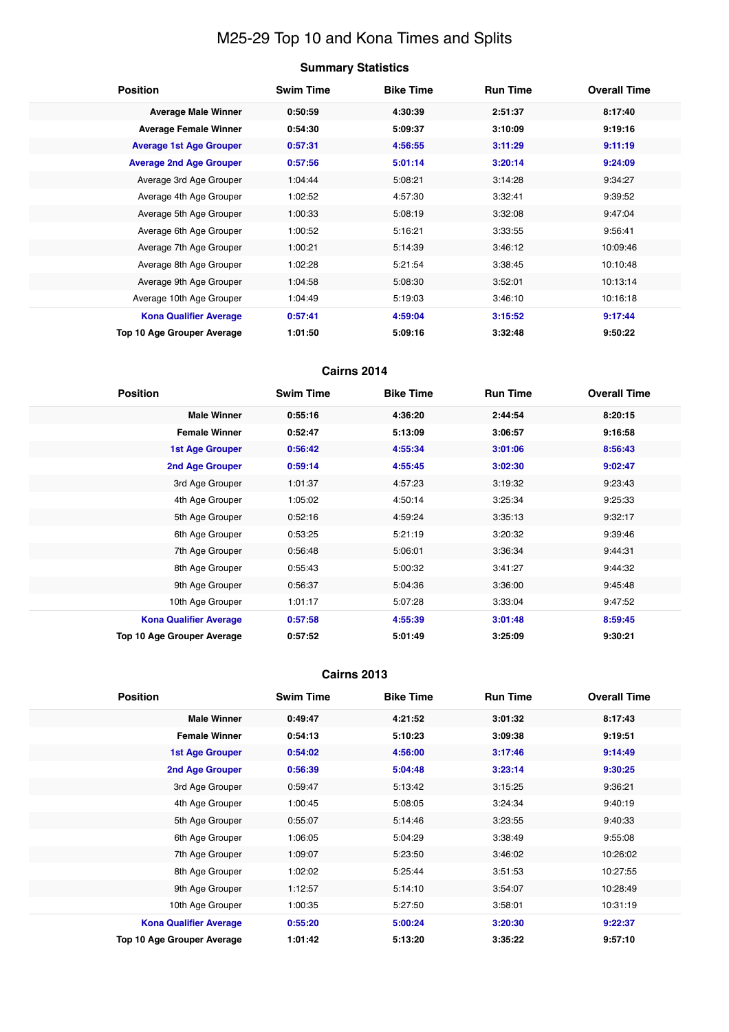# M25-29 Top 10 and Kona Times and Splits

## Summary Statistics

| Position | Swim Time | Bike Time | Run Time | Overall Time |
|---|---|---|---|---|
| **Average Male Winner** | **0:50:59** | **4:30:39** | **2:51:37** | **8:17:40** |
| **Average Female Winner** | **0:54:30** | **5:09:37** | **3:10:09** | **9:19:16** |
| **Average 1st Age Grouper** | **0:57:31** | **4:56:55** | **3:11:29** | **9:11:19** |
| **Average 2nd Age Grouper** | **0:57:56** | **5:01:14** | **3:20:14** | **9:24:09** |
| Average 3rd Age Grouper | 1:04:44 | 5:08:21 | 3:14:28 | 9:34:27 |
| Average 4th Age Grouper | 1:02:52 | 4:57:30 | 3:32:41 | 9:39:52 |
| Average 5th Age Grouper | 1:00:33 | 5:08:19 | 3:32:08 | 9:47:04 |
| Average 6th Age Grouper | 1:00:52 | 5:16:21 | 3:33:55 | 9:56:41 |
| Average 7th Age Grouper | 1:00:21 | 5:14:39 | 3:46:12 | 10:09:46 |
| Average 8th Age Grouper | 1:02:28 | 5:21:54 | 3:38:45 | 10:10:48 |
| Average 9th Age Grouper | 1:04:58 | 5:08:30 | 3:52:01 | 10:13:14 |
| Average 10th Age Grouper | 1:04:49 | 5:19:03 | 3:46:10 | 10:16:18 |
| **Kona Qualifier Average** | **0:57:41** | **4:59:04** | **3:15:52** | **9:17:44** |
| **Top 10 Age Grouper Average** | **1:01:50** | **5:09:16** | **3:32:48** | **9:50:22** |

## Cairns 2014

| Position | Swim Time | Bike Time | Run Time | Overall Time |
|---|---|---|---|---|
| **Male Winner** | **0:55:16** | **4:36:20** | **2:44:54** | **8:20:15** |
| **Female Winner** | **0:52:47** | **5:13:09** | **3:06:57** | **9:16:58** |
| **1st Age Grouper** | **0:56:42** | **4:55:34** | **3:01:06** | **8:56:43** |
| **2nd Age Grouper** | **0:59:14** | **4:55:45** | **3:02:30** | **9:02:47** |
| 3rd Age Grouper | 1:01:37 | 4:57:23 | 3:19:32 | 9:23:43 |
| 4th Age Grouper | 1:05:02 | 4:50:14 | 3:25:34 | 9:25:33 |
| 5th Age Grouper | 0:52:16 | 4:59:24 | 3:35:13 | 9:32:17 |
| 6th Age Grouper | 0:53:25 | 5:21:19 | 3:20:32 | 9:39:46 |
| 7th Age Grouper | 0:56:48 | 5:06:01 | 3:36:34 | 9:44:31 |
| 8th Age Grouper | 0:55:43 | 5:00:32 | 3:41:27 | 9:44:32 |
| 9th Age Grouper | 0:56:37 | 5:04:36 | 3:36:00 | 9:45:48 |
| 10th Age Grouper | 1:01:17 | 5:07:28 | 3:33:04 | 9:47:52 |
| **Kona Qualifier Average** | **0:57:58** | **4:55:39** | **3:01:48** | **8:59:45** |
| **Top 10 Age Grouper Average** | **0:57:52** | **5:01:49** | **3:25:09** | **9:30:21** |

## Cairns 2013

| Position | Swim Time | Bike Time | Run Time | Overall Time |
|---|---|---|---|---|
| **Male Winner** | **0:49:47** | **4:21:52** | **3:01:32** | **8:17:43** |
| **Female Winner** | **0:54:13** | **5:10:23** | **3:09:38** | **9:19:51** |
| **1st Age Grouper** | **0:54:02** | **4:56:00** | **3:17:46** | **9:14:49** |
| **2nd Age Grouper** | **0:56:39** | **5:04:48** | **3:23:14** | **9:30:25** |
| 3rd Age Grouper | 0:59:47 | 5:13:42 | 3:15:25 | 9:36:21 |
| 4th Age Grouper | 1:00:45 | 5:08:05 | 3:24:34 | 9:40:19 |
| 5th Age Grouper | 0:55:07 | 5:14:46 | 3:23:55 | 9:40:33 |
| 6th Age Grouper | 1:06:05 | 5:04:29 | 3:38:49 | 9:55:08 |
| 7th Age Grouper | 1:09:07 | 5:23:50 | 3:46:02 | 10:26:02 |
| 8th Age Grouper | 1:02:02 | 5:25:44 | 3:51:53 | 10:27:55 |
| 9th Age Grouper | 1:12:57 | 5:14:10 | 3:54:07 | 10:28:49 |
| 10th Age Grouper | 1:00:35 | 5:27:50 | 3:58:01 | 10:31:19 |
| **Kona Qualifier Average** | **0:55:20** | **5:00:24** | **3:20:30** | **9:22:37** |
| **Top 10 Age Grouper Average** | **1:01:42** | **5:13:20** | **3:35:22** | **9:57:10** |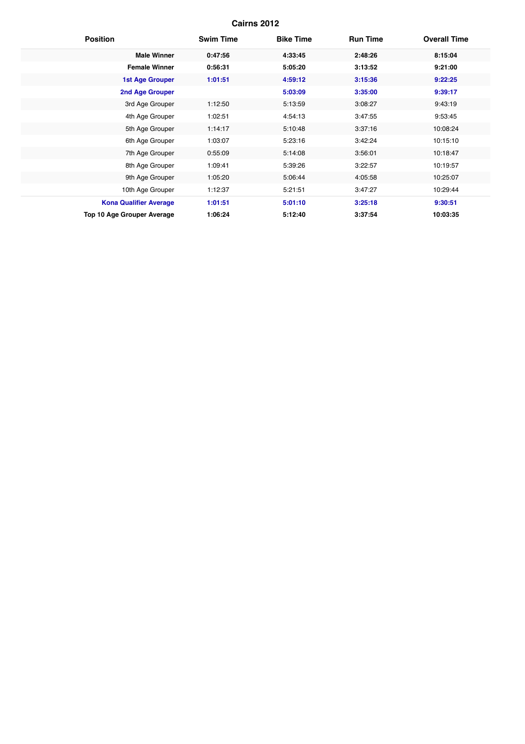## Cairns 2012

| Position | Swim Time | Bike Time | Run Time | Overall Time |
|---|---|---|---|---|
| **Male Winner** | **0:47:56** | **4:33:45** | **2:48:26** | **8:15:04** |
| **Female Winner** | **0:56:31** | **5:05:20** | **3:13:52** | **9:21:00** |
| **1st Age Grouper** | **1:01:51** | **4:59:12** | **3:15:36** | **9:22:25** |
| **2nd Age Grouper** | | **5:03:09** | **3:35:00** | **9:39:17** |
| 3rd Age Grouper | 1:12:50 | 5:13:59 | 3:08:27 | 9:43:19 |
| 4th Age Grouper | 1:02:51 | 4:54:13 | 3:47:55 | 9:53:45 |
| 5th Age Grouper | 1:14:17 | 5:10:48 | 3:37:16 | 10:08:24 |
| 6th Age Grouper | 1:03:07 | 5:23:16 | 3:42:24 | 10:15:10 |
| 7th Age Grouper | 0:55:09 | 5:14:08 | 3:56:01 | 10:18:47 |
| 8th Age Grouper | 1:09:41 | 5:39:26 | 3:22:57 | 10:19:57 |
| 9th Age Grouper | 1:05:20 | 5:06:44 | 4:05:58 | 10:25:07 |
| 10th Age Grouper | 1:12:37 | 5:21:51 | 3:47:27 | 10:29:44 |
| **Kona Qualifier Average** | **1:01:51** | **5:01:10** | **3:25:18** | **9:30:51** |
| **Top 10 Age Grouper Average** | **1:06:24** | **5:12:40** | **3:37:54** | **10:03:35** |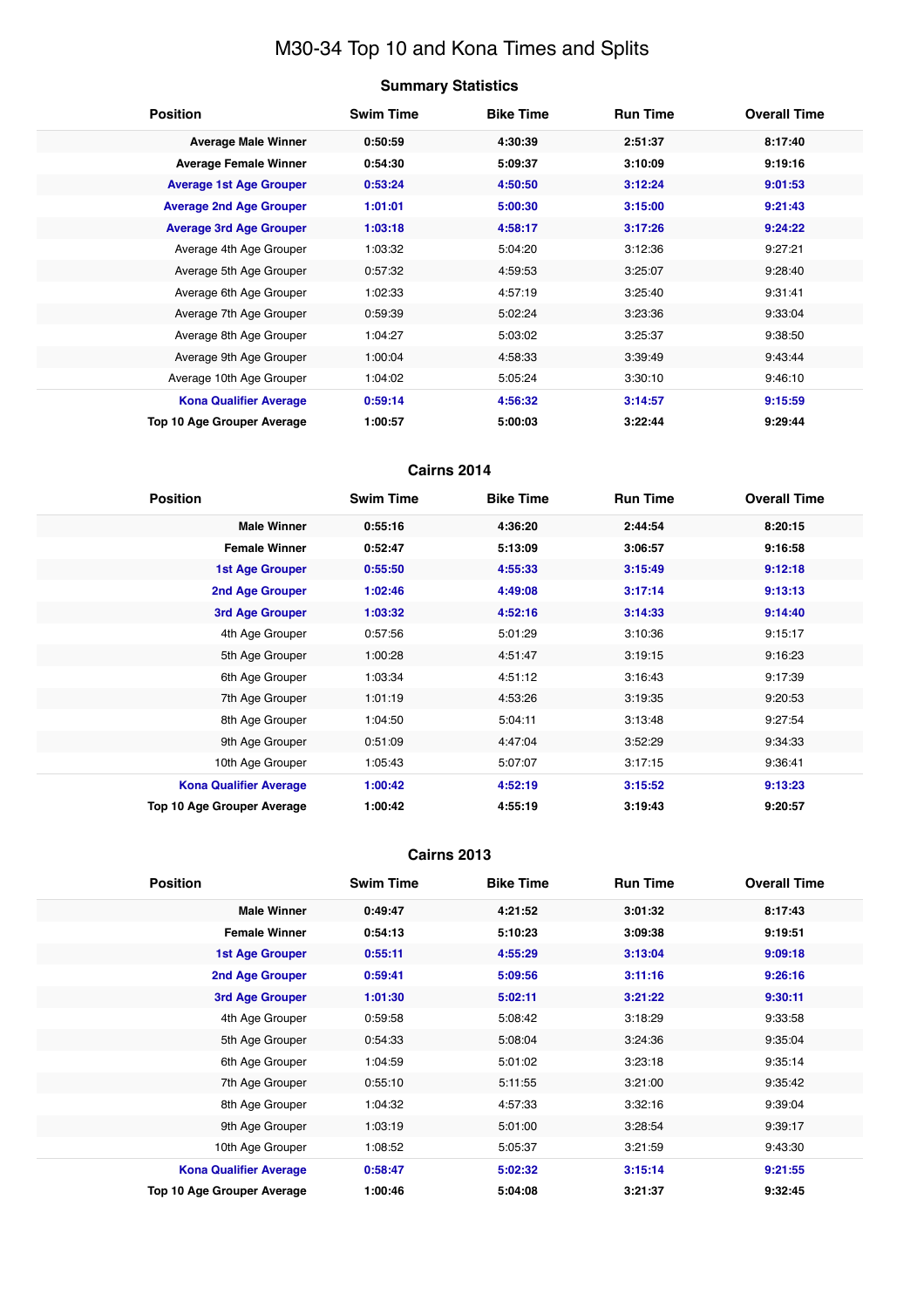# M30-34 Top 10 and Kona Times and Splits

## Summary Statistics

| Position | Swim Time | Bike Time | Run Time | Overall Time |
|---|---|---|---|---|
| **Average Male Winner** | **0:50:59** | **4:30:39** | **2:51:37** | **8:17:40** |
| **Average Female Winner** | **0:54:30** | **5:09:37** | **3:10:09** | **9:19:16** |
| **Average 1st Age Grouper** | **0:53:24** | **4:50:50** | **3:12:24** | **9:01:53** |
| **Average 2nd Age Grouper** | **1:01:01** | **5:00:30** | **3:15:00** | **9:21:43** |
| **Average 3rd Age Grouper** | **1:03:18** | **4:58:17** | **3:17:26** | **9:24:22** |
| Average 4th Age Grouper | 1:03:32 | 5:04:20 | 3:12:36 | 9:27:21 |
| Average 5th Age Grouper | 0:57:32 | 4:59:53 | 3:25:07 | 9:28:40 |
| Average 6th Age Grouper | 1:02:33 | 4:57:19 | 3:25:40 | 9:31:41 |
| Average 7th Age Grouper | 0:59:39 | 5:02:24 | 3:23:36 | 9:33:04 |
| Average 8th Age Grouper | 1:04:27 | 5:03:02 | 3:25:37 | 9:38:50 |
| Average 9th Age Grouper | 1:00:04 | 4:58:33 | 3:39:49 | 9:43:44 |
| Average 10th Age Grouper | 1:04:02 | 5:05:24 | 3:30:10 | 9:46:10 |
| **Kona Qualifier Average** | **0:59:14** | **4:56:32** | **3:14:57** | **9:15:59** |
| **Top 10 Age Grouper Average** | **1:00:57** | **5:00:03** | **3:22:44** | **9:29:44** |

## Cairns 2014

| Position | Swim Time | Bike Time | Run Time | Overall Time |
|---|---|---|---|---|
| **Male Winner** | **0:55:16** | **4:36:20** | **2:44:54** | **8:20:15** |
| **Female Winner** | **0:52:47** | **5:13:09** | **3:06:57** | **9:16:58** |
| **1st Age Grouper** | **0:55:50** | **4:55:33** | **3:15:49** | **9:12:18** |
| **2nd Age Grouper** | **1:02:46** | **4:49:08** | **3:17:14** | **9:13:13** |
| **3rd Age Grouper** | **1:03:32** | **4:52:16** | **3:14:33** | **9:14:40** |
| 4th Age Grouper | 0:57:56 | 5:01:29 | 3:10:36 | 9:15:17 |
| 5th Age Grouper | 1:00:28 | 4:51:47 | 3:19:15 | 9:16:23 |
| 6th Age Grouper | 1:03:34 | 4:51:12 | 3:16:43 | 9:17:39 |
| 7th Age Grouper | 1:01:19 | 4:53:26 | 3:19:35 | 9:20:53 |
| 8th Age Grouper | 1:04:50 | 5:04:11 | 3:13:48 | 9:27:54 |
| 9th Age Grouper | 0:51:09 | 4:47:04 | 3:52:29 | 9:34:33 |
| 10th Age Grouper | 1:05:43 | 5:07:07 | 3:17:15 | 9:36:41 |
| **Kona Qualifier Average** | **1:00:42** | **4:52:19** | **3:15:52** | **9:13:23** |
| **Top 10 Age Grouper Average** | **1:00:42** | **4:55:19** | **3:19:43** | **9:20:57** |

## Cairns 2013

| Position | Swim Time | Bike Time | Run Time | Overall Time |
|---|---|---|---|---|
| **Male Winner** | **0:49:47** | **4:21:52** | **3:01:32** | **8:17:43** |
| **Female Winner** | **0:54:13** | **5:10:23** | **3:09:38** | **9:19:51** |
| **1st Age Grouper** | **0:55:11** | **4:55:29** | **3:13:04** | **9:09:18** |
| **2nd Age Grouper** | **0:59:41** | **5:09:56** | **3:11:16** | **9:26:16** |
| **3rd Age Grouper** | **1:01:30** | **5:02:11** | **3:21:22** | **9:30:11** |
| 4th Age Grouper | 0:59:58 | 5:08:42 | 3:18:29 | 9:33:58 |
| 5th Age Grouper | 0:54:33 | 5:08:04 | 3:24:36 | 9:35:04 |
| 6th Age Grouper | 1:04:59 | 5:01:02 | 3:23:18 | 9:35:14 |
| 7th Age Grouper | 0:55:10 | 5:11:55 | 3:21:00 | 9:35:42 |
| 8th Age Grouper | 1:04:32 | 4:57:33 | 3:32:16 | 9:39:04 |
| 9th Age Grouper | 1:03:19 | 5:01:00 | 3:28:54 | 9:39:17 |
| 10th Age Grouper | 1:08:52 | 5:05:37 | 3:21:59 | 9:43:30 |
| **Kona Qualifier Average** | **0:58:47** | **5:02:32** | **3:15:14** | **9:21:55** |
| **Top 10 Age Grouper Average** | **1:00:46** | **5:04:08** | **3:21:37** | **9:32:45** |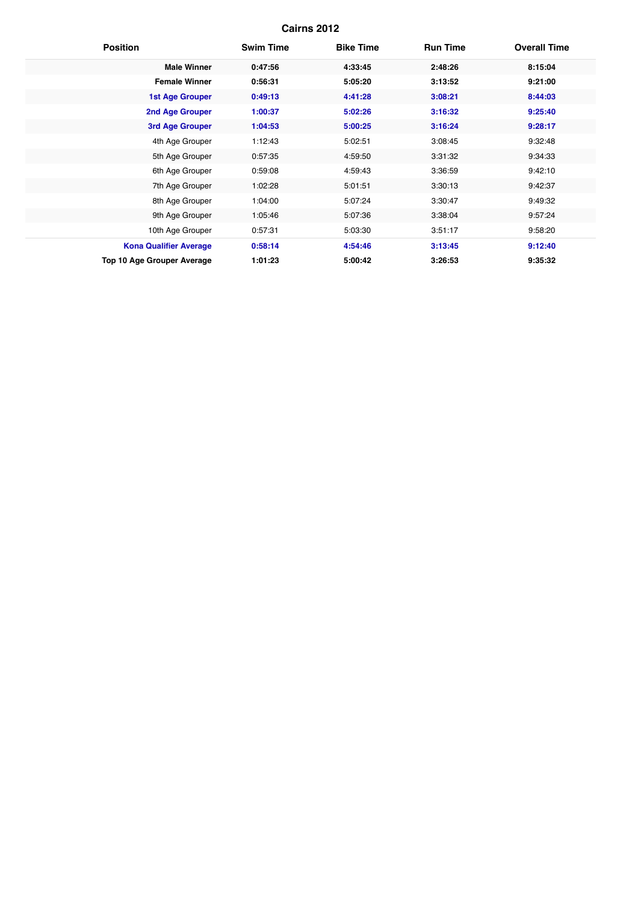## Cairns 2012

| Position | Swim Time | Bike Time | Run Time | Overall Time |
|---|---|---|---|---|
| **Male Winner** | **0:47:56** | **4:33:45** | **2:48:26** | **8:15:04** |
| **Female Winner** | **0:56:31** | **5:05:20** | **3:13:52** | **9:21:00** |
| **1st Age Grouper** | **0:49:13** | **4:41:28** | **3:08:21** | **8:44:03** |
| **2nd Age Grouper** | **1:00:37** | **5:02:26** | **3:16:32** | **9:25:40** |
| **3rd Age Grouper** | **1:04:53** | **5:00:25** | **3:16:24** | **9:28:17** |
| 4th Age Grouper | 1:12:43 | 5:02:51 | 3:08:45 | 9:32:48 |
| 5th Age Grouper | 0:57:35 | 4:59:50 | 3:31:32 | 9:34:33 |
| 6th Age Grouper | 0:59:08 | 4:59:43 | 3:36:59 | 9:42:10 |
| 7th Age Grouper | 1:02:28 | 5:01:51 | 3:30:13 | 9:42:37 |
| 8th Age Grouper | 1:04:00 | 5:07:24 | 3:30:47 | 9:49:32 |
| 9th Age Grouper | 1:05:46 | 5:07:36 | 3:38:04 | 9:57:24 |
| 10th Age Grouper | 0:57:31 | 5:03:30 | 3:51:17 | 9:58:20 |
| **Kona Qualifier Average** | **0:58:14** | **4:54:46** | **3:13:45** | **9:12:40** |
| **Top 10 Age Grouper Average** | **1:01:23** | **5:00:42** | **3:26:53** | **9:35:32** |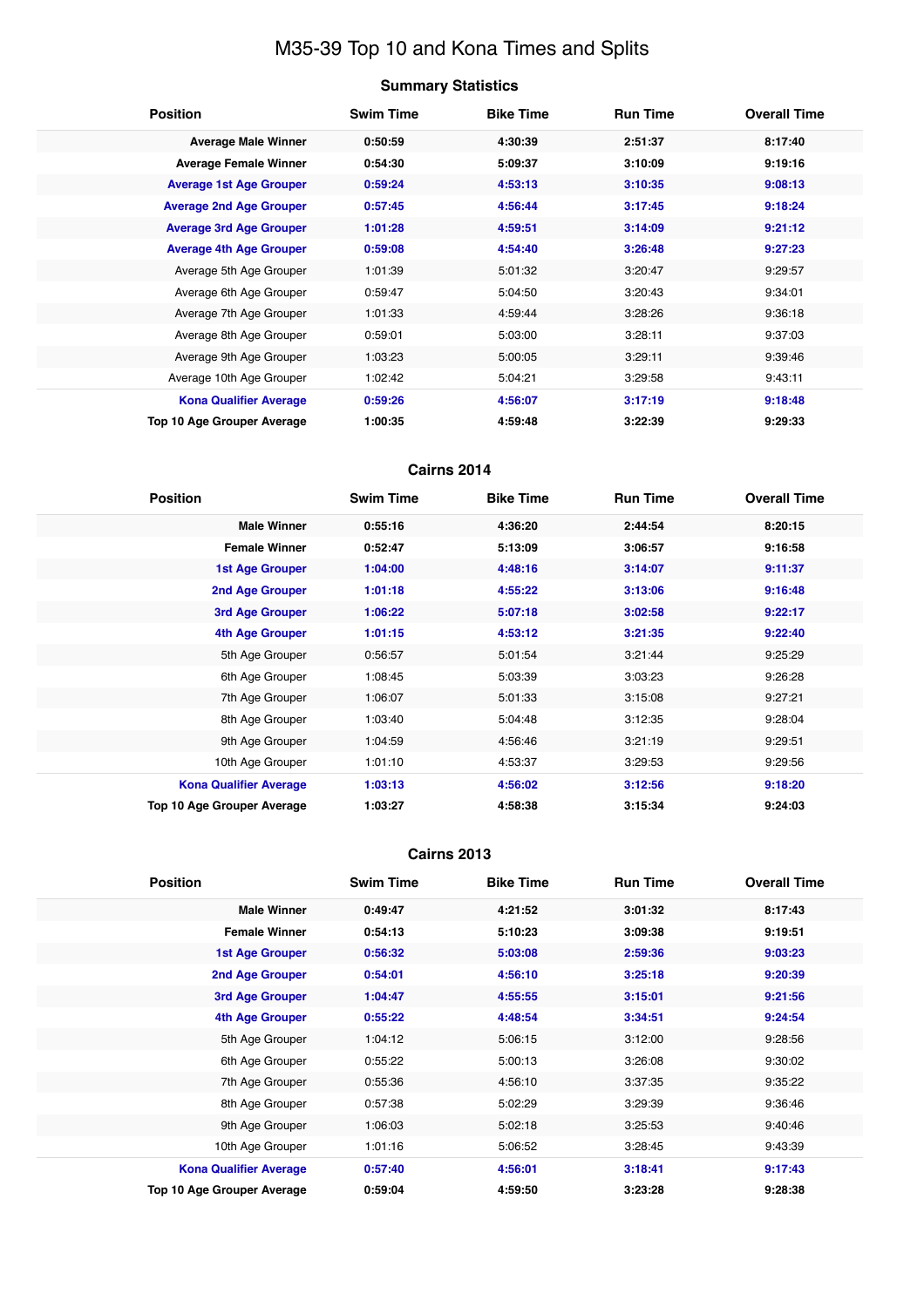# M35-39 Top 10 and Kona Times and Splits

## Summary Statistics

| Position | Swim Time | Bike Time | Run Time | Overall Time |
|---|---|---|---|---|
| **Average Male Winner** | **0:50:59** | **4:30:39** | **2:51:37** | **8:17:40** |
| **Average Female Winner** | **0:54:30** | **5:09:37** | **3:10:09** | **9:19:16** |
| **Average 1st Age Grouper** | **0:59:24** | **4:53:13** | **3:10:35** | **9:08:13** |
| **Average 2nd Age Grouper** | **0:57:45** | **4:56:44** | **3:17:45** | **9:18:24** |
| **Average 3rd Age Grouper** | **1:01:28** | **4:59:51** | **3:14:09** | **9:21:12** |
| **Average 4th Age Grouper** | **0:59:08** | **4:54:40** | **3:26:48** | **9:27:23** |
| Average 5th Age Grouper | 1:01:39 | 5:01:32 | 3:20:47 | 9:29:57 |
| Average 6th Age Grouper | 0:59:47 | 5:04:50 | 3:20:43 | 9:34:01 |
| Average 7th Age Grouper | 1:01:33 | 4:59:44 | 3:28:26 | 9:36:18 |
| Average 8th Age Grouper | 0:59:01 | 5:03:00 | 3:28:11 | 9:37:03 |
| Average 9th Age Grouper | 1:03:23 | 5:00:05 | 3:29:11 | 9:39:46 |
| Average 10th Age Grouper | 1:02:42 | 5:04:21 | 3:29:58 | 9:43:11 |
| **Kona Qualifier Average** | **0:59:26** | **4:56:07** | **3:17:19** | **9:18:48** |
| **Top 10 Age Grouper Average** | **1:00:35** | **4:59:48** | **3:22:39** | **9:29:33** |

## Cairns 2014

| Position | Swim Time | Bike Time | Run Time | Overall Time |
|---|---|---|---|---|
| **Male Winner** | **0:55:16** | **4:36:20** | **2:44:54** | **8:20:15** |
| **Female Winner** | **0:52:47** | **5:13:09** | **3:06:57** | **9:16:58** |
| **1st Age Grouper** | **1:04:00** | **4:48:16** | **3:14:07** | **9:11:37** |
| **2nd Age Grouper** | **1:01:18** | **4:55:22** | **3:13:06** | **9:16:48** |
| **3rd Age Grouper** | **1:06:22** | **5:07:18** | **3:02:58** | **9:22:17** |
| **4th Age Grouper** | **1:01:15** | **4:53:12** | **3:21:35** | **9:22:40** |
| 5th Age Grouper | 0:56:57 | 5:01:54 | 3:21:44 | 9:25:29 |
| 6th Age Grouper | 1:08:45 | 5:03:39 | 3:03:23 | 9:26:28 |
| 7th Age Grouper | 1:06:07 | 5:01:33 | 3:15:08 | 9:27:21 |
| 8th Age Grouper | 1:03:40 | 5:04:48 | 3:12:35 | 9:28:04 |
| 9th Age Grouper | 1:04:59 | 4:56:46 | 3:21:19 | 9:29:51 |
| 10th Age Grouper | 1:01:10 | 4:53:37 | 3:29:53 | 9:29:56 |
| **Kona Qualifier Average** | **1:03:13** | **4:56:02** | **3:12:56** | **9:18:20** |
| **Top 10 Age Grouper Average** | **1:03:27** | **4:58:38** | **3:15:34** | **9:24:03** |

## Cairns 2013

| Position | Swim Time | Bike Time | Run Time | Overall Time |
|---|---|---|---|---|
| **Male Winner** | **0:49:47** | **4:21:52** | **3:01:32** | **8:17:43** |
| **Female Winner** | **0:54:13** | **5:10:23** | **3:09:38** | **9:19:51** |
| **1st Age Grouper** | **0:56:32** | **5:03:08** | **2:59:36** | **9:03:23** |
| **2nd Age Grouper** | **0:54:01** | **4:56:10** | **3:25:18** | **9:20:39** |
| **3rd Age Grouper** | **1:04:47** | **4:55:55** | **3:15:01** | **9:21:56** |
| **4th Age Grouper** | **0:55:22** | **4:48:54** | **3:34:51** | **9:24:54** |
| 5th Age Grouper | 1:04:12 | 5:06:15 | 3:12:00 | 9:28:56 |
| 6th Age Grouper | 0:55:22 | 5:00:13 | 3:26:08 | 9:30:02 |
| 7th Age Grouper | 0:55:36 | 4:56:10 | 3:37:35 | 9:35:22 |
| 8th Age Grouper | 0:57:38 | 5:02:29 | 3:29:39 | 9:36:46 |
| 9th Age Grouper | 1:06:03 | 5:02:18 | 3:25:53 | 9:40:46 |
| 10th Age Grouper | 1:01:16 | 5:06:52 | 3:28:45 | 9:43:39 |
| **Kona Qualifier Average** | **0:57:40** | **4:56:01** | **3:18:41** | **9:17:43** |
| **Top 10 Age Grouper Average** | **0:59:04** | **4:59:50** | **3:23:28** | **9:28:38** |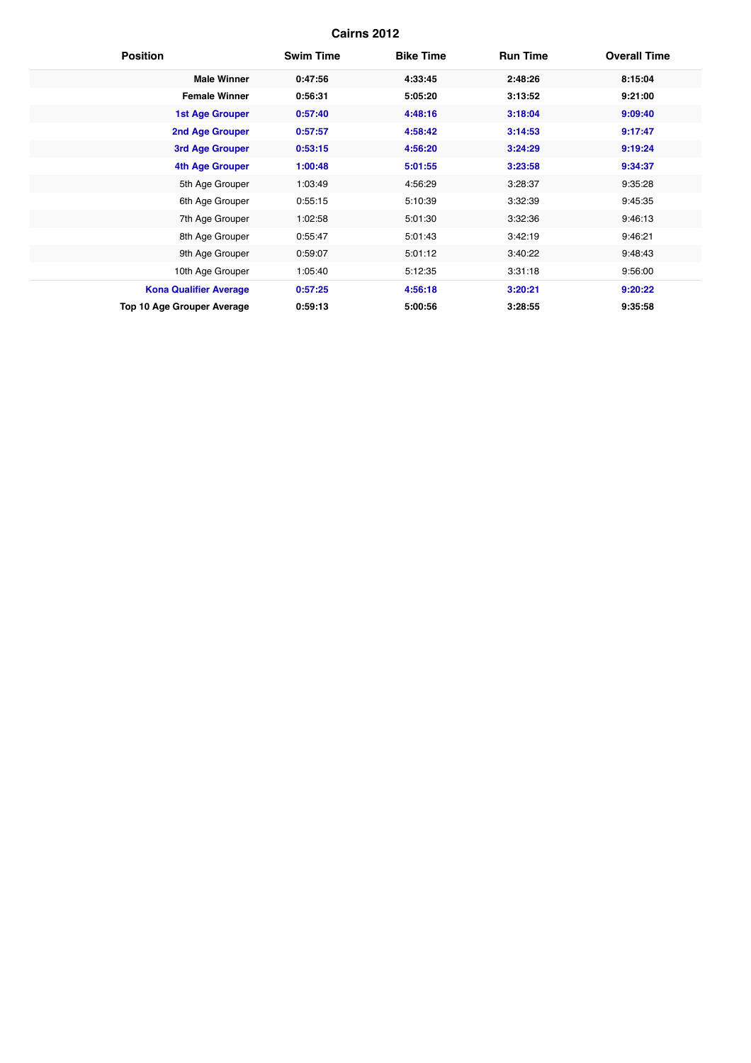## Cairns 2012

| Position | Swim Time | Bike Time | Run Time | Overall Time |
|---|---|---|---|---|
| **Male Winner** | **0:47:56** | **4:33:45** | **2:48:26** | **8:15:04** |
| **Female Winner** | **0:56:31** | **5:05:20** | **3:13:52** | **9:21:00** |
| **1st Age Grouper** | **0:57:40** | **4:48:16** | **3:18:04** | **9:09:40** |
| **2nd Age Grouper** | **0:57:57** | **4:58:42** | **3:14:53** | **9:17:47** |
| **3rd Age Grouper** | **0:53:15** | **4:56:20** | **3:24:29** | **9:19:24** |
| **4th Age Grouper** | **1:00:48** | **5:01:55** | **3:23:58** | **9:34:37** |
| 5th Age Grouper | 1:03:49 | 4:56:29 | 3:28:37 | 9:35:28 |
| 6th Age Grouper | 0:55:15 | 5:10:39 | 3:32:39 | 9:45:35 |
| 7th Age Grouper | 1:02:58 | 5:01:30 | 3:32:36 | 9:46:13 |
| 8th Age Grouper | 0:55:47 | 5:01:43 | 3:42:19 | 9:46:21 |
| 9th Age Grouper | 0:59:07 | 5:01:12 | 3:40:22 | 9:48:43 |
| 10th Age Grouper | 1:05:40 | 5:12:35 | 3:31:18 | 9:56:00 |
| **Kona Qualifier Average** | **0:57:25** | **4:56:18** | **3:20:21** | **9:20:22** |
| **Top 10 Age Grouper Average** | **0:59:13** | **5:00:56** | **3:28:55** | **9:35:58** |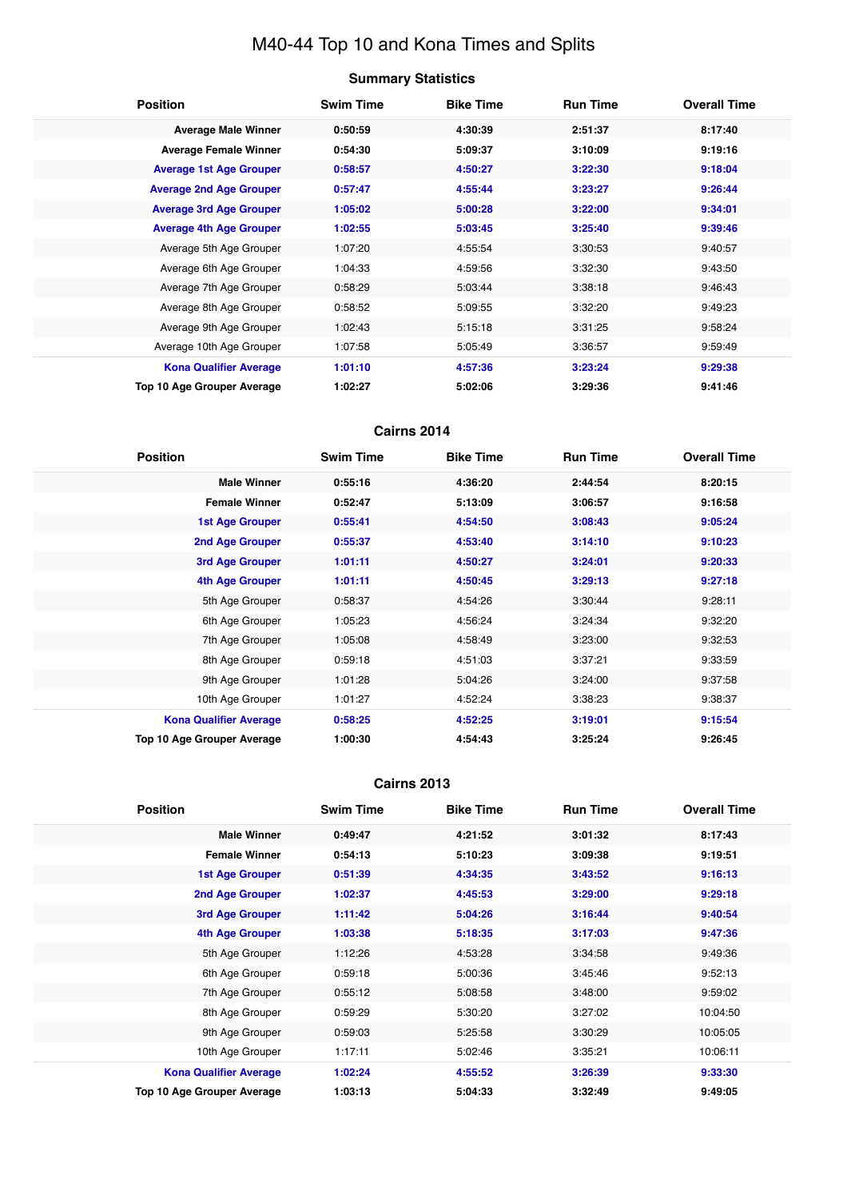# M40-44 Top 10 and Kona Times and Splits

## Summary Statistics

| Position | Swim Time | Bike Time | Run Time | Overall Time |
|---|---|---|---|---|
| **Average Male Winner** | **0:50:59** | **4:30:39** | **2:51:37** | **8:17:40** |
| **Average Female Winner** | **0:54:30** | **5:09:37** | **3:10:09** | **9:19:16** |
| **Average 1st Age Grouper** | **0:58:57** | **4:50:27** | **3:22:30** | **9:18:04** |
| **Average 2nd Age Grouper** | **0:57:47** | **4:55:44** | **3:23:27** | **9:26:44** |
| **Average 3rd Age Grouper** | **1:05:02** | **5:00:28** | **3:22:00** | **9:34:01** |
| **Average 4th Age Grouper** | **1:02:55** | **5:03:45** | **3:25:40** | **9:39:46** |
| Average 5th Age Grouper | 1:07:20 | 4:55:54 | 3:30:53 | 9:40:57 |
| Average 6th Age Grouper | 1:04:33 | 4:59:56 | 3:32:30 | 9:43:50 |
| Average 7th Age Grouper | 0:58:29 | 5:03:44 | 3:38:18 | 9:46:43 |
| Average 8th Age Grouper | 0:58:52 | 5:09:55 | 3:32:20 | 9:49:23 |
| Average 9th Age Grouper | 1:02:43 | 5:15:18 | 3:31:25 | 9:58:24 |
| Average 10th Age Grouper | 1:07:58 | 5:05:49 | 3:36:57 | 9:59:49 |
| **Kona Qualifier Average** | **1:01:10** | **4:57:36** | **3:23:24** | **9:29:38** |
| **Top 10 Age Grouper Average** | **1:02:27** | **5:02:06** | **3:29:36** | **9:41:46** |

## Cairns 2014

| Position | Swim Time | Bike Time | Run Time | Overall Time |
|---|---|---|---|---|
| **Male Winner** | **0:55:16** | **4:36:20** | **2:44:54** | **8:20:15** |
| **Female Winner** | **0:52:47** | **5:13:09** | **3:06:57** | **9:16:58** |
| **1st Age Grouper** | **0:55:41** | **4:54:50** | **3:08:43** | **9:05:24** |
| **2nd Age Grouper** | **0:55:37** | **4:53:40** | **3:14:10** | **9:10:23** |
| **3rd Age Grouper** | **1:01:11** | **4:50:27** | **3:24:01** | **9:20:33** |
| **4th Age Grouper** | **1:01:11** | **4:50:45** | **3:29:13** | **9:27:18** |
| 5th Age Grouper | 0:58:37 | 4:54:26 | 3:30:44 | 9:28:11 |
| 6th Age Grouper | 1:05:23 | 4:56:24 | 3:24:34 | 9:32:20 |
| 7th Age Grouper | 1:05:08 | 4:58:49 | 3:23:00 | 9:32:53 |
| 8th Age Grouper | 0:59:18 | 4:51:03 | 3:37:21 | 9:33:59 |
| 9th Age Grouper | 1:01:28 | 5:04:26 | 3:24:00 | 9:37:58 |
| 10th Age Grouper | 1:01:27 | 4:52:24 | 3:38:23 | 9:38:37 |
| **Kona Qualifier Average** | **0:58:25** | **4:52:25** | **3:19:01** | **9:15:54** |
| **Top 10 Age Grouper Average** | **1:00:30** | **4:54:43** | **3:25:24** | **9:26:45** |

## Cairns 2013

| Position | Swim Time | Bike Time | Run Time | Overall Time |
|---|---|---|---|---|
| **Male Winner** | **0:49:47** | **4:21:52** | **3:01:32** | **8:17:43** |
| **Female Winner** | **0:54:13** | **5:10:23** | **3:09:38** | **9:19:51** |
| **1st Age Grouper** | **0:51:39** | **4:34:35** | **3:43:52** | **9:16:13** |
| **2nd Age Grouper** | **1:02:37** | **4:45:53** | **3:29:00** | **9:29:18** |
| **3rd Age Grouper** | **1:11:42** | **5:04:26** | **3:16:44** | **9:40:54** |
| **4th Age Grouper** | **1:03:38** | **5:18:35** | **3:17:03** | **9:47:36** |
| 5th Age Grouper | 1:12:26 | 4:53:28 | 3:34:58 | 9:49:36 |
| 6th Age Grouper | 0:59:18 | 5:00:36 | 3:45:46 | 9:52:13 |
| 7th Age Grouper | 0:55:12 | 5:08:58 | 3:48:00 | 9:59:02 |
| 8th Age Grouper | 0:59:29 | 5:30:20 | 3:27:02 | 10:04:50 |
| 9th Age Grouper | 0:59:03 | 5:25:58 | 3:30:29 | 10:05:05 |
| 10th Age Grouper | 1:17:11 | 5:02:46 | 3:35:21 | 10:06:11 |
| **Kona Qualifier Average** | **1:02:24** | **4:55:52** | **3:26:39** | **9:33:30** |
| **Top 10 Age Grouper Average** | **1:03:13** | **5:04:33** | **3:32:49** | **9:49:05** |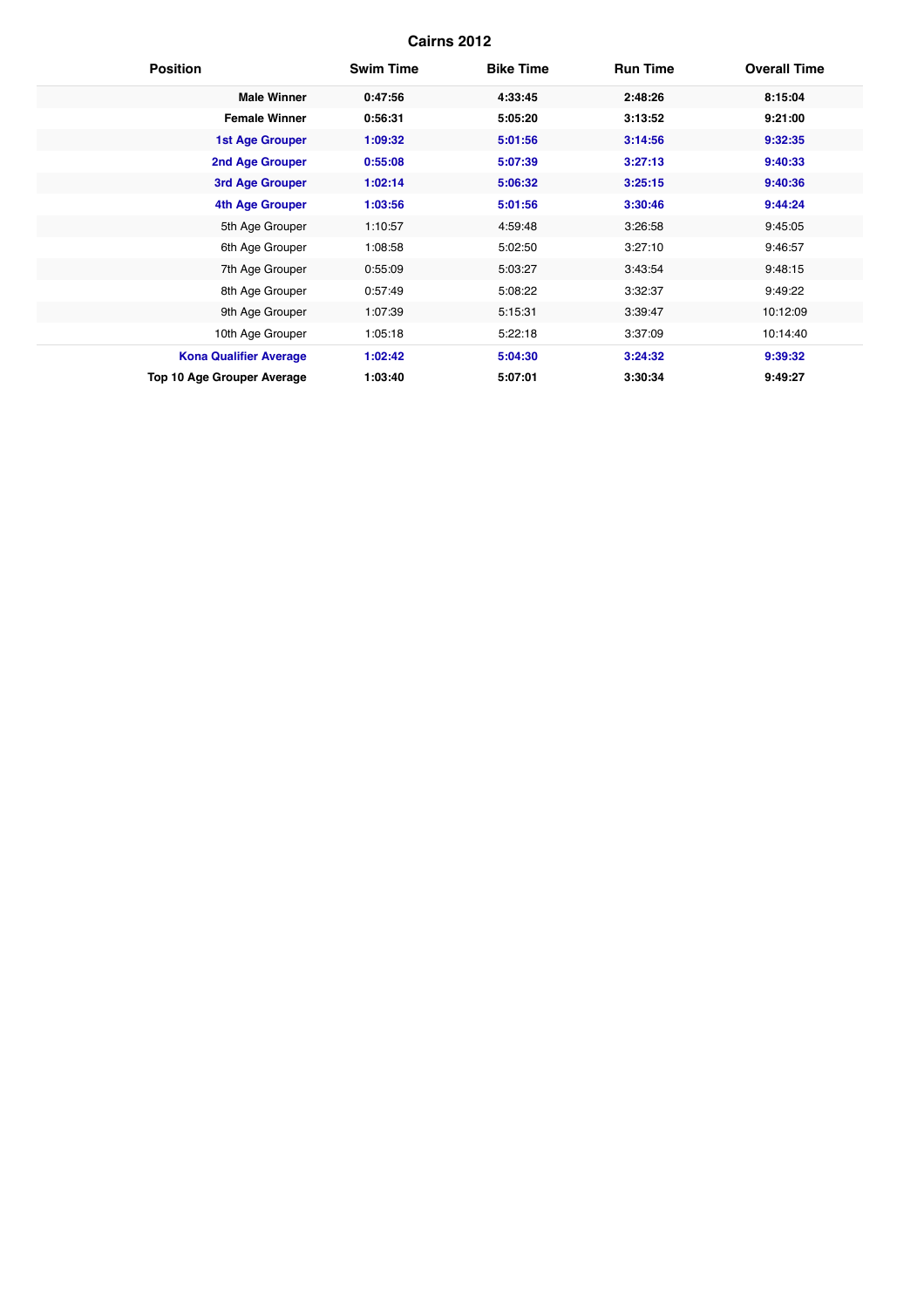## Cairns 2012

| Position | Swim Time | Bike Time | Run Time | Overall Time |
|---|---|---|---|---|
| **Male Winner** | **0:47:56** | **4:33:45** | **2:48:26** | **8:15:04** |
| **Female Winner** | **0:56:31** | **5:05:20** | **3:13:52** | **9:21:00** |
| **1st Age Grouper** | **1:09:32** | **5:01:56** | **3:14:56** | **9:32:35** |
| **2nd Age Grouper** | **0:55:08** | **5:07:39** | **3:27:13** | **9:40:33** |
| **3rd Age Grouper** | **1:02:14** | **5:06:32** | **3:25:15** | **9:40:36** |
| **4th Age Grouper** | **1:03:56** | **5:01:56** | **3:30:46** | **9:44:24** |
| 5th Age Grouper | 1:10:57 | 4:59:48 | 3:26:58 | 9:45:05 |
| 6th Age Grouper | 1:08:58 | 5:02:50 | 3:27:10 | 9:46:57 |
| 7th Age Grouper | 0:55:09 | 5:03:27 | 3:43:54 | 9:48:15 |
| 8th Age Grouper | 0:57:49 | 5:08:22 | 3:32:37 | 9:49:22 |
| 9th Age Grouper | 1:07:39 | 5:15:31 | 3:39:47 | 10:12:09 |
| 10th Age Grouper | 1:05:18 | 5:22:18 | 3:37:09 | 10:14:40 |
| **Kona Qualifier Average** | **1:02:42** | **5:04:30** | **3:24:32** | **9:39:32** |
| **Top 10 Age Grouper Average** | **1:03:40** | **5:07:01** | **3:30:34** | **9:49:27** |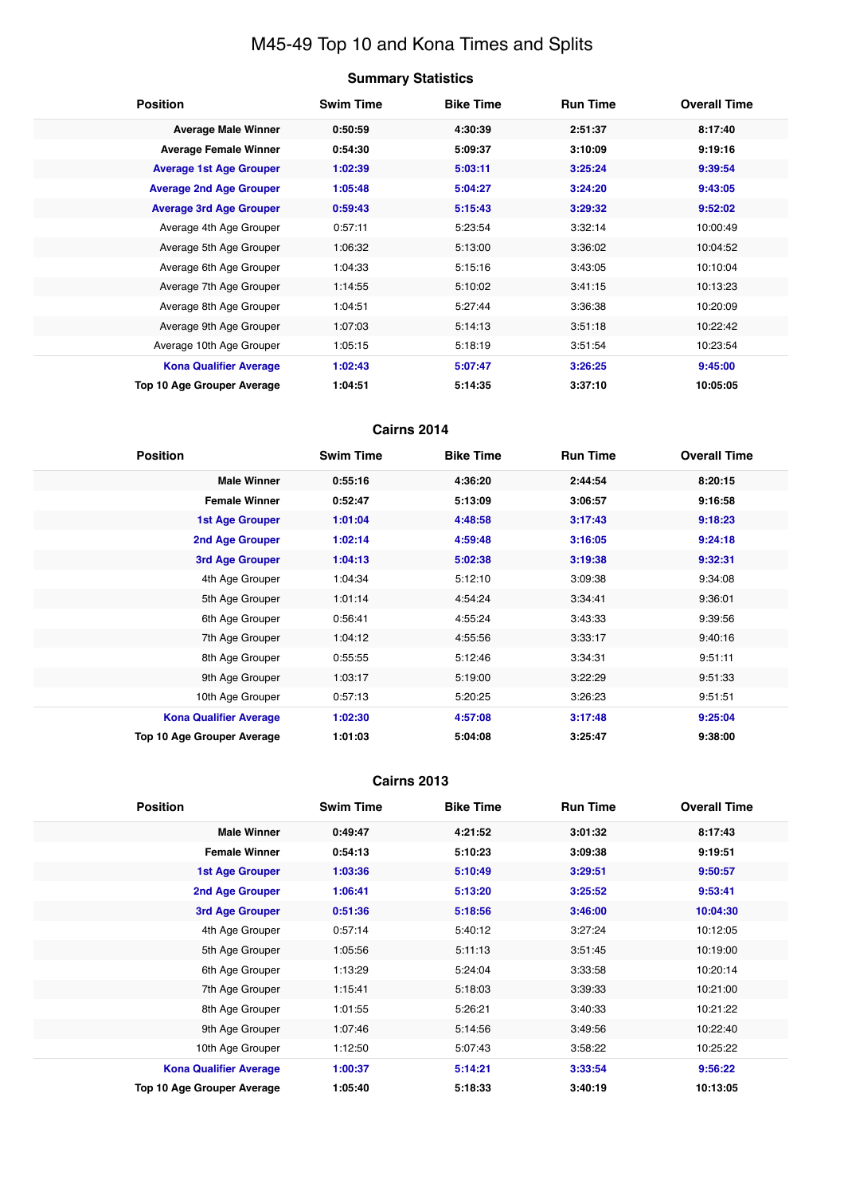# M45-49 Top 10 and Kona Times and Splits

## Summary Statistics

| Position | Swim Time | Bike Time | Run Time | Overall Time |
|---|---|---|---|---|
| **Average Male Winner** | **0:50:59** | **4:30:39** | **2:51:37** | **8:17:40** |
| **Average Female Winner** | **0:54:30** | **5:09:37** | **3:10:09** | **9:19:16** |
| **Average 1st Age Grouper** | **1:02:39** | **5:03:11** | **3:25:24** | **9:39:54** |
| **Average 2nd Age Grouper** | **1:05:48** | **5:04:27** | **3:24:20** | **9:43:05** |
| **Average 3rd Age Grouper** | **0:59:43** | **5:15:43** | **3:29:32** | **9:52:02** |
| Average 4th Age Grouper | 0:57:11 | 5:23:54 | 3:32:14 | 10:00:49 |
| Average 5th Age Grouper | 1:06:32 | 5:13:00 | 3:36:02 | 10:04:52 |
| Average 6th Age Grouper | 1:04:33 | 5:15:16 | 3:43:05 | 10:10:04 |
| Average 7th Age Grouper | 1:14:55 | 5:10:02 | 3:41:15 | 10:13:23 |
| Average 8th Age Grouper | 1:04:51 | 5:27:44 | 3:36:38 | 10:20:09 |
| Average 9th Age Grouper | 1:07:03 | 5:14:13 | 3:51:18 | 10:22:42 |
| Average 10th Age Grouper | 1:05:15 | 5:18:19 | 3:51:54 | 10:23:54 |
| **Kona Qualifier Average** | **1:02:43** | **5:07:47** | **3:26:25** | **9:45:00** |
| **Top 10 Age Grouper Average** | **1:04:51** | **5:14:35** | **3:37:10** | **10:05:05** |

## Cairns 2014

| Position | Swim Time | Bike Time | Run Time | Overall Time |
|---|---|---|---|---|
| **Male Winner** | **0:55:16** | **4:36:20** | **2:44:54** | **8:20:15** |
| **Female Winner** | **0:52:47** | **5:13:09** | **3:06:57** | **9:16:58** |
| **1st Age Grouper** | **1:01:04** | **4:48:58** | **3:17:43** | **9:18:23** |
| **2nd Age Grouper** | **1:02:14** | **4:59:48** | **3:16:05** | **9:24:18** |
| **3rd Age Grouper** | **1:04:13** | **5:02:38** | **3:19:38** | **9:32:31** |
| 4th Age Grouper | 1:04:34 | 5:12:10 | 3:09:38 | 9:34:08 |
| 5th Age Grouper | 1:01:14 | 4:54:24 | 3:34:41 | 9:36:01 |
| 6th Age Grouper | 0:56:41 | 4:55:24 | 3:43:33 | 9:39:56 |
| 7th Age Grouper | 1:04:12 | 4:55:56 | 3:33:17 | 9:40:16 |
| 8th Age Grouper | 0:55:55 | 5:12:46 | 3:34:31 | 9:51:11 |
| 9th Age Grouper | 1:03:17 | 5:19:00 | 3:22:29 | 9:51:33 |
| 10th Age Grouper | 0:57:13 | 5:20:25 | 3:26:23 | 9:51:51 |
| **Kona Qualifier Average** | **1:02:30** | **4:57:08** | **3:17:48** | **9:25:04** |
| **Top 10 Age Grouper Average** | **1:01:03** | **5:04:08** | **3:25:47** | **9:38:00** |

## Cairns 2013

| Position | Swim Time | Bike Time | Run Time | Overall Time |
|---|---|---|---|---|
| **Male Winner** | **0:49:47** | **4:21:52** | **3:01:32** | **8:17:43** |
| **Female Winner** | **0:54:13** | **5:10:23** | **3:09:38** | **9:19:51** |
| **1st Age Grouper** | **1:03:36** | **5:10:49** | **3:29:51** | **9:50:57** |
| **2nd Age Grouper** | **1:06:41** | **5:13:20** | **3:25:52** | **9:53:41** |
| **3rd Age Grouper** | **0:51:36** | **5:18:56** | **3:46:00** | **10:04:30** |
| 4th Age Grouper | 0:57:14 | 5:40:12 | 3:27:24 | 10:12:05 |
| 5th Age Grouper | 1:05:56 | 5:11:13 | 3:51:45 | 10:19:00 |
| 6th Age Grouper | 1:13:29 | 5:24:04 | 3:33:58 | 10:20:14 |
| 7th Age Grouper | 1:15:41 | 5:18:03 | 3:39:33 | 10:21:00 |
| 8th Age Grouper | 1:01:55 | 5:26:21 | 3:40:33 | 10:21:22 |
| 9th Age Grouper | 1:07:46 | 5:14:56 | 3:49:56 | 10:22:40 |
| 10th Age Grouper | 1:12:50 | 5:07:43 | 3:58:22 | 10:25:22 |
| **Kona Qualifier Average** | **1:00:37** | **5:14:21** | **3:33:54** | **9:56:22** |
| **Top 10 Age Grouper Average** | **1:05:40** | **5:18:33** | **3:40:19** | **10:13:05** |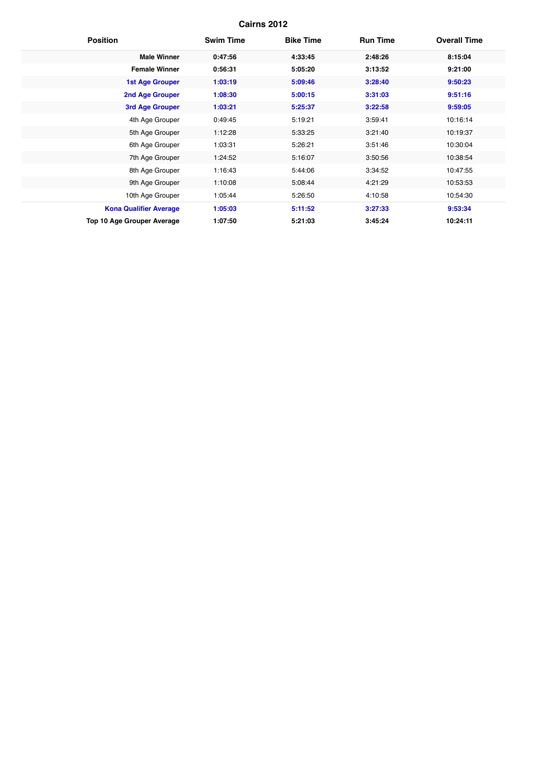## Cairns 2012

| Position | Swim Time | Bike Time | Run Time | Overall Time |
|---|---|---|---|---|
| **Male Winner** | **0:47:56** | **4:33:45** | **2:48:26** | **8:15:04** |
| **Female Winner** | **0:56:31** | **5:05:20** | **3:13:52** | **9:21:00** |
| **1st Age Grouper** | **1:03:19** | **5:09:46** | **3:28:40** | **9:50:23** |
| **2nd Age Grouper** | **1:08:30** | **5:00:15** | **3:31:03** | **9:51:16** |
| **3rd Age Grouper** | **1:03:21** | **5:25:37** | **3:22:58** | **9:59:05** |
| 4th Age Grouper | 0:49:45 | 5:19:21 | 3:59:41 | 10:16:14 |
| 5th Age Grouper | 1:12:28 | 5:33:25 | 3:21:40 | 10:19:37 |
| 6th Age Grouper | 1:03:31 | 5:26:21 | 3:51:46 | 10:30:04 |
| 7th Age Grouper | 1:24:52 | 5:16:07 | 3:50:56 | 10:38:54 |
| 8th Age Grouper | 1:16:43 | 5:44:06 | 3:34:52 | 10:47:55 |
| 9th Age Grouper | 1:10:08 | 5:08:44 | 4:21:29 | 10:53:53 |
| 10th Age Grouper | 1:05:44 | 5:26:50 | 4:10:58 | 10:54:30 |
| **Kona Qualifier Average** | **1:05:03** | **5:11:52** | **3:27:33** | **9:53:34** |
| **Top 10 Age Grouper Average** | **1:07:50** | **5:21:03** | **3:45:24** | **10:24:11** |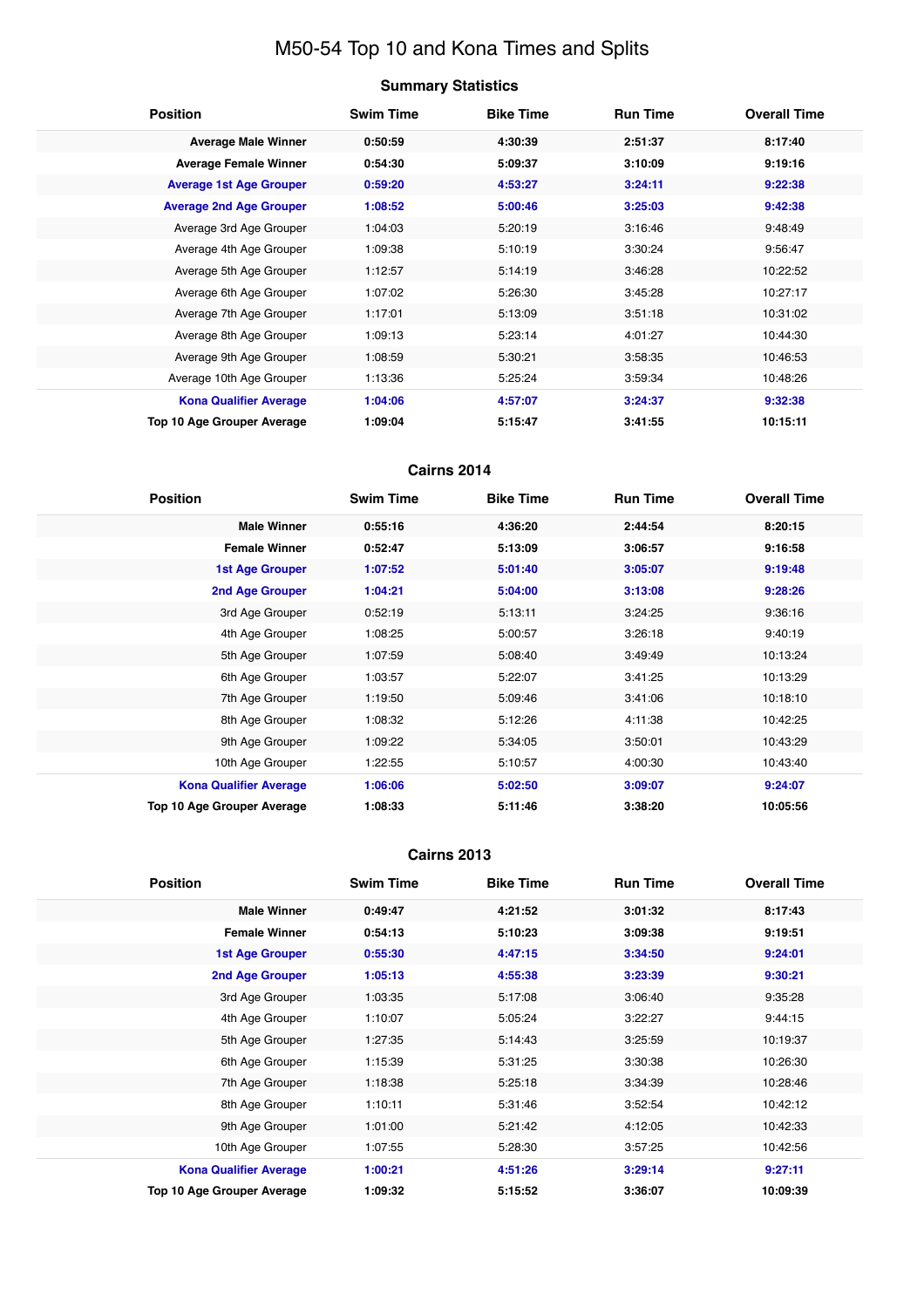# M50-54 Top 10 and Kona Times and Splits

## Summary Statistics

| Position | Swim Time | Bike Time | Run Time | Overall Time |
|---|---|---|---|---|
| **Average Male Winner** | **0:50:59** | **4:30:39** | **2:51:37** | **8:17:40** |
| **Average Female Winner** | **0:54:30** | **5:09:37** | **3:10:09** | **9:19:16** |
| **Average 1st Age Grouper** | **0:59:20** | **4:53:27** | **3:24:11** | **9:22:38** |
| **Average 2nd Age Grouper** | **1:08:52** | **5:00:46** | **3:25:03** | **9:42:38** |
| Average 3rd Age Grouper | 1:04:03 | 5:20:19 | 3:16:46 | 9:48:49 |
| Average 4th Age Grouper | 1:09:38 | 5:10:19 | 3:30:24 | 9:56:47 |
| Average 5th Age Grouper | 1:12:57 | 5:14:19 | 3:46:28 | 10:22:52 |
| Average 6th Age Grouper | 1:07:02 | 5:26:30 | 3:45:28 | 10:27:17 |
| Average 7th Age Grouper | 1:17:01 | 5:13:09 | 3:51:18 | 10:31:02 |
| Average 8th Age Grouper | 1:09:13 | 5:23:14 | 4:01:27 | 10:44:30 |
| Average 9th Age Grouper | 1:08:59 | 5:30:21 | 3:58:35 | 10:46:53 |
| Average 10th Age Grouper | 1:13:36 | 5:25:24 | 3:59:34 | 10:48:26 |
| **Kona Qualifier Average** | **1:04:06** | **4:57:07** | **3:24:37** | **9:32:38** |
| **Top 10 Age Grouper Average** | **1:09:04** | **5:15:47** | **3:41:55** | **10:15:11** |

## Cairns 2014

| Position | Swim Time | Bike Time | Run Time | Overall Time |
|---|---|---|---|---|
| **Male Winner** | **0:55:16** | **4:36:20** | **2:44:54** | **8:20:15** |
| **Female Winner** | **0:52:47** | **5:13:09** | **3:06:57** | **9:16:58** |
| **1st Age Grouper** | **1:07:52** | **5:01:40** | **3:05:07** | **9:19:48** |
| **2nd Age Grouper** | **1:04:21** | **5:04:00** | **3:13:08** | **9:28:26** |
| 3rd Age Grouper | 0:52:19 | 5:13:11 | 3:24:25 | 9:36:16 |
| 4th Age Grouper | 1:08:25 | 5:00:57 | 3:26:18 | 9:40:19 |
| 5th Age Grouper | 1:07:59 | 5:08:40 | 3:49:49 | 10:13:24 |
| 6th Age Grouper | 1:03:57 | 5:22:07 | 3:41:25 | 10:13:29 |
| 7th Age Grouper | 1:19:50 | 5:09:46 | 3:41:06 | 10:18:10 |
| 8th Age Grouper | 1:08:32 | 5:12:26 | 4:11:38 | 10:42:25 |
| 9th Age Grouper | 1:09:22 | 5:34:05 | 3:50:01 | 10:43:29 |
| 10th Age Grouper | 1:22:55 | 5:10:57 | 4:00:30 | 10:43:40 |
| **Kona Qualifier Average** | **1:06:06** | **5:02:50** | **3:09:07** | **9:24:07** |
| **Top 10 Age Grouper Average** | **1:08:33** | **5:11:46** | **3:38:20** | **10:05:56** |

## Cairns 2013

| Position | Swim Time | Bike Time | Run Time | Overall Time |
|---|---|---|---|---|
| **Male Winner** | **0:49:47** | **4:21:52** | **3:01:32** | **8:17:43** |
| **Female Winner** | **0:54:13** | **5:10:23** | **3:09:38** | **9:19:51** |
| **1st Age Grouper** | **0:55:30** | **4:47:15** | **3:34:50** | **9:24:01** |
| **2nd Age Grouper** | **1:05:13** | **4:55:38** | **3:23:39** | **9:30:21** |
| 3rd Age Grouper | 1:03:35 | 5:17:08 | 3:06:40 | 9:35:28 |
| 4th Age Grouper | 1:10:07 | 5:05:24 | 3:22:27 | 9:44:15 |
| 5th Age Grouper | 1:27:35 | 5:14:43 | 3:25:59 | 10:19:37 |
| 6th Age Grouper | 1:15:39 | 5:31:25 | 3:30:38 | 10:26:30 |
| 7th Age Grouper | 1:18:38 | 5:25:18 | 3:34:39 | 10:28:46 |
| 8th Age Grouper | 1:10:11 | 5:31:46 | 3:52:54 | 10:42:12 |
| 9th Age Grouper | 1:01:00 | 5:21:42 | 4:12:05 | 10:42:33 |
| 10th Age Grouper | 1:07:55 | 5:28:30 | 3:57:25 | 10:42:56 |
| **Kona Qualifier Average** | **1:00:21** | **4:51:26** | **3:29:14** | **9:27:11** |
| **Top 10 Age Grouper Average** | **1:09:32** | **5:15:52** | **3:36:07** | **10:09:39** |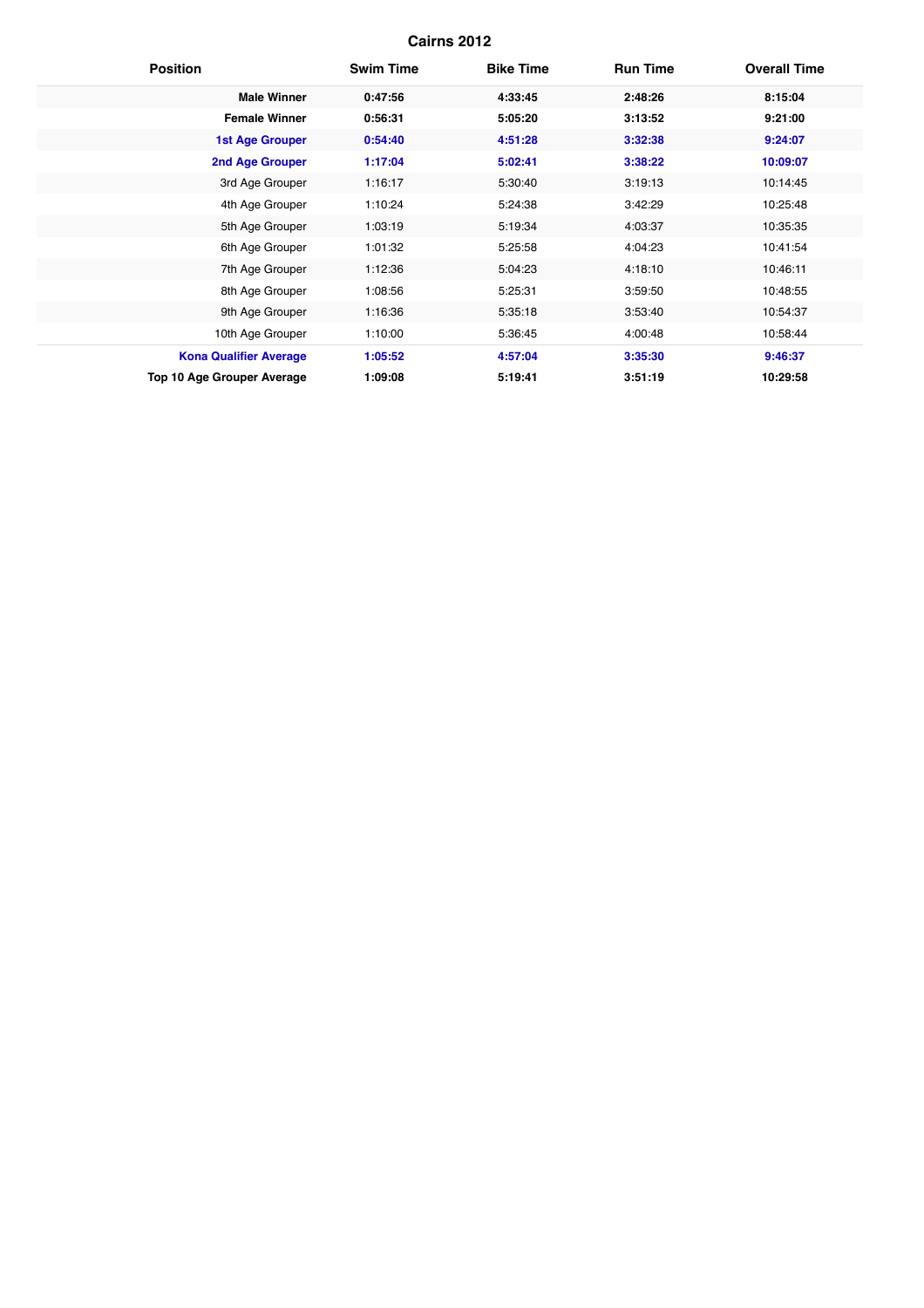## Cairns 2012

| Position | Swim Time | Bike Time | Run Time | Overall Time |
|---|---|---|---|---|
| **Male Winner** | **0:47:56** | **4:33:45** | **2:48:26** | **8:15:04** |
| **Female Winner** | **0:56:31** | **5:05:20** | **3:13:52** | **9:21:00** |
| **1st Age Grouper** | **0:54:40** | **4:51:28** | **3:32:38** | **9:24:07** |
| **2nd Age Grouper** | **1:17:04** | **5:02:41** | **3:38:22** | **10:09:07** |
| 3rd Age Grouper | 1:16:17 | 5:30:40 | 3:19:13 | 10:14:45 |
| 4th Age Grouper | 1:10:24 | 5:24:38 | 3:42:29 | 10:25:48 |
| 5th Age Grouper | 1:03:19 | 5:19:34 | 4:03:37 | 10:35:35 |
| 6th Age Grouper | 1:01:32 | 5:25:58 | 4:04:23 | 10:41:54 |
| 7th Age Grouper | 1:12:36 | 5:04:23 | 4:18:10 | 10:46:11 |
| 8th Age Grouper | 1:08:56 | 5:25:31 | 3:59:50 | 10:48:55 |
| 9th Age Grouper | 1:16:36 | 5:35:18 | 3:53:40 | 10:54:37 |
| 10th Age Grouper | 1:10:00 | 5:36:45 | 4:00:48 | 10:58:44 |
| **Kona Qualifier Average** | **1:05:52** | **4:57:04** | **3:35:30** | **9:46:37** |
| **Top 10 Age Grouper Average** | **1:09:08** | **5:19:41** | **3:51:19** | **10:29:58** |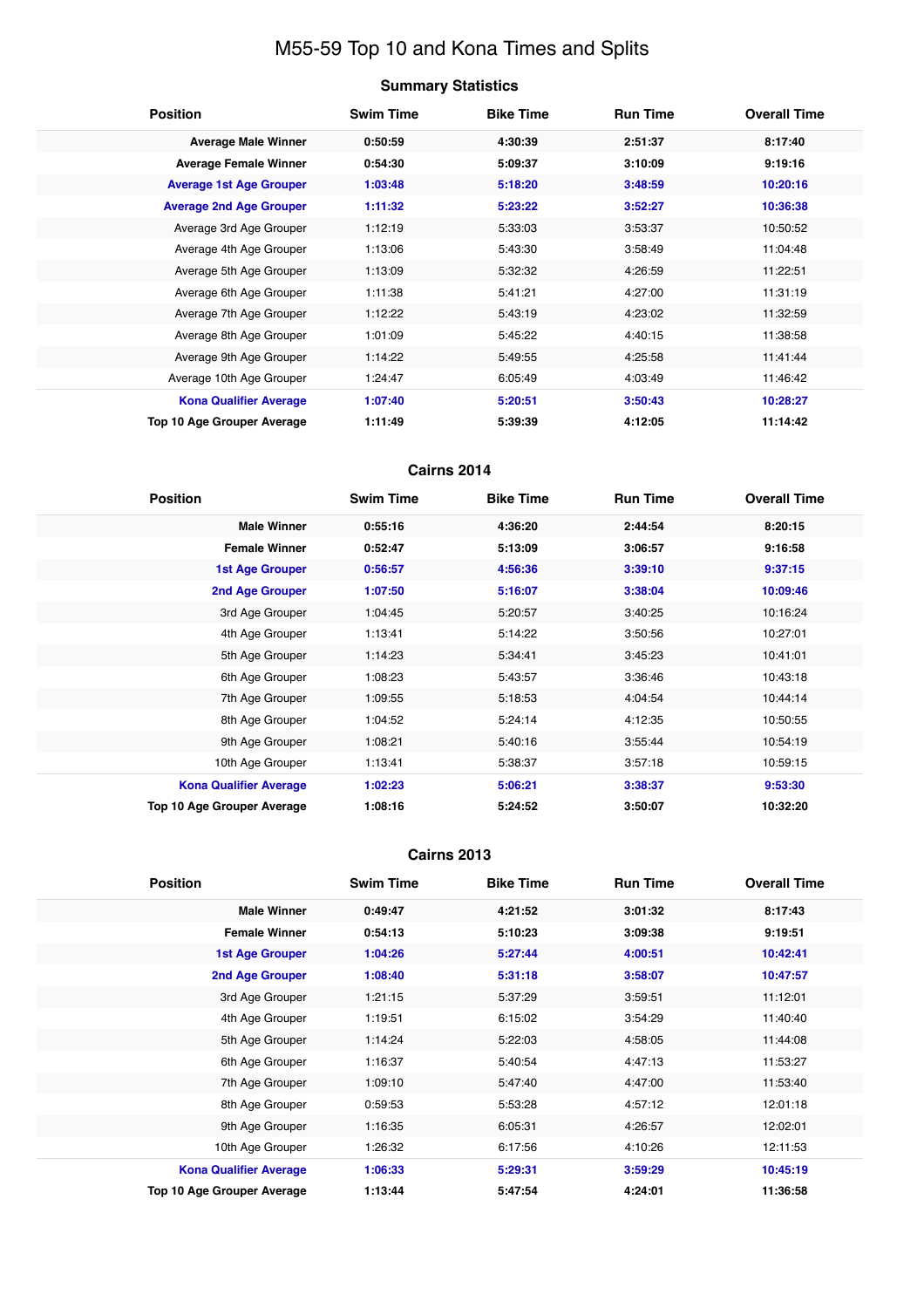# M55-59 Top 10 and Kona Times and Splits

## Summary Statistics

| Position | Swim Time | Bike Time | Run Time | Overall Time |
|---|---|---|---|---|
| **Average Male Winner** | **0:50:59** | **4:30:39** | **2:51:37** | **8:17:40** |
| **Average Female Winner** | **0:54:30** | **5:09:37** | **3:10:09** | **9:19:16** |
| **Average 1st Age Grouper** | **1:03:48** | **5:18:20** | **3:48:59** | **10:20:16** |
| **Average 2nd Age Grouper** | **1:11:32** | **5:23:22** | **3:52:27** | **10:36:38** |
| Average 3rd Age Grouper | 1:12:19 | 5:33:03 | 3:53:37 | 10:50:52 |
| Average 4th Age Grouper | 1:13:06 | 5:43:30 | 3:58:49 | 11:04:48 |
| Average 5th Age Grouper | 1:13:09 | 5:32:32 | 4:26:59 | 11:22:51 |
| Average 6th Age Grouper | 1:11:38 | 5:41:21 | 4:27:00 | 11:31:19 |
| Average 7th Age Grouper | 1:12:22 | 5:43:19 | 4:23:02 | 11:32:59 |
| Average 8th Age Grouper | 1:01:09 | 5:45:22 | 4:40:15 | 11:38:58 |
| Average 9th Age Grouper | 1:14:22 | 5:49:55 | 4:25:58 | 11:41:44 |
| Average 10th Age Grouper | 1:24:47 | 6:05:49 | 4:03:49 | 11:46:42 |
| **Kona Qualifier Average** | **1:07:40** | **5:20:51** | **3:50:43** | **10:28:27** |
| **Top 10 Age Grouper Average** | **1:11:49** | **5:39:39** | **4:12:05** | **11:14:42** |

## Cairns 2014

| Position | Swim Time | Bike Time | Run Time | Overall Time |
|---|---|---|---|---|
| **Male Winner** | **0:55:16** | **4:36:20** | **2:44:54** | **8:20:15** |
| **Female Winner** | **0:52:47** | **5:13:09** | **3:06:57** | **9:16:58** |
| **1st Age Grouper** | **0:56:57** | **4:56:36** | **3:39:10** | **9:37:15** |
| **2nd Age Grouper** | **1:07:50** | **5:16:07** | **3:38:04** | **10:09:46** |
| 3rd Age Grouper | 1:04:45 | 5:20:57 | 3:40:25 | 10:16:24 |
| 4th Age Grouper | 1:13:41 | 5:14:22 | 3:50:56 | 10:27:01 |
| 5th Age Grouper | 1:14:23 | 5:34:41 | 3:45:23 | 10:41:01 |
| 6th Age Grouper | 1:08:23 | 5:43:57 | 3:36:46 | 10:43:18 |
| 7th Age Grouper | 1:09:55 | 5:18:53 | 4:04:54 | 10:44:14 |
| 8th Age Grouper | 1:04:52 | 5:24:14 | 4:12:35 | 10:50:55 |
| 9th Age Grouper | 1:08:21 | 5:40:16 | 3:55:44 | 10:54:19 |
| 10th Age Grouper | 1:13:41 | 5:38:37 | 3:57:18 | 10:59:15 |
| **Kona Qualifier Average** | **1:02:23** | **5:06:21** | **3:38:37** | **9:53:30** |
| **Top 10 Age Grouper Average** | **1:08:16** | **5:24:52** | **3:50:07** | **10:32:20** |

## Cairns 2013

| Position | Swim Time | Bike Time | Run Time | Overall Time |
|---|---|---|---|---|
| **Male Winner** | **0:49:47** | **4:21:52** | **3:01:32** | **8:17:43** |
| **Female Winner** | **0:54:13** | **5:10:23** | **3:09:38** | **9:19:51** |
| **1st Age Grouper** | **1:04:26** | **5:27:44** | **4:00:51** | **10:42:41** |
| **2nd Age Grouper** | **1:08:40** | **5:31:18** | **3:58:07** | **10:47:57** |
| 3rd Age Grouper | 1:21:15 | 5:37:29 | 3:59:51 | 11:12:01 |
| 4th Age Grouper | 1:19:51 | 6:15:02 | 3:54:29 | 11:40:40 |
| 5th Age Grouper | 1:14:24 | 5:22:03 | 4:58:05 | 11:44:08 |
| 6th Age Grouper | 1:16:37 | 5:40:54 | 4:47:13 | 11:53:27 |
| 7th Age Grouper | 1:09:10 | 5:47:40 | 4:47:00 | 11:53:40 |
| 8th Age Grouper | 0:59:53 | 5:53:28 | 4:57:12 | 12:01:18 |
| 9th Age Grouper | 1:16:35 | 6:05:31 | 4:26:57 | 12:02:01 |
| 10th Age Grouper | 1:26:32 | 6:17:56 | 4:10:26 | 12:11:53 |
| **Kona Qualifier Average** | **1:06:33** | **5:29:31** | **3:59:29** | **10:45:19** |
| **Top 10 Age Grouper Average** | **1:13:44** | **5:47:54** | **4:24:01** | **11:36:58** |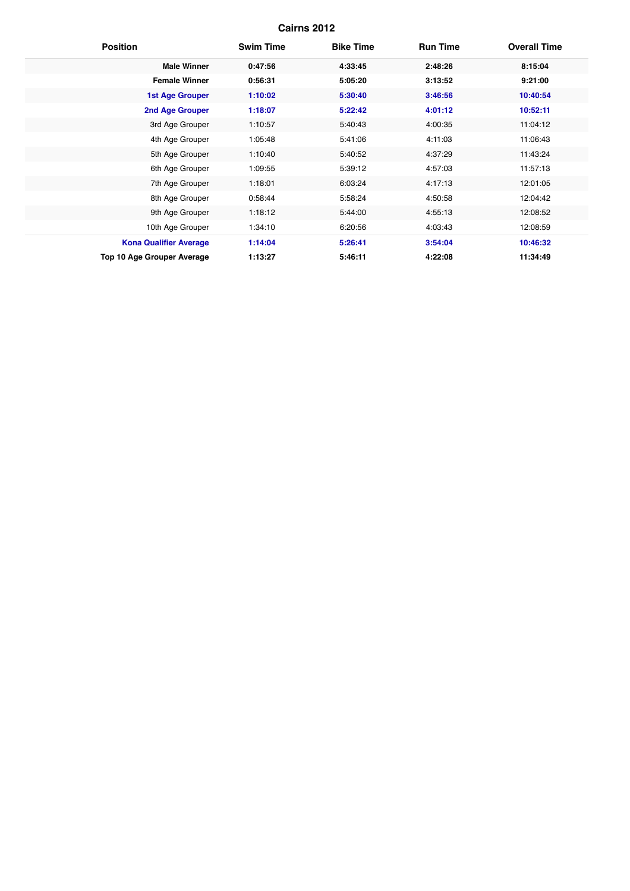## Cairns 2012

| Position | Swim Time | Bike Time | Run Time | Overall Time |
|---|---|---|---|---|
| **Male Winner** | **0:47:56** | **4:33:45** | **2:48:26** | **8:15:04** |
| **Female Winner** | **0:56:31** | **5:05:20** | **3:13:52** | **9:21:00** |
| **1st Age Grouper** | **1:10:02** | **5:30:40** | **3:46:56** | **10:40:54** |
| **2nd Age Grouper** | **1:18:07** | **5:22:42** | **4:01:12** | **10:52:11** |
| 3rd Age Grouper | 1:10:57 | 5:40:43 | 4:00:35 | 11:04:12 |
| 4th Age Grouper | 1:05:48 | 5:41:06 | 4:11:03 | 11:06:43 |
| 5th Age Grouper | 1:10:40 | 5:40:52 | 4:37:29 | 11:43:24 |
| 6th Age Grouper | 1:09:55 | 5:39:12 | 4:57:03 | 11:57:13 |
| 7th Age Grouper | 1:18:01 | 6:03:24 | 4:17:13 | 12:01:05 |
| 8th Age Grouper | 0:58:44 | 5:58:24 | 4:50:58 | 12:04:42 |
| 9th Age Grouper | 1:18:12 | 5:44:00 | 4:55:13 | 12:08:52 |
| 10th Age Grouper | 1:34:10 | 6:20:56 | 4:03:43 | 12:08:59 |
| **Kona Qualifier Average** | **1:14:04** | **5:26:41** | **3:54:04** | **10:46:32** |
| **Top 10 Age Grouper Average** | **1:13:27** | **5:46:11** | **4:22:08** | **11:34:49** |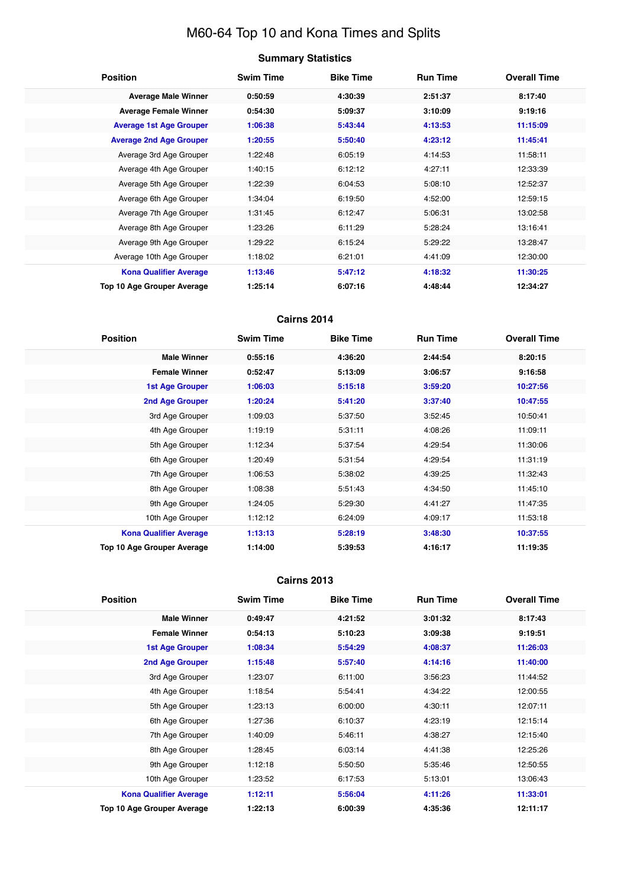# M60-64 Top 10 and Kona Times and Splits

## Summary Statistics

| Position | Swim Time | Bike Time | Run Time | Overall Time |
|---|---|---|---|---|
| **Average Male Winner** | **0:50:59** | **4:30:39** | **2:51:37** | **8:17:40** |
| **Average Female Winner** | **0:54:30** | **5:09:37** | **3:10:09** | **9:19:16** |
| **Average 1st Age Grouper** | **1:06:38** | **5:43:44** | **4:13:53** | **11:15:09** |
| **Average 2nd Age Grouper** | **1:20:55** | **5:50:40** | **4:23:12** | **11:45:41** |
| Average 3rd Age Grouper | 1:22:48 | 6:05:19 | 4:14:53 | 11:58:11 |
| Average 4th Age Grouper | 1:40:15 | 6:12:12 | 4:27:11 | 12:33:39 |
| Average 5th Age Grouper | 1:22:39 | 6:04:53 | 5:08:10 | 12:52:37 |
| Average 6th Age Grouper | 1:34:04 | 6:19:50 | 4:52:00 | 12:59:15 |
| Average 7th Age Grouper | 1:31:45 | 6:12:47 | 5:06:31 | 13:02:58 |
| Average 8th Age Grouper | 1:23:26 | 6:11:29 | 5:28:24 | 13:16:41 |
| Average 9th Age Grouper | 1:29:22 | 6:15:24 | 5:29:22 | 13:28:47 |
| Average 10th Age Grouper | 1:18:02 | 6:21:01 | 4:41:09 | 12:30:00 |
| **Kona Qualifier Average** | **1:13:46** | **5:47:12** | **4:18:32** | **11:30:25** |
| **Top 10 Age Grouper Average** | **1:25:14** | **6:07:16** | **4:48:44** | **12:34:27** |

## Cairns 2014

| Position | Swim Time | Bike Time | Run Time | Overall Time |
|---|---|---|---|---|
| **Male Winner** | **0:55:16** | **4:36:20** | **2:44:54** | **8:20:15** |
| **Female Winner** | **0:52:47** | **5:13:09** | **3:06:57** | **9:16:58** |
| **1st Age Grouper** | **1:06:03** | **5:15:18** | **3:59:20** | **10:27:56** |
| **2nd Age Grouper** | **1:20:24** | **5:41:20** | **3:37:40** | **10:47:55** |
| 3rd Age Grouper | 1:09:03 | 5:37:50 | 3:52:45 | 10:50:41 |
| 4th Age Grouper | 1:19:19 | 5:31:11 | 4:08:26 | 11:09:11 |
| 5th Age Grouper | 1:12:34 | 5:37:54 | 4:29:54 | 11:30:06 |
| 6th Age Grouper | 1:20:49 | 5:31:54 | 4:29:54 | 11:31:19 |
| 7th Age Grouper | 1:06:53 | 5:38:02 | 4:39:25 | 11:32:43 |
| 8th Age Grouper | 1:08:38 | 5:51:43 | 4:34:50 | 11:45:10 |
| 9th Age Grouper | 1:24:05 | 5:29:30 | 4:41:27 | 11:47:35 |
| 10th Age Grouper | 1:12:12 | 6:24:09 | 4:09:17 | 11:53:18 |
| **Kona Qualifier Average** | **1:13:13** | **5:28:19** | **3:48:30** | **10:37:55** |
| **Top 10 Age Grouper Average** | **1:14:00** | **5:39:53** | **4:16:17** | **11:19:35** |

## Cairns 2013

| Position | Swim Time | Bike Time | Run Time | Overall Time |
|---|---|---|---|---|
| **Male Winner** | **0:49:47** | **4:21:52** | **3:01:32** | **8:17:43** |
| **Female Winner** | **0:54:13** | **5:10:23** | **3:09:38** | **9:19:51** |
| **1st Age Grouper** | **1:08:34** | **5:54:29** | **4:08:37** | **11:26:03** |
| **2nd Age Grouper** | **1:15:48** | **5:57:40** | **4:14:16** | **11:40:00** |
| 3rd Age Grouper | 1:23:07 | 6:11:00 | 3:56:23 | 11:44:52 |
| 4th Age Grouper | 1:18:54 | 5:54:41 | 4:34:22 | 12:00:55 |
| 5th Age Grouper | 1:23:13 | 6:00:00 | 4:30:11 | 12:07:11 |
| 6th Age Grouper | 1:27:36 | 6:10:37 | 4:23:19 | 12:15:14 |
| 7th Age Grouper | 1:40:09 | 5:46:11 | 4:38:27 | 12:15:40 |
| 8th Age Grouper | 1:28:45 | 6:03:14 | 4:41:38 | 12:25:26 |
| 9th Age Grouper | 1:12:18 | 5:50:50 | 5:35:46 | 12:50:55 |
| 10th Age Grouper | 1:23:52 | 6:17:53 | 5:13:01 | 13:06:43 |
| **Kona Qualifier Average** | **1:12:11** | **5:56:04** | **4:11:26** | **11:33:01** |
| **Top 10 Age Grouper Average** | **1:22:13** | **6:00:39** | **4:35:36** | **12:11:17** |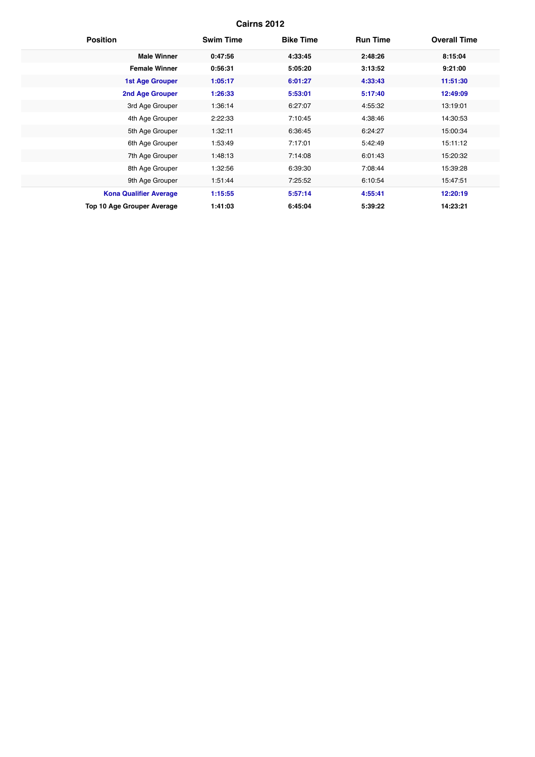## Cairns 2012

| Position | Swim Time | Bike Time | Run Time | Overall Time |
|---|---|---|---|---|
| **Male Winner** | **0:47:56** | **4:33:45** | **2:48:26** | **8:15:04** |
| **Female Winner** | **0:56:31** | **5:05:20** | **3:13:52** | **9:21:00** |
| **1st Age Grouper** | **1:05:17** | **6:01:27** | **4:33:43** | **11:51:30** |
| **2nd Age Grouper** | **1:26:33** | **5:53:01** | **5:17:40** | **12:49:09** |
| 3rd Age Grouper | 1:36:14 | 6:27:07 | 4:55:32 | 13:19:01 |
| 4th Age Grouper | 2:22:33 | 7:10:45 | 4:38:46 | 14:30:53 |
| 5th Age Grouper | 1:32:11 | 6:36:45 | 6:24:27 | 15:00:34 |
| 6th Age Grouper | 1:53:49 | 7:17:01 | 5:42:49 | 15:11:12 |
| 7th Age Grouper | 1:48:13 | 7:14:08 | 6:01:43 | 15:20:32 |
| 8th Age Grouper | 1:32:56 | 6:39:30 | 7:08:44 | 15:39:28 |
| 9th Age Grouper | 1:51:44 | 7:25:52 | 6:10:54 | 15:47:51 |
| **Kona Qualifier Average** | **1:15:55** | **5:57:14** | **4:55:41** | **12:20:19** |
| **Top 10 Age Grouper Average** | **1:41:03** | **6:45:04** | **5:39:22** | **14:23:21** |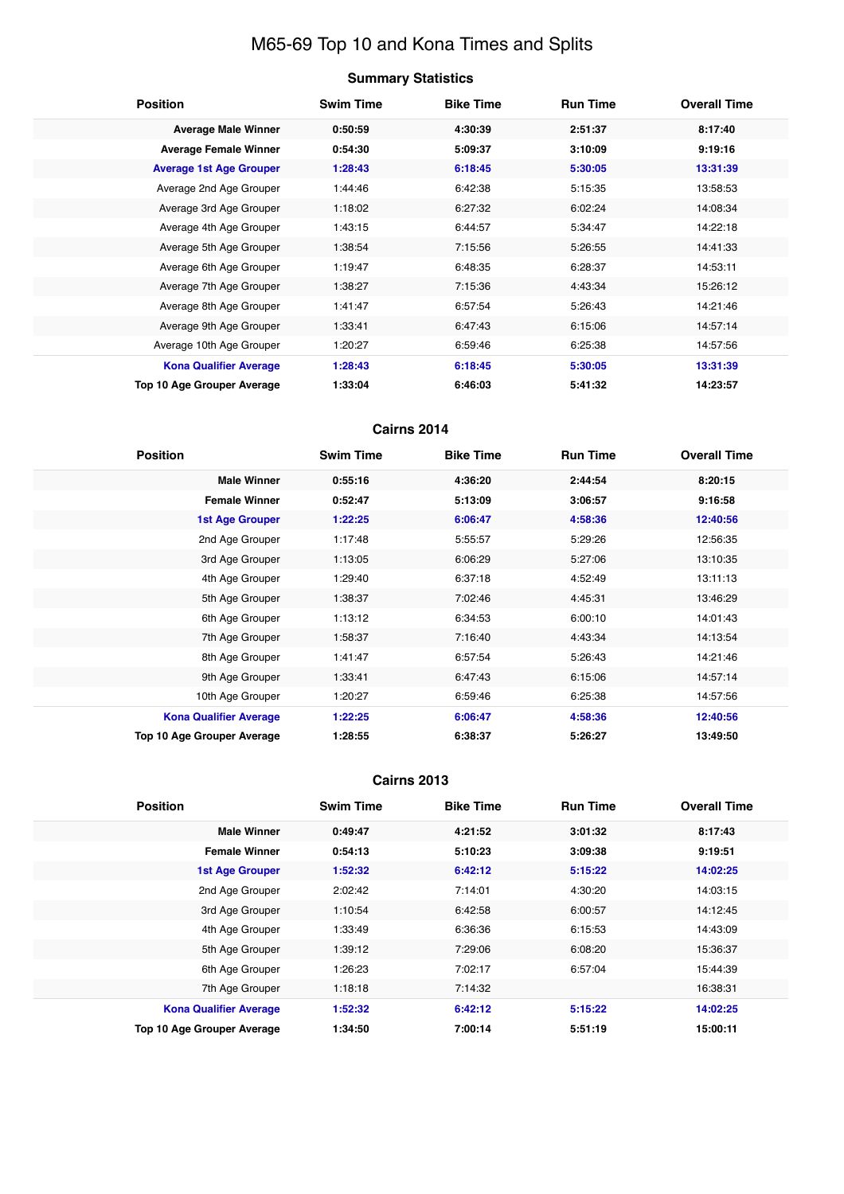# M65-69 Top 10 and Kona Times and Splits

## Summary Statistics

| Position | Swim Time | Bike Time | Run Time | Overall Time |
|---|---|---|---|---|
| **Average Male Winner** | **0:50:59** | **4:30:39** | **2:51:37** | **8:17:40** |
| **Average Female Winner** | **0:54:30** | **5:09:37** | **3:10:09** | **9:19:16** |
| **Average 1st Age Grouper** | **1:28:43** | **6:18:45** | **5:30:05** | **13:31:39** |
| Average 2nd Age Grouper | 1:44:46 | 6:42:38 | 5:15:35 | 13:58:53 |
| Average 3rd Age Grouper | 1:18:02 | 6:27:32 | 6:02:24 | 14:08:34 |
| Average 4th Age Grouper | 1:43:15 | 6:44:57 | 5:34:47 | 14:22:18 |
| Average 5th Age Grouper | 1:38:54 | 7:15:56 | 5:26:55 | 14:41:33 |
| Average 6th Age Grouper | 1:19:47 | 6:48:35 | 6:28:37 | 14:53:11 |
| Average 7th Age Grouper | 1:38:27 | 7:15:36 | 4:43:34 | 15:26:12 |
| Average 8th Age Grouper | 1:41:47 | 6:57:54 | 5:26:43 | 14:21:46 |
| Average 9th Age Grouper | 1:33:41 | 6:47:43 | 6:15:06 | 14:57:14 |
| Average 10th Age Grouper | 1:20:27 | 6:59:46 | 6:25:38 | 14:57:56 |
| **Kona Qualifier Average** | **1:28:43** | **6:18:45** | **5:30:05** | **13:31:39** |
| **Top 10 Age Grouper Average** | **1:33:04** | **6:46:03** | **5:41:32** | **14:23:57** |

## Cairns 2014

| Position | Swim Time | Bike Time | Run Time | Overall Time |
|---|---|---|---|---|
| **Male Winner** | **0:55:16** | **4:36:20** | **2:44:54** | **8:20:15** |
| **Female Winner** | **0:52:47** | **5:13:09** | **3:06:57** | **9:16:58** |
| **1st Age Grouper** | **1:22:25** | **6:06:47** | **4:58:36** | **12:40:56** |
| 2nd Age Grouper | 1:17:48 | 5:55:57 | 5:29:26 | 12:56:35 |
| 3rd Age Grouper | 1:13:05 | 6:06:29 | 5:27:06 | 13:10:35 |
| 4th Age Grouper | 1:29:40 | 6:37:18 | 4:52:49 | 13:11:13 |
| 5th Age Grouper | 1:38:37 | 7:02:46 | 4:45:31 | 13:46:29 |
| 6th Age Grouper | 1:13:12 | 6:34:53 | 6:00:10 | 14:01:43 |
| 7th Age Grouper | 1:58:37 | 7:16:40 | 4:43:34 | 14:13:54 |
| 8th Age Grouper | 1:41:47 | 6:57:54 | 5:26:43 | 14:21:46 |
| 9th Age Grouper | 1:33:41 | 6:47:43 | 6:15:06 | 14:57:14 |
| 10th Age Grouper | 1:20:27 | 6:59:46 | 6:25:38 | 14:57:56 |
| **Kona Qualifier Average** | **1:22:25** | **6:06:47** | **4:58:36** | **12:40:56** |
| **Top 10 Age Grouper Average** | **1:28:55** | **6:38:37** | **5:26:27** | **13:49:50** |

## Cairns 2013

| Position | Swim Time | Bike Time | Run Time | Overall Time |
|---|---|---|---|---|
| **Male Winner** | **0:49:47** | **4:21:52** | **3:01:32** | **8:17:43** |
| **Female Winner** | **0:54:13** | **5:10:23** | **3:09:38** | **9:19:51** |
| **1st Age Grouper** | **1:52:32** | **6:42:12** | **5:15:22** | **14:02:25** |
| 2nd Age Grouper | 2:02:42 | 7:14:01 | 4:30:20 | 14:03:15 |
| 3rd Age Grouper | 1:10:54 | 6:42:58 | 6:00:57 | 14:12:45 |
| 4th Age Grouper | 1:33:49 | 6:36:36 | 6:15:53 | 14:43:09 |
| 5th Age Grouper | 1:39:12 | 7:29:06 | 6:08:20 | 15:36:37 |
| 6th Age Grouper | 1:26:23 | 7:02:17 | 6:57:04 | 15:44:39 |
| 7th Age Grouper | 1:18:18 | 7:14:32 | | 16:38:31 |
| **Kona Qualifier Average** | **1:52:32** | **6:42:12** | **5:15:22** | **14:02:25** |
| **Top 10 Age Grouper Average** | **1:34:50** | **7:00:14** | **5:51:19** | **15:00:11** |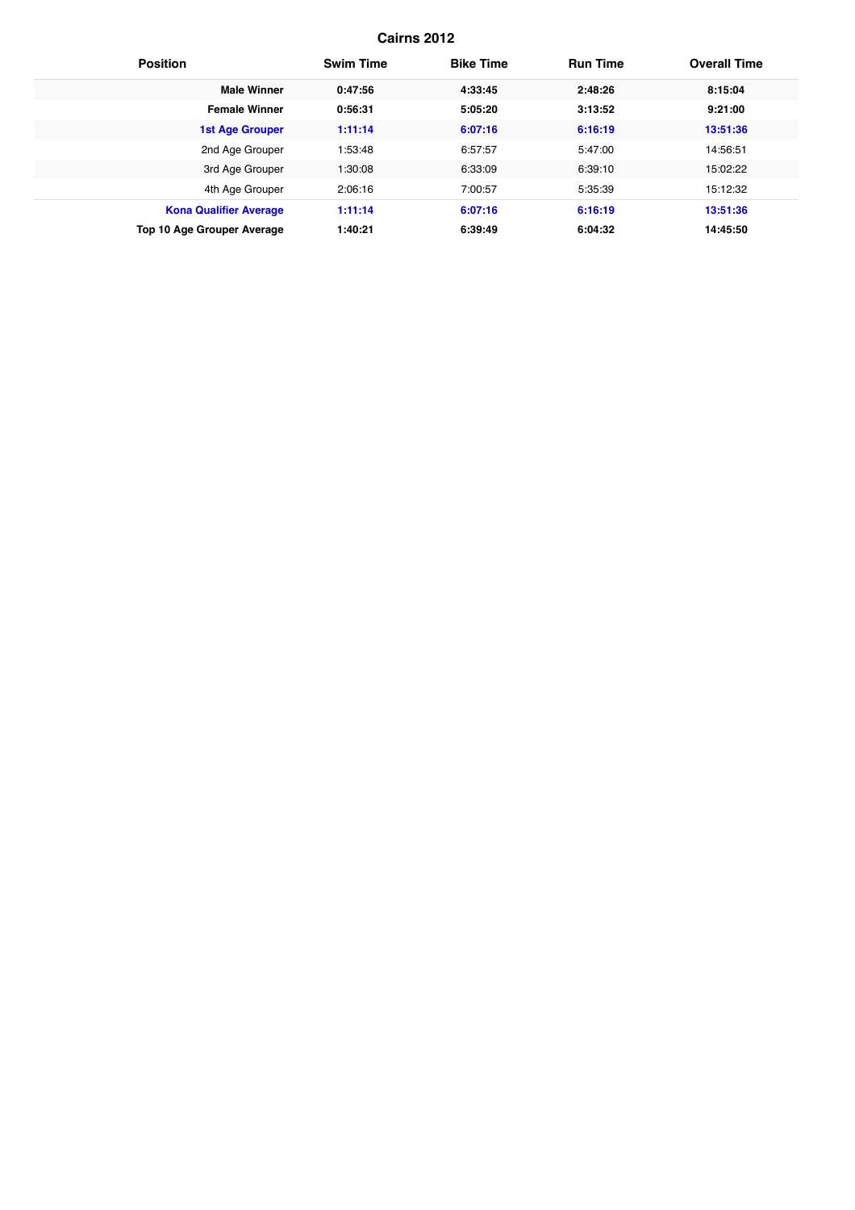## Cairns 2012

| Position | Swim Time | Bike Time | Run Time | Overall Time |
|---|---|---|---|---|
| **Male Winner** | **0:47:56** | **4:33:45** | **2:48:26** | **8:15:04** |
| **Female Winner** | **0:56:31** | **5:05:20** | **3:13:52** | **9:21:00** |
| **1st Age Grouper** | **1:11:14** | **6:07:16** | **6:16:19** | **13:51:36** |
| 2nd Age Grouper | 1:53:48 | 6:57:57 | 5:47:00 | 14:56:51 |
| 3rd Age Grouper | 1:30:08 | 6:33:09 | 6:39:10 | 15:02:22 |
| 4th Age Grouper | 2:06:16 | 7:00:57 | 5:35:39 | 15:12:32 |
| **Kona Qualifier Average** | **1:11:14** | **6:07:16** | **6:16:19** | **13:51:36** |
| **Top 10 Age Grouper Average** | **1:40:21** | **6:39:49** | **6:04:32** | **14:45:50** |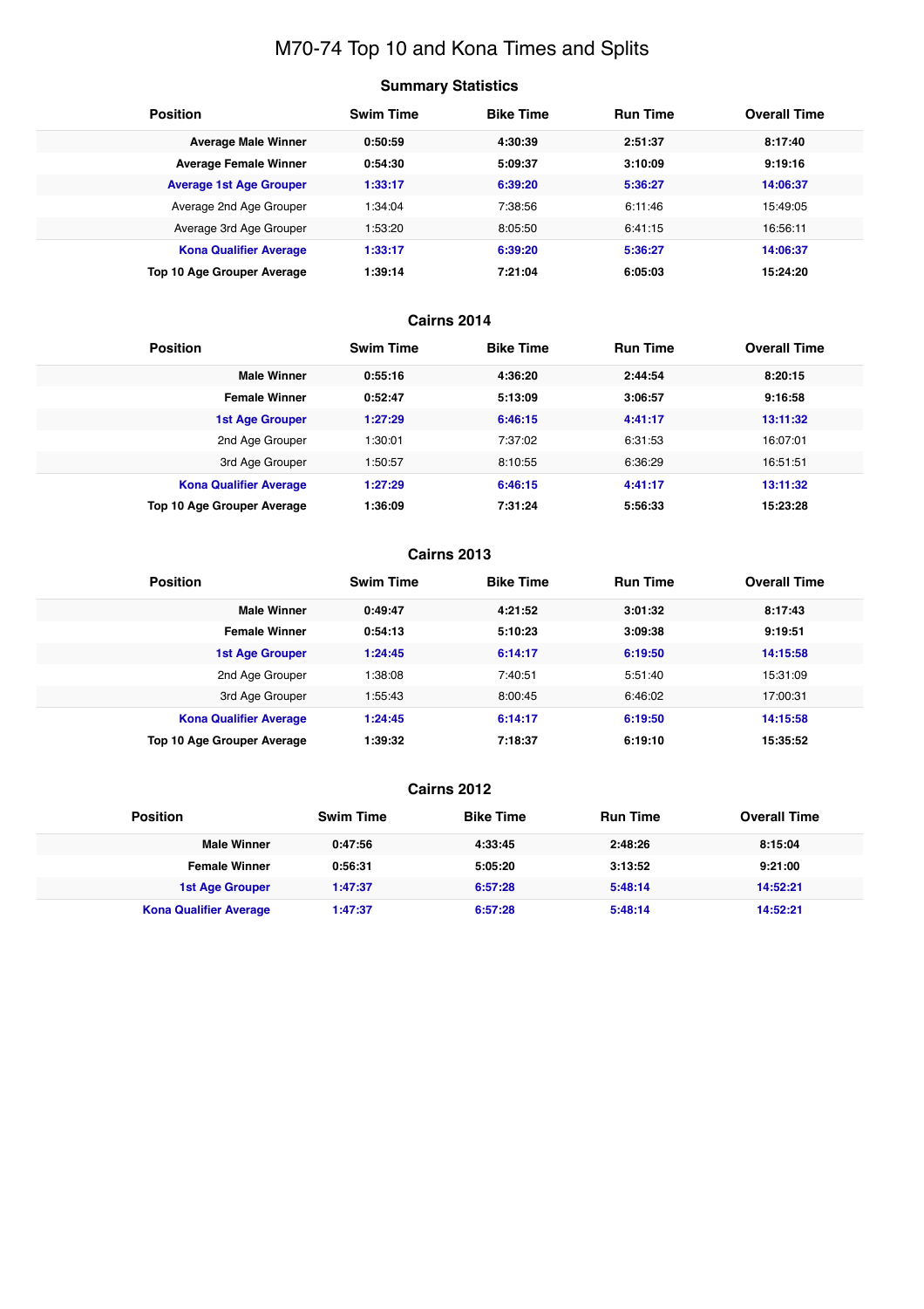# M70-74 Top 10 and Kona Times and Splits

## Summary Statistics

| Position | Swim Time | Bike Time | Run Time | Overall Time |
|---|---|---|---|---|
| **Average Male Winner** | **0:50:59** | **4:30:39** | **2:51:37** | **8:17:40** |
| **Average Female Winner** | **0:54:30** | **5:09:37** | **3:10:09** | **9:19:16** |
| **Average 1st Age Grouper** | **1:33:17** | **6:39:20** | **5:36:27** | **14:06:37** |
| Average 2nd Age Grouper | 1:34:04 | 7:38:56 | 6:11:46 | 15:49:05 |
| Average 3rd Age Grouper | 1:53:20 | 8:05:50 | 6:41:15 | 16:56:11 |
| **Kona Qualifier Average** | **1:33:17** | **6:39:20** | **5:36:27** | **14:06:37** |
| **Top 10 Age Grouper Average** | **1:39:14** | **7:21:04** | **6:05:03** | **15:24:20** |

## Cairns 2014

| Position | Swim Time | Bike Time | Run Time | Overall Time |
|---|---|---|---|---|
| **Male Winner** | **0:55:16** | **4:36:20** | **2:44:54** | **8:20:15** |
| **Female Winner** | **0:52:47** | **5:13:09** | **3:06:57** | **9:16:58** |
| **1st Age Grouper** | **1:27:29** | **6:46:15** | **4:41:17** | **13:11:32** |
| 2nd Age Grouper | 1:30:01 | 7:37:02 | 6:31:53 | 16:07:01 |
| 3rd Age Grouper | 1:50:57 | 8:10:55 | 6:36:29 | 16:51:51 |
| **Kona Qualifier Average** | **1:27:29** | **6:46:15** | **4:41:17** | **13:11:32** |
| **Top 10 Age Grouper Average** | **1:36:09** | **7:31:24** | **5:56:33** | **15:23:28** |

## Cairns 2013

| Position | Swim Time | Bike Time | Run Time | Overall Time |
|---|---|---|---|---|
| **Male Winner** | **0:49:47** | **4:21:52** | **3:01:32** | **8:17:43** |
| **Female Winner** | **0:54:13** | **5:10:23** | **3:09:38** | **9:19:51** |
| **1st Age Grouper** | **1:24:45** | **6:14:17** | **6:19:50** | **14:15:58** |
| 2nd Age Grouper | 1:38:08 | 7:40:51 | 5:51:40 | 15:31:09 |
| 3rd Age Grouper | 1:55:43 | 8:00:45 | 6:46:02 | 17:00:31 |
| **Kona Qualifier Average** | **1:24:45** | **6:14:17** | **6:19:50** | **14:15:58** |
| **Top 10 Age Grouper Average** | **1:39:32** | **7:18:37** | **6:19:10** | **15:35:52** |

## Cairns 2012

| Position | Swim Time | Bike Time | Run Time | Overall Time |
|---|---|---|---|---|
| **Male Winner** | **0:47:56** | **4:33:45** | **2:48:26** | **8:15:04** |
| **Female Winner** | **0:56:31** | **5:05:20** | **3:13:52** | **9:21:00** |
| **1st Age Grouper** | **1:47:37** | **6:57:28** | **5:48:14** | **14:52:21** |
| **Kona Qualifier Average** | **1:47:37** | **6:57:28** | **5:48:14** | **14:52:21** |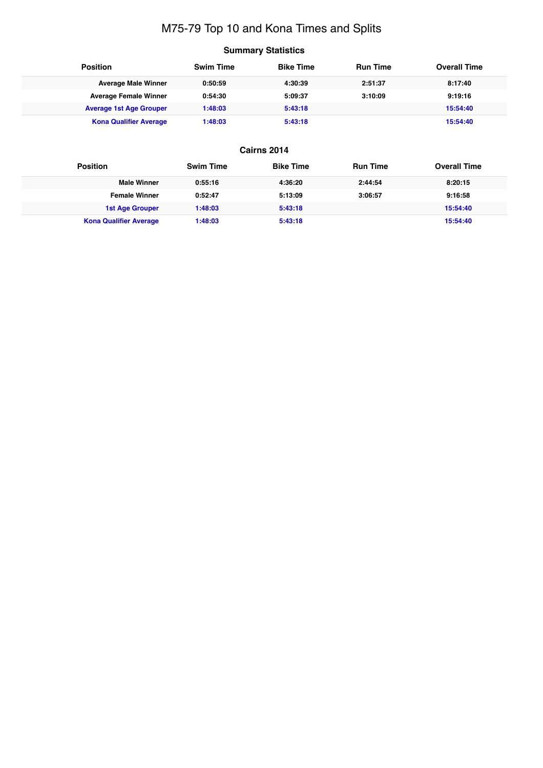# M75-79 Top 10 and Kona Times and Splits

## Summary Statistics

| Position | Swim Time | Bike Time | Run Time | Overall Time |
|---|---|---|---|---|
| Average Male Winner | 0:50:59 | 4:30:39 | 2:51:37 | 8:17:40 |
| Average Female Winner | 0:54:30 | 5:09:37 | 3:10:09 | 9:19:16 |
| Average 1st Age Grouper | 1:48:03 | 5:43:18 | | 15:54:40 |
| Kona Qualifier Average | 1:48:03 | 5:43:18 | | 15:54:40 |

## Cairns 2014

| Position | Swim Time | Bike Time | Run Time | Overall Time |
|---|---|---|---|---|
| Male Winner | 0:55:16 | 4:36:20 | 2:44:54 | 8:20:15 |
| Female Winner | 0:52:47 | 5:13:09 | 3:06:57 | 9:16:58 |
| 1st Age Grouper | 1:48:03 | 5:43:18 | | 15:54:40 |
| Kona Qualifier Average | 1:48:03 | 5:43:18 | | 15:54:40 |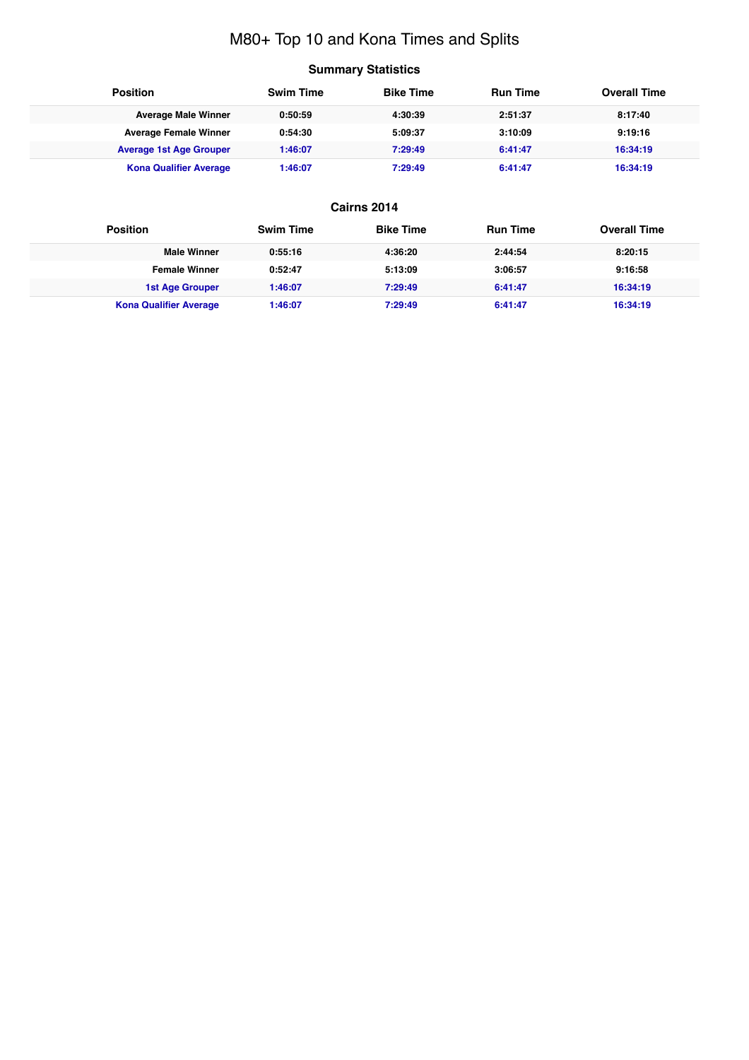# M80+ Top 10 and Kona Times and Splits

## Summary Statistics

| Position | Swim Time | Bike Time | Run Time | Overall Time |
|---|---|---|---|---|
| **Average Male Winner** | **0:50:59** | **4:30:39** | **2:51:37** | **8:17:40** |
| **Average Female Winner** | **0:54:30** | **5:09:37** | **3:10:09** | **9:19:16** |
| **Average 1st Age Grouper** | **1:46:07** | **7:29:49** | **6:41:47** | **16:34:19** |
| **Kona Qualifier Average** | **1:46:07** | **7:29:49** | **6:41:47** | **16:34:19** |

## Cairns 2014

| Position | Swim Time | Bike Time | Run Time | Overall Time |
|---|---|---|---|---|
| **Male Winner** | **0:55:16** | **4:36:20** | **2:44:54** | **8:20:15** |
| **Female Winner** | **0:52:47** | **5:13:09** | **3:06:57** | **9:16:58** |
| **1st Age Grouper** | **1:46:07** | **7:29:49** | **6:41:47** | **16:34:19** |
| **Kona Qualifier Average** | **1:46:07** | **7:29:49** | **6:41:47** | **16:34:19** |